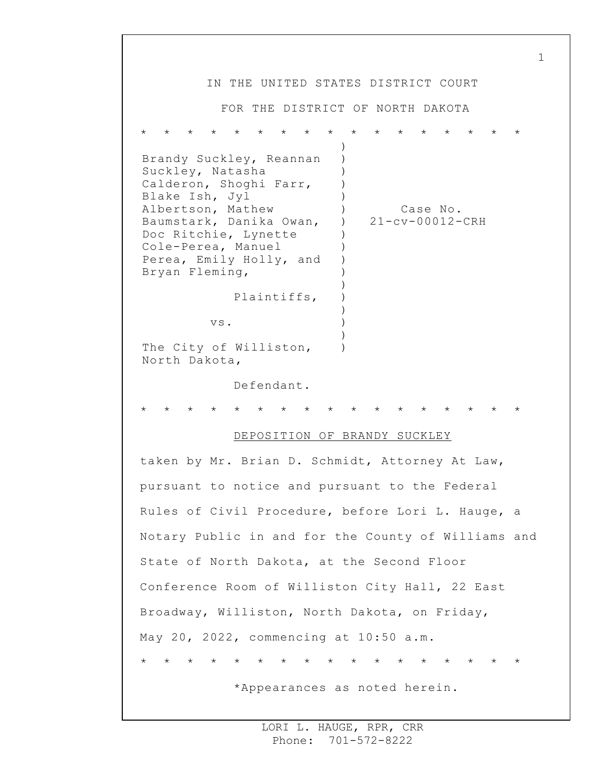IN THE UNITED STATES DISTRICT COURT

FOR THE DISTRICT OF NORTH DAKOTA

* * * * * * * * * * * * * * * * *

| | | |
|---|---|---|
| Brandy Suckley, Reannan Suckley, Natasha Calderon, Shoghi Farr, Blake Ish, Jyl Albertson, Mathew Baumstark, Danika Owan, Doc Ritchie, Lynette Cole-Perea, Manuel Perea, Emily Holly, and Bryan Fleming, | ) | Case No. 21-cv-00012-CRH |
| Plaintiffs, | ) | |
| vs. | ) | |
| The City of Williston, North Dakota, | ) | |
| Defendant. | | |

* * * * * * * * * * * * * * * * *

<u>DEPOSITION OF BRANDY SUCKLEY</u>

taken by Mr. Brian D. Schmidt, Attorney At Law, pursuant to notice and pursuant to the Federal Rules of Civil Procedure, before Lori L. Hauge, a Notary Public in and for the County of Williams and State of North Dakota, at the Second Floor Conference Room of Williston City Hall, 22 East Broadway, Williston, North Dakota, on Friday, May 20, 2022, commencing at 10:50 a.m.

* * * * * * * * * * * * * * * * *

*Appearances as noted herein.

LORI L. HAUGE, RPR, CRR
Phone: 701-572-8222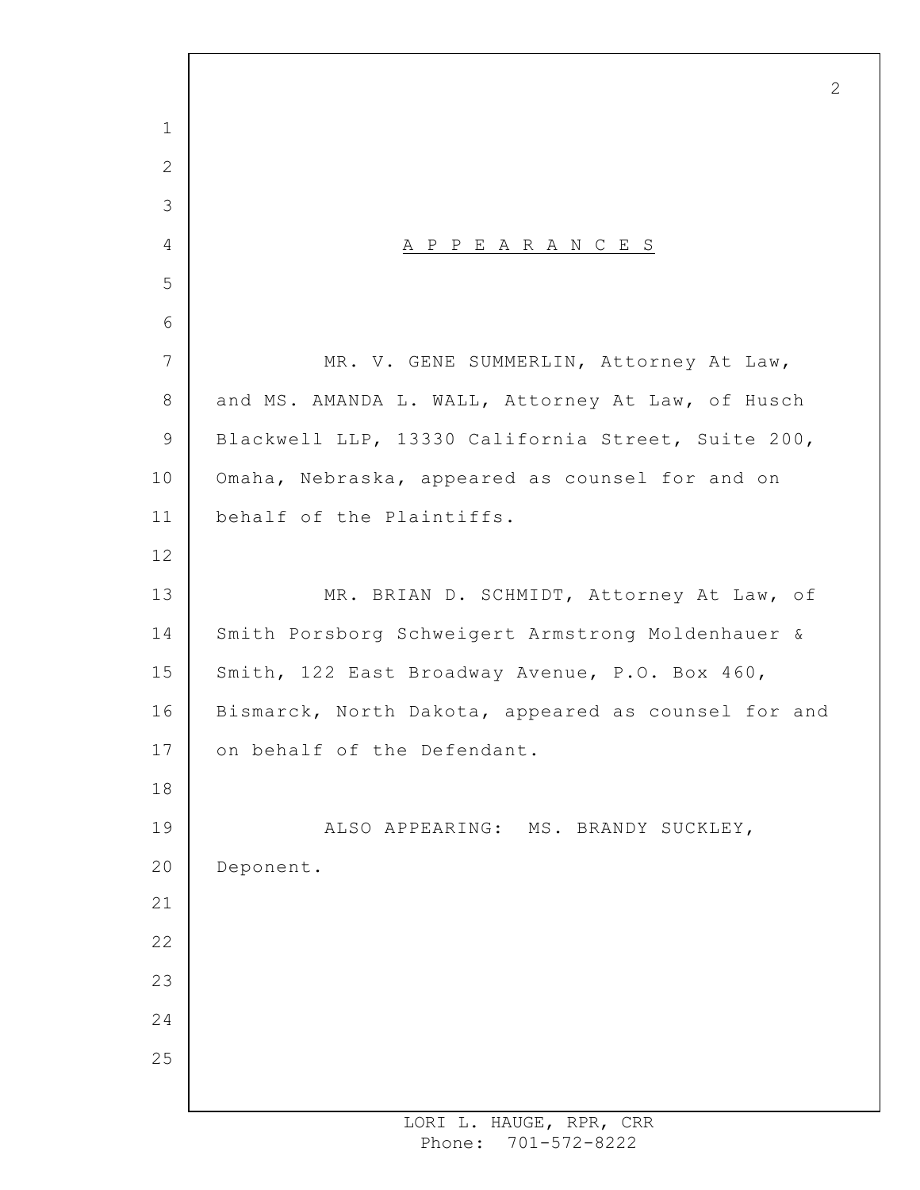# A P P E A R A N C E S

MR. V. GENE SUMMERLIN, Attorney At Law, and MS. AMANDA L. WALL, Attorney At Law, of Husch Blackwell LLP, 13330 California Street, Suite 200, Omaha, Nebraska, appeared as counsel for and on behalf of the Plaintiffs.

MR. BRIAN D. SCHMIDT, Attorney At Law, of Smith Porsborg Schweigert Armstrong Moldenhauer & Smith, 122 East Broadway Avenue, P.O. Box 460, Bismarck, North Dakota, appeared as counsel for and on behalf of the Defendant.

ALSO APPEARING: MS. BRANDY SUCKLEY, Deponent.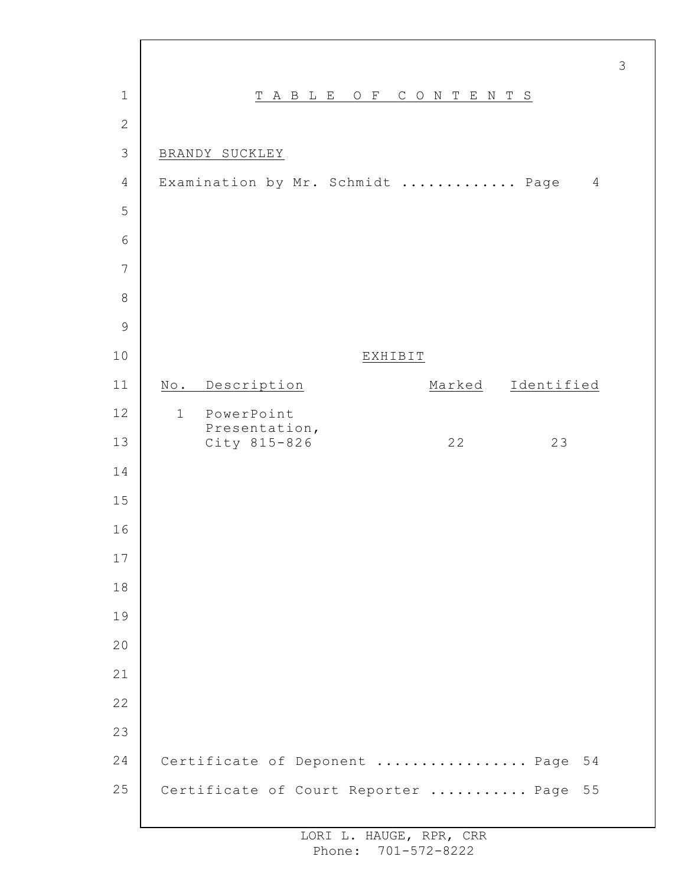# TABLE OF CONTENTS

BRANDY SUCKLEY

Examination by Mr. Schmidt ............. Page 4

EXHIBIT

| No. | Description | Marked | Identified |
|---|---|---|---|
| 1 | PowerPoint Presentation, City 815-826 | 22 | 23 |

Certificate of Deponent ................ Page 54

Certificate of Court Reporter ........... Page 55

LORI L. HAUGE, RPR, CRR
Phone: 701-572-8222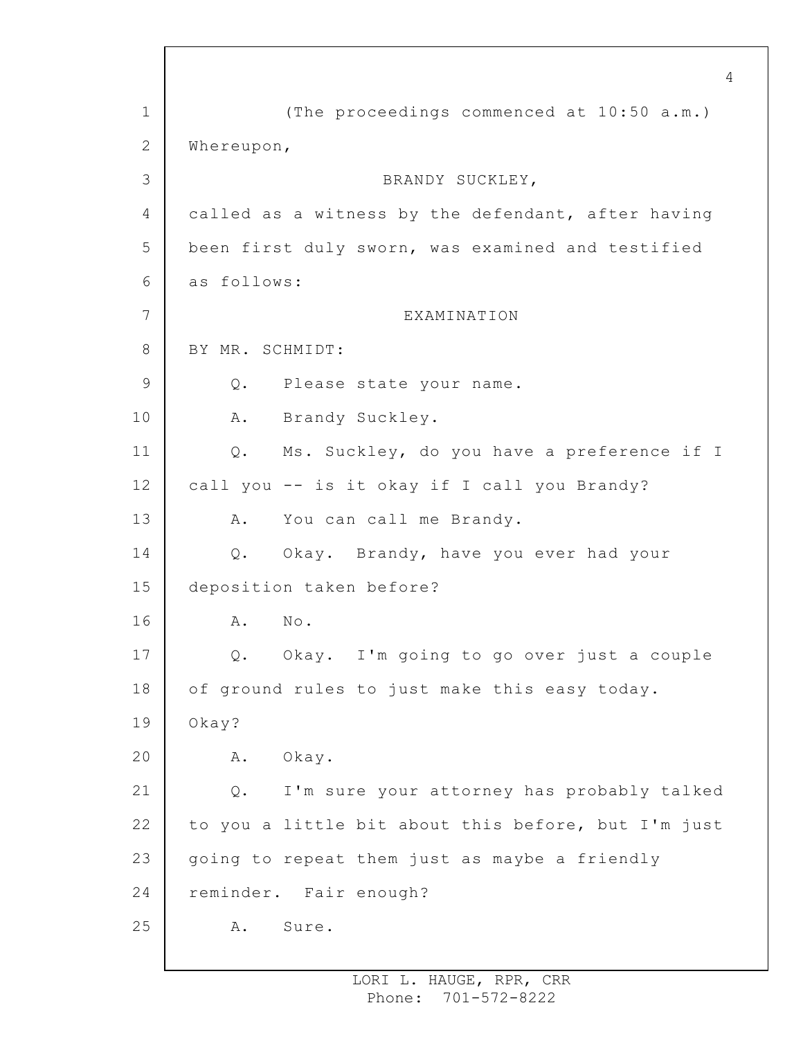(The proceedings commenced at 10:50 a.m.)

Whereupon,

BRANDY SUCKLEY,

called as a witness by the defendant, after having been first duly sworn, was examined and testified as follows:

EXAMINATION

BY MR. SCHMIDT:

Q. Please state your name.

A. Brandy Suckley.

Q. Ms. Suckley, do you have a preference if I call you -- is it okay if I call you Brandy?

A. You can call me Brandy.

Q. Okay. Brandy, have you ever had your deposition taken before?

A. No.

Q. Okay. I'm going to go over just a couple of ground rules to just make this easy today. Okay?

A. Okay.

Q. I'm sure your attorney has probably talked to you a little bit about this before, but I'm just going to repeat them just as maybe a friendly reminder. Fair enough?

A. Sure.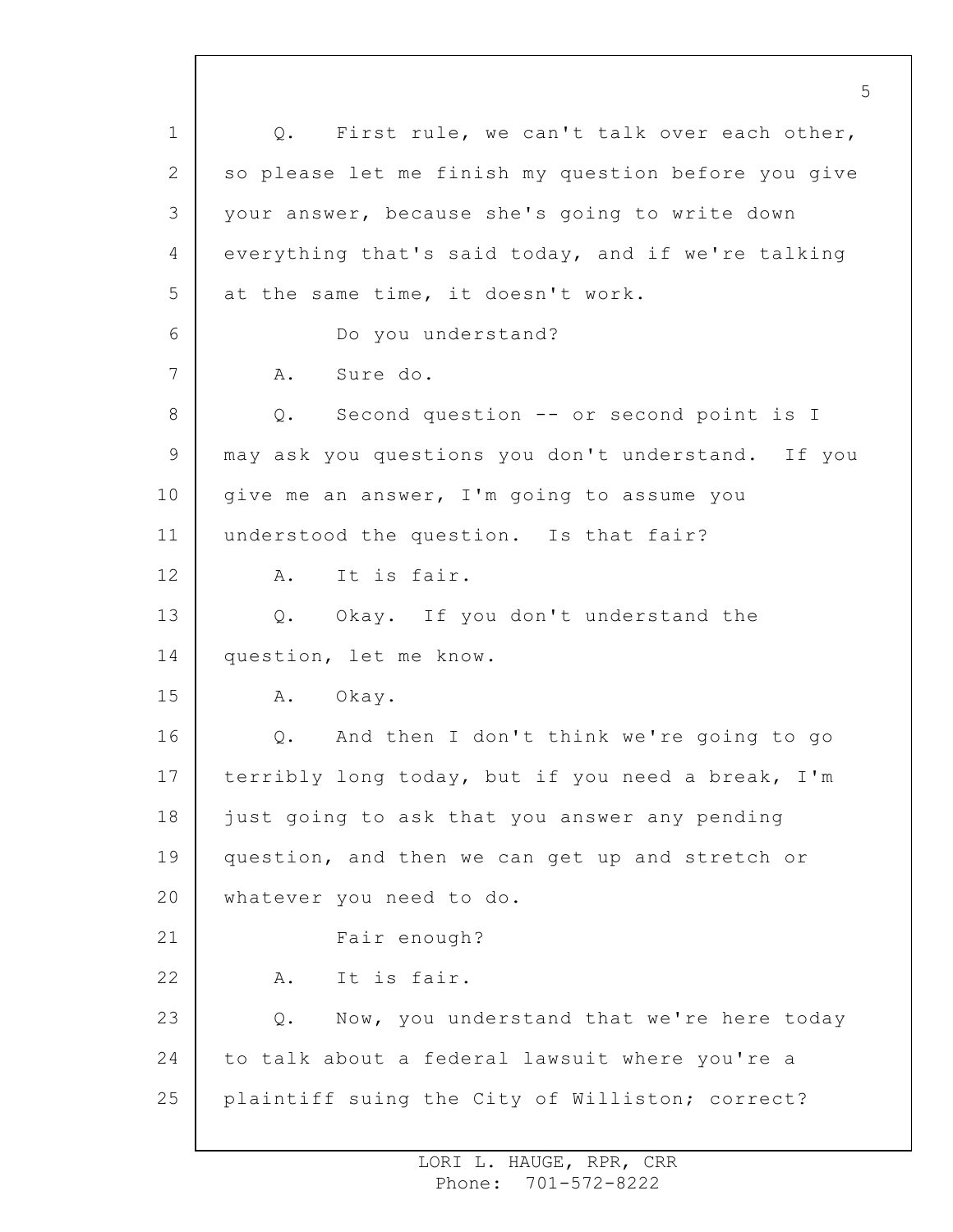Q. First rule, we can't talk over each other, so please let me finish my question before you give your answer, because she's going to write down everything that's said today, and if we're talking at the same time, it doesn't work.

Do you understand?

A. Sure do.

Q. Second question -- or second point is I may ask you questions you don't understand. If you give me an answer, I'm going to assume you understood the question. Is that fair?

A. It is fair.

Q. Okay. If you don't understand the question, let me know.

A. Okay.

Q. And then I don't think we're going to go terribly long today, but if you need a break, I'm just going to ask that you answer any pending question, and then we can get up and stretch or whatever you need to do.

Fair enough?

A. It is fair.

Q. Now, you understand that we're here today to talk about a federal lawsuit where you're a plaintiff suing the City of Williston; correct?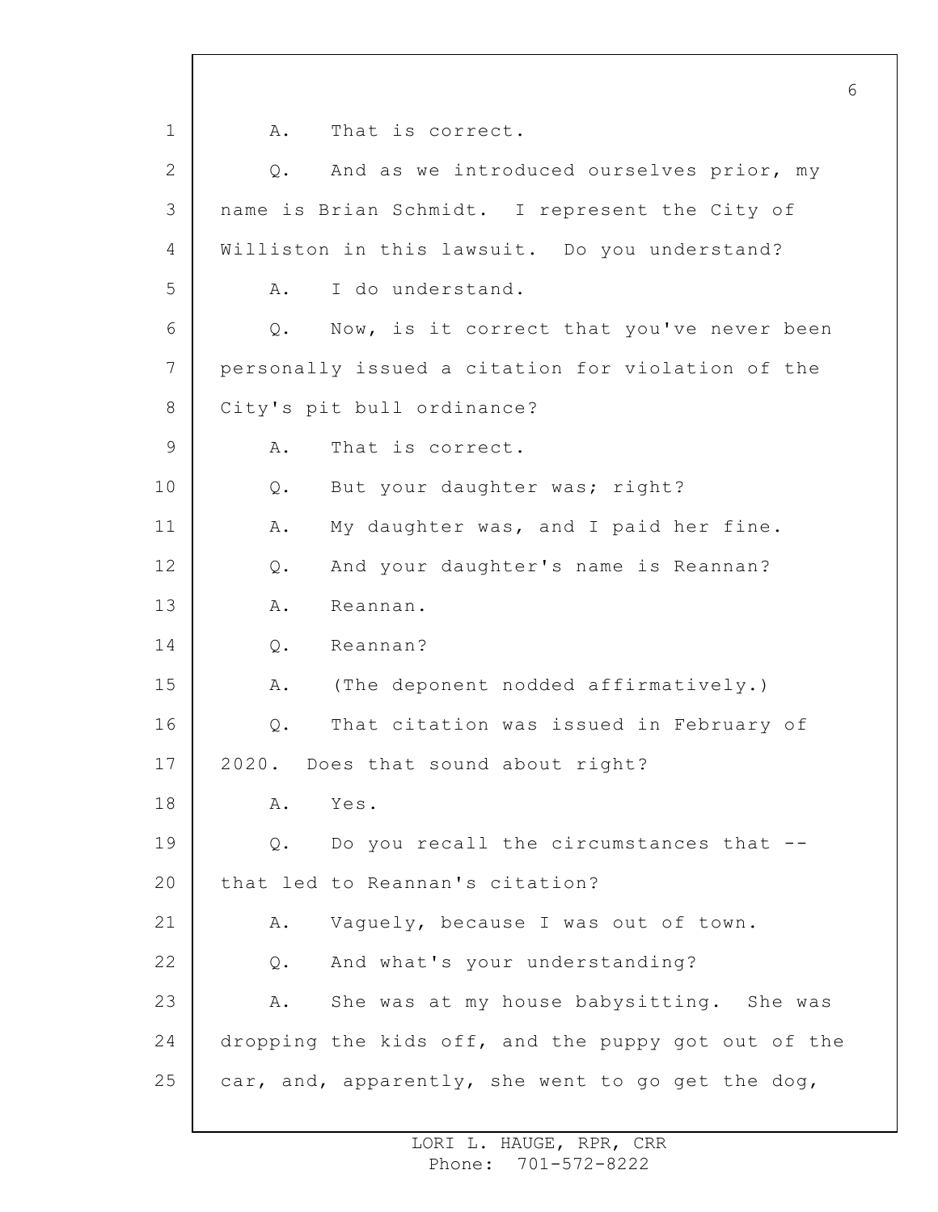1 A. That is correct.

2 Q. And as we introduced ourselves prior, my

3 name is Brian Schmidt. I represent the City of

4 Williston in this lawsuit. Do you understand?

5 A. I do understand.

6 Q. Now, is it correct that you've never been

7 personally issued a citation for violation of the

8 City's pit bull ordinance?

9 A. That is correct.

10 Q. But your daughter was; right?

11 A. My daughter was, and I paid her fine.

12 Q. And your daughter's name is Reannan?

13 A. Reannan.

14 Q. Reannan?

15 A. (The deponent nodded affirmatively.)

16 Q. That citation was issued in February of

17 2020. Does that sound about right?

18 A. Yes.

19 Q. Do you recall the circumstances that --

20 that led to Reannan's citation?

21 A. Vaguely, because I was out of town.

22 Q. And what's your understanding?

23 A. She was at my house babysitting. She was

24 dropping the kids off, and the puppy got out of the

25 car, and, apparently, she went to go get the dog,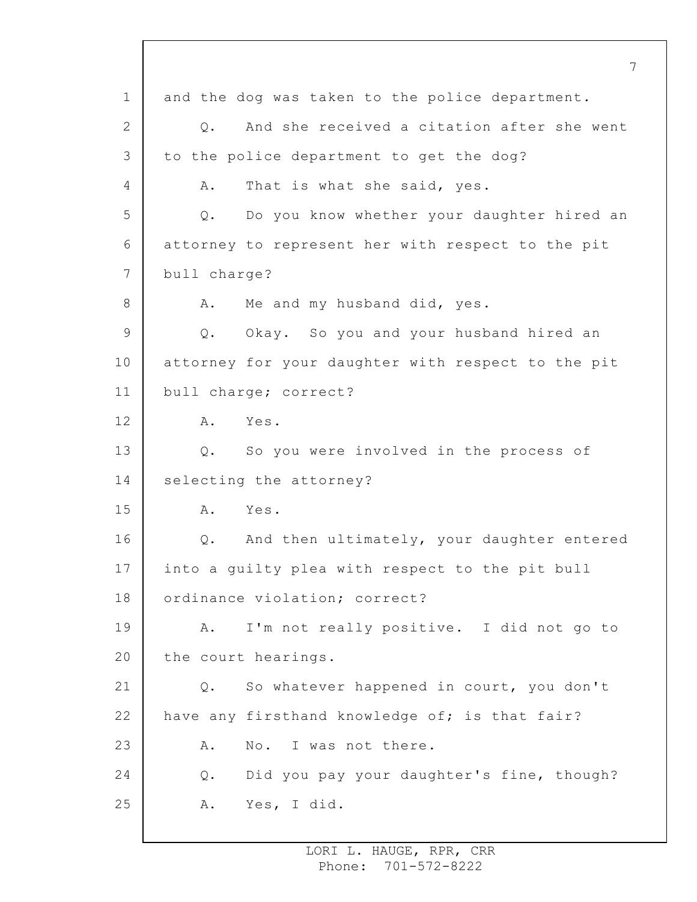and the dog was taken to the police department.

Q. And she received a citation after she went to the police department to get the dog?

A. That is what she said, yes.

Q. Do you know whether your daughter hired an attorney to represent her with respect to the pit bull charge?

A. Me and my husband did, yes.

Q. Okay. So you and your husband hired an attorney for your daughter with respect to the pit bull charge; correct?

A. Yes.

Q. So you were involved in the process of selecting the attorney?

A. Yes.

Q. And then ultimately, your daughter entered into a guilty plea with respect to the pit bull ordinance violation; correct?

A. I'm not really positive. I did not go to the court hearings.

Q. So whatever happened in court, you don't have any firsthand knowledge of; is that fair?

A. No. I was not there.

Q. Did you pay your daughter's fine, though?

A. Yes, I did.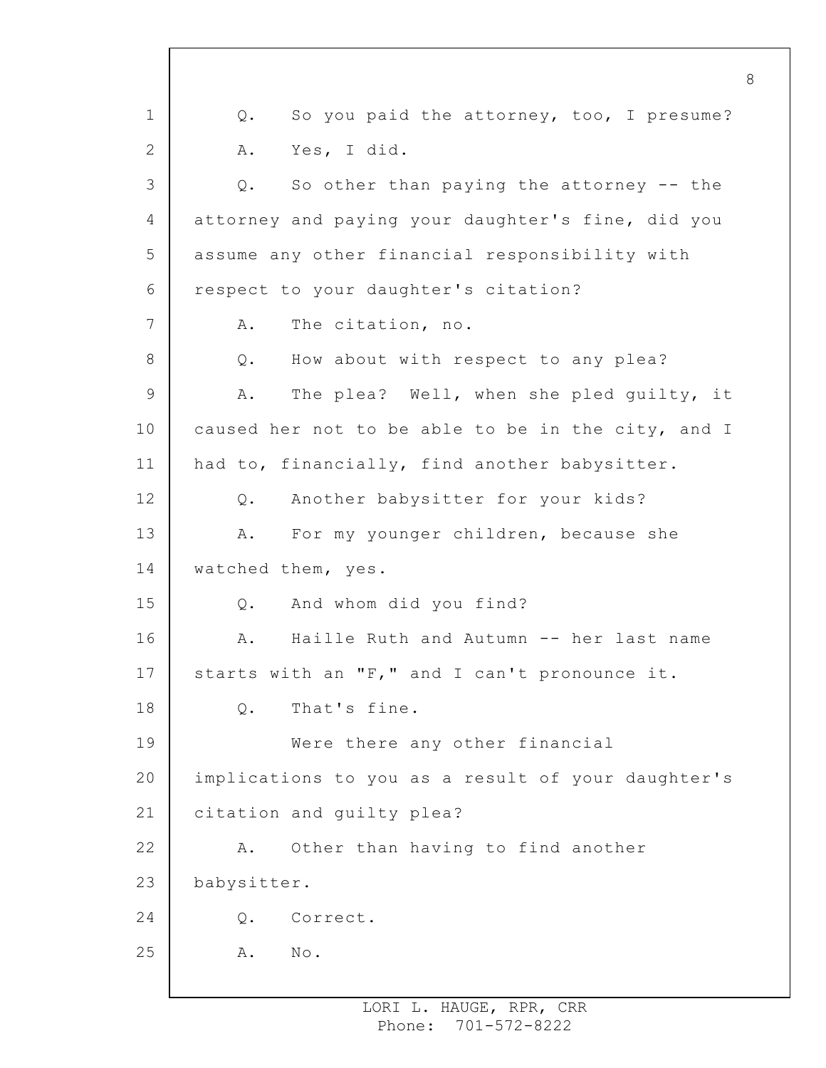Q. So you paid the attorney, too, I presume?

A. Yes, I did.

Q. So other than paying the attorney -- the attorney and paying your daughter's fine, did you assume any other financial responsibility with respect to your daughter's citation?

A. The citation, no.

Q. How about with respect to any plea?

A. The plea? Well, when she pled guilty, it caused her not to be able to be in the city, and I had to, financially, find another babysitter.

Q. Another babysitter for your kids?

A. For my younger children, because she watched them, yes.

Q. And whom did you find?

A. Haille Ruth and Autumn -- her last name starts with an "F," and I can't pronounce it.

Q. That's fine.

Were there any other financial implications to you as a result of your daughter's citation and guilty plea?

A. Other than having to find another babysitter.

Q. Correct.

A. No.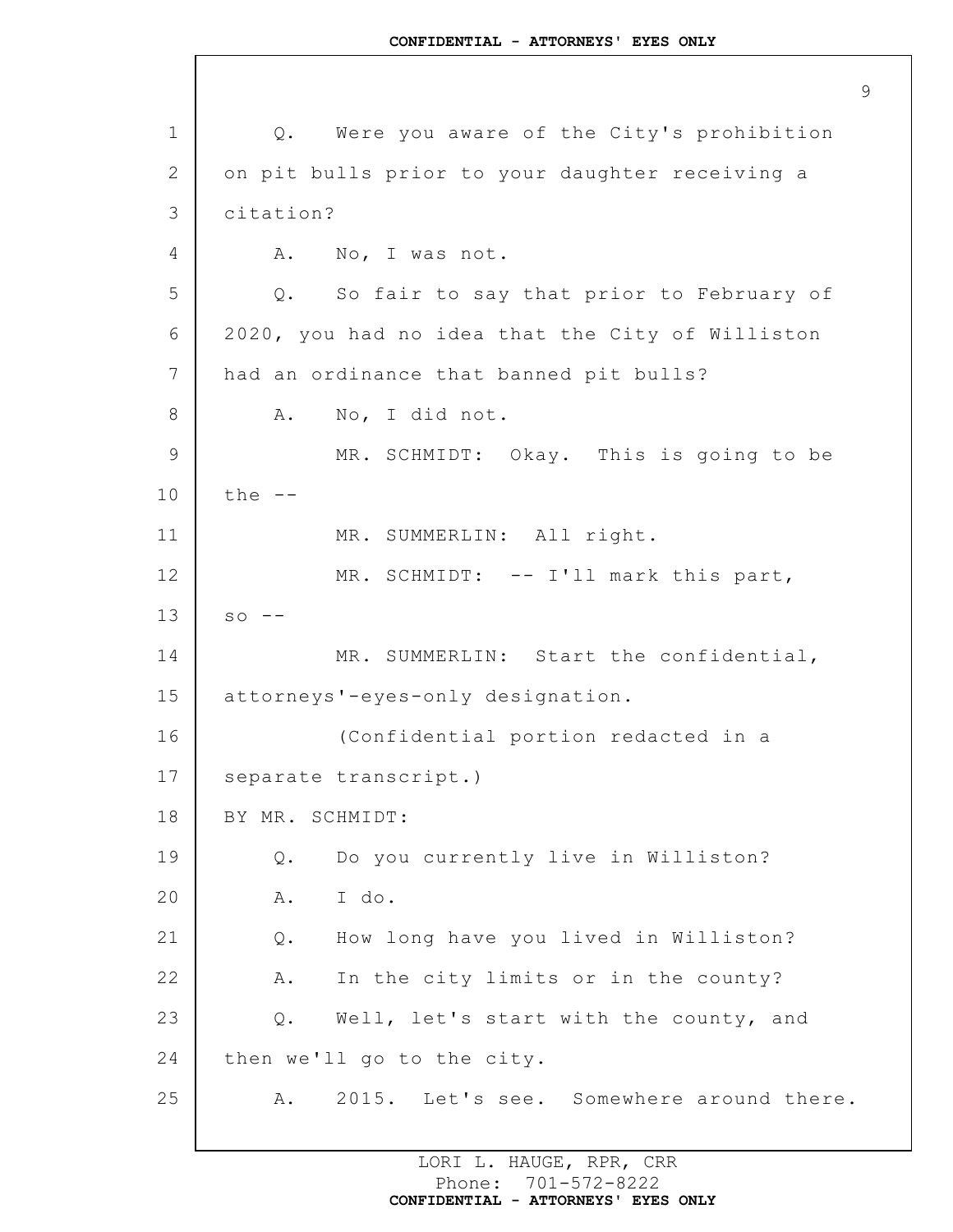Q. Were you aware of the City's prohibition on pit bulls prior to your daughter receiving a citation?

A. No, I was not.

Q. So fair to say that prior to February of 2020, you had no idea that the City of Williston had an ordinance that banned pit bulls?

A. No, I did not.

MR. SCHMIDT: Okay. This is going to be the --

MR. SUMMERLIN: All right.

MR. SCHMIDT: -- I'll mark this part, so --

MR. SUMMERLIN: Start the confidential, attorneys'-eyes-only designation.

(Confidential portion redacted in a separate transcript.)

BY MR. SCHMIDT:

Q. Do you currently live in Williston?

A. I do.

Q. How long have you lived in Williston?

A. In the city limits or in the county?

Q. Well, let's start with the county, and then we'll go to the city.

A. 2015. Let's see. Somewhere around there.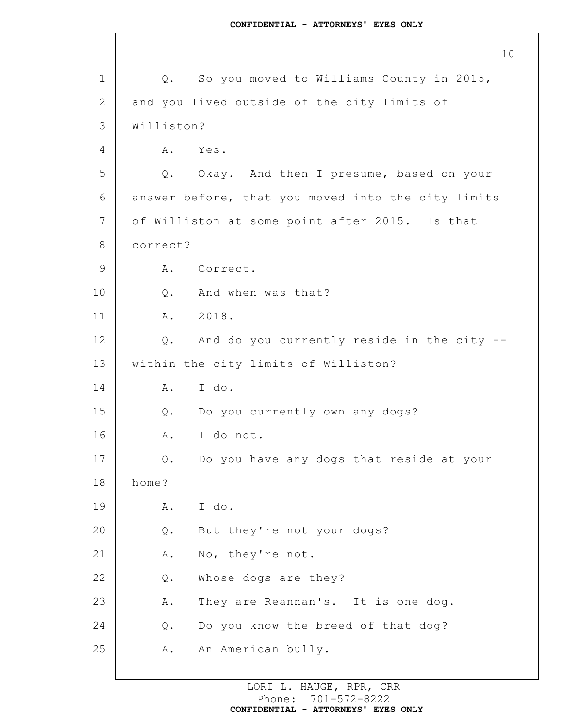Q. So you moved to Williams County in 2015, and you lived outside of the city limits of Williston?

A. Yes.

Q. Okay. And then I presume, based on your answer before, that you moved into the city limits of Williston at some point after 2015. Is that correct?

A. Correct.

Q. And when was that?

A. 2018.

Q. And do you currently reside in the city -- within the city limits of Williston?

A. I do.

Q. Do you currently own any dogs?

A. I do not.

Q. Do you have any dogs that reside at your home?

A. I do.

Q. But they're not your dogs?

A. No, they're not.

Q. Whose dogs are they?

A. They are Reannan's. It is one dog.

Q. Do you know the breed of that dog?

A. An American bully.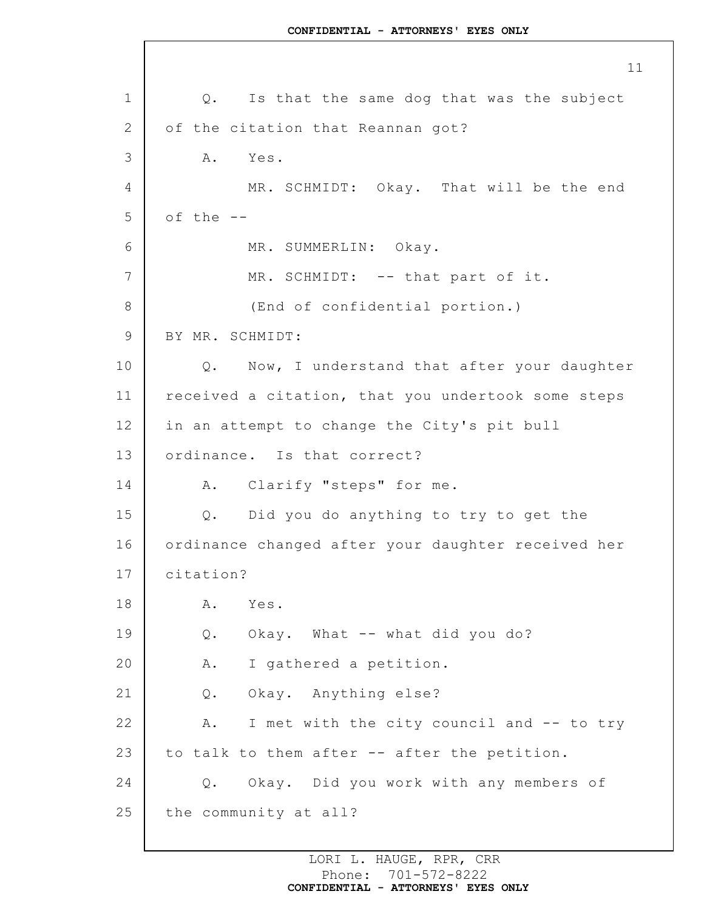Q. Is that the same dog that was the subject of the citation that Reannan got?

A. Yes.

MR. SCHMIDT: Okay. That will be the end of the --

MR. SUMMERLIN: Okay.

MR. SCHMIDT: -- that part of it.

(End of confidential portion.)

BY MR. SCHMIDT:

Q. Now, I understand that after your daughter received a citation, that you undertook some steps in an attempt to change the City's pit bull ordinance. Is that correct?

A. Clarify "steps" for me.

Q. Did you do anything to try to get the ordinance changed after your daughter received her citation?

A. Yes.

Q. Okay. What -- what did you do?

A. I gathered a petition.

Q. Okay. Anything else?

A. I met with the city council and -- to try to talk to them after -- after the petition.

Q. Okay. Did you work with any members of the community at all?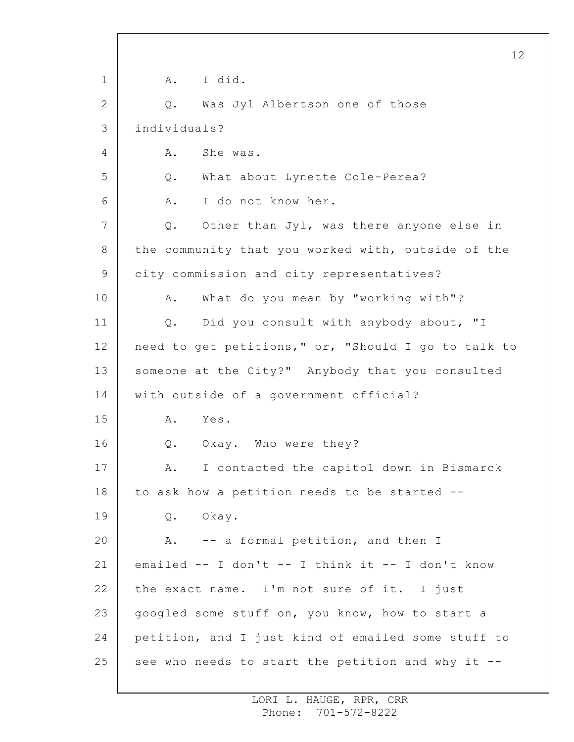1 A. I did.

2 Q. Was Jyl Albertson one of those

3 individuals?

4 A. She was.

5 Q. What about Lynette Cole-Perea?

6 A. I do not know her.

7 Q. Other than Jyl, was there anyone else in

8 the community that you worked with, outside of the

9 city commission and city representatives?

10 A. What do you mean by "working with"?

11 Q. Did you consult with anybody about, "I

12 need to get petitions," or, "Should I go to talk to

13 someone at the City?" Anybody that you consulted

14 with outside of a government official?

15 A. Yes.

16 Q. Okay. Who were they?

17 A. I contacted the capitol down in Bismarck

18 to ask how a petition needs to be started --

19 Q. Okay.

20 A. -- a formal petition, and then I

21 emailed -- I don't -- I think it -- I don't know

22 the exact name. I'm not sure of it. I just

23 googled some stuff on, you know, how to start a

24 petition, and I just kind of emailed some stuff to

25 see who needs to start the petition and why it --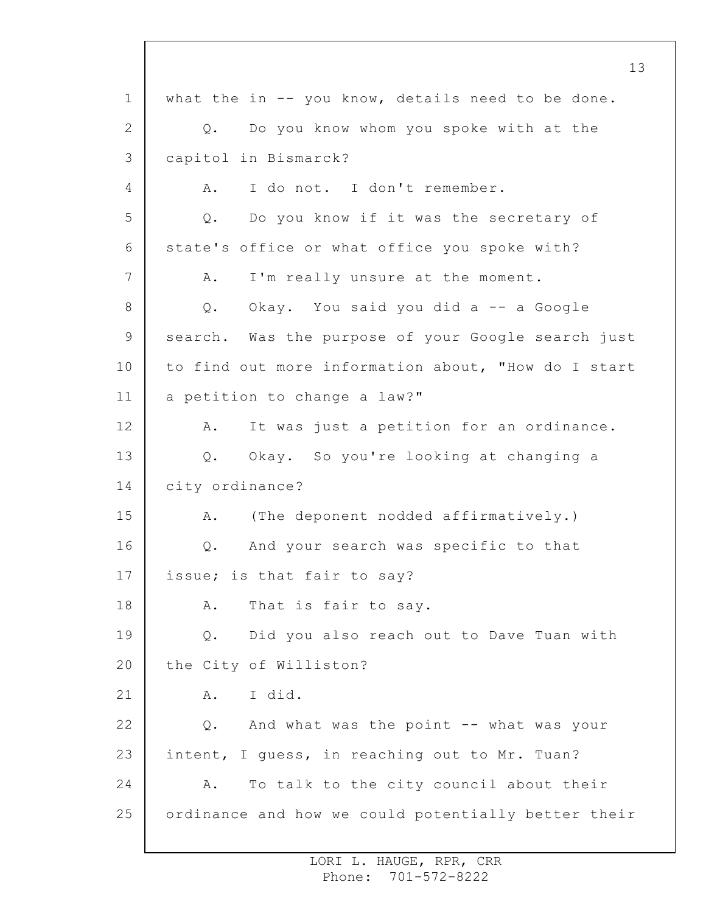what the in -- you know, details need to be done.

Q. Do you know whom you spoke with at the capitol in Bismarck?

A. I do not. I don't remember.

Q. Do you know if it was the secretary of state's office or what office you spoke with?

A. I'm really unsure at the moment.

Q. Okay. You said you did a -- a Google search. Was the purpose of your Google search just to find out more information about, "How do I start a petition to change a law?"

A. It was just a petition for an ordinance.

Q. Okay. So you're looking at changing a city ordinance?

A. (The deponent nodded affirmatively.)

Q. And your search was specific to that issue; is that fair to say?

A. That is fair to say.

Q. Did you also reach out to Dave Tuan with the City of Williston?

A. I did.

Q. And what was the point -- what was your intent, I guess, in reaching out to Mr. Tuan?

A. To talk to the city council about their ordinance and how we could potentially better their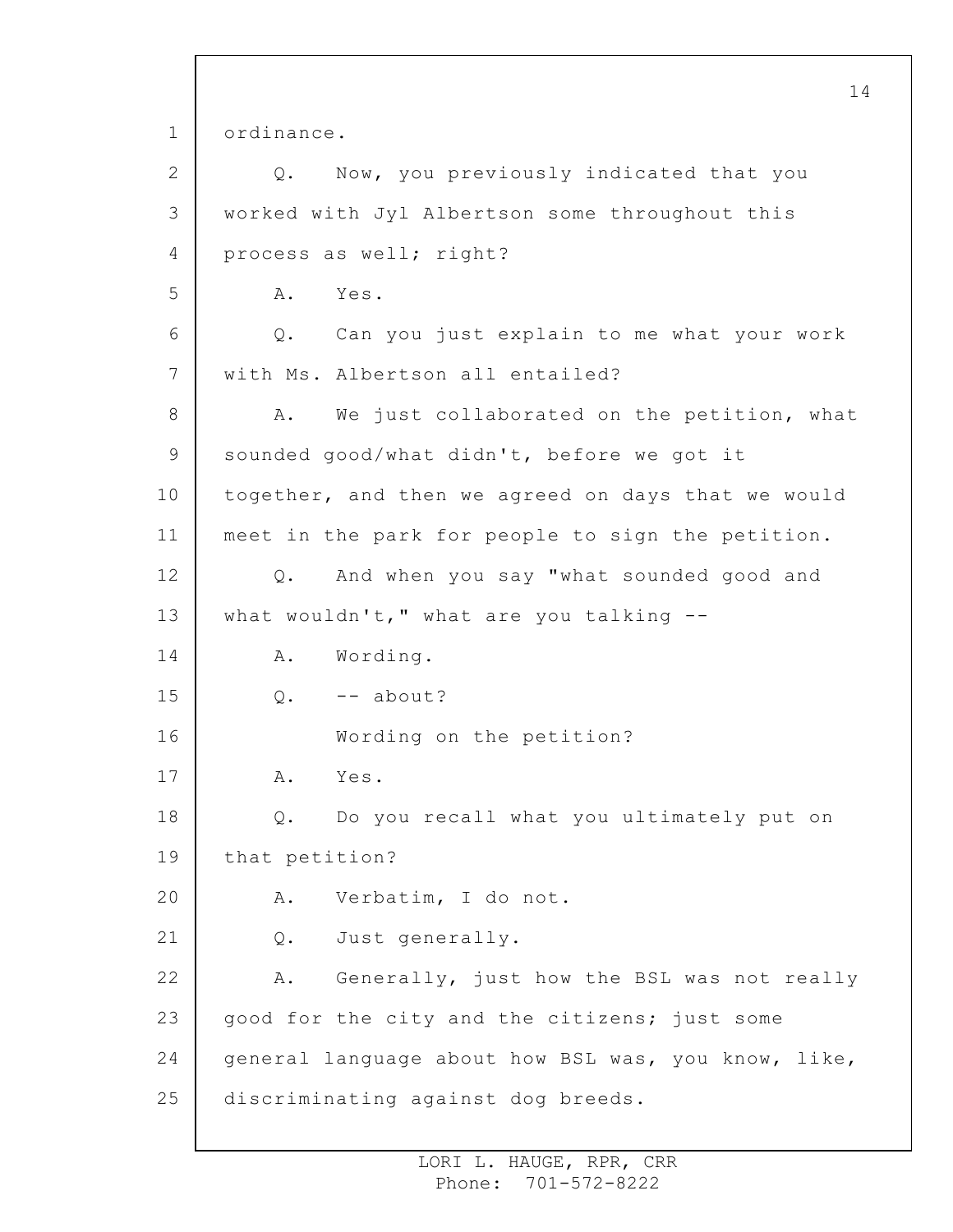ordinance.

Q. Now, you previously indicated that you worked with Jyl Albertson some throughout this process as well; right?

A. Yes.

Q. Can you just explain to me what your work with Ms. Albertson all entailed?

A. We just collaborated on the petition, what sounded good/what didn't, before we got it together, and then we agreed on days that we would meet in the park for people to sign the petition.

Q. And when you say "what sounded good and what wouldn't," what are you talking --

A. Wording.

Q. -- about?

Wording on the petition?

A. Yes.

Q. Do you recall what you ultimately put on that petition?

A. Verbatim, I do not.

Q. Just generally.

A. Generally, just how the BSL was not really good for the city and the citizens; just some general language about how BSL was, you know, like, discriminating against dog breeds.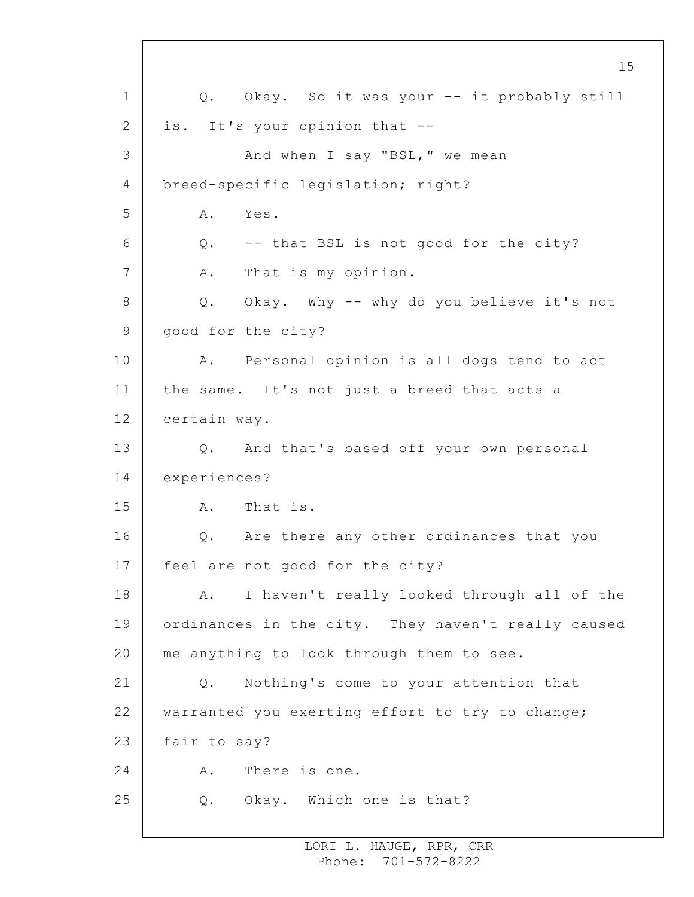Q. Okay. So it was your -- it probably still is. It's your opinion that --

And when I say "BSL," we mean breed-specific legislation; right?

A. Yes.

Q. -- that BSL is not good for the city?

A. That is my opinion.

Q. Okay. Why -- why do you believe it's not good for the city?

A. Personal opinion is all dogs tend to act the same. It's not just a breed that acts a certain way.

Q. And that's based off your own personal experiences?

A. That is.

Q. Are there any other ordinances that you feel are not good for the city?

A. I haven't really looked through all of the ordinances in the city. They haven't really caused me anything to look through them to see.

Q. Nothing's come to your attention that warranted you exerting effort to try to change; fair to say?

A. There is one.

Q. Okay. Which one is that?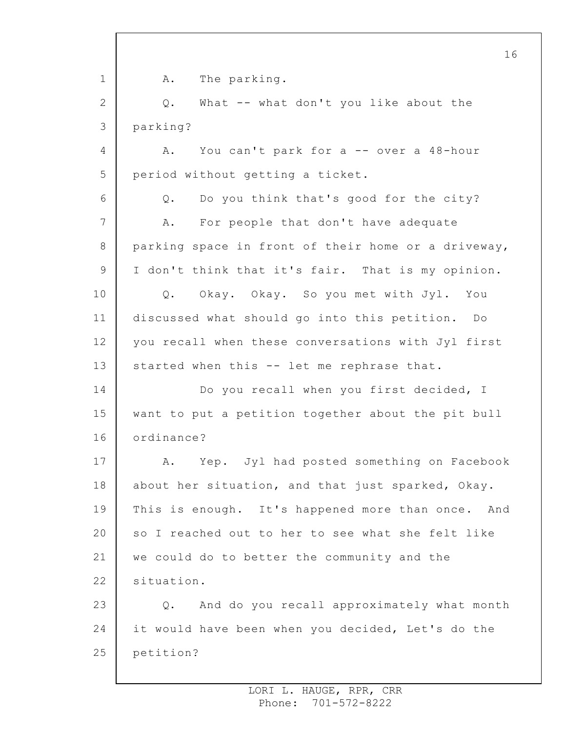A. The parking.

Q. What -- what don't you like about the parking?

A. You can't park for a -- over a 48-hour period without getting a ticket.

Q. Do you think that's good for the city?

A. For people that don't have adequate parking space in front of their home or a driveway, I don't think that it's fair. That is my opinion.

Q. Okay. Okay. So you met with Jyl. You discussed what should go into this petition. Do you recall when these conversations with Jyl first started when this -- let me rephrase that.

Do you recall when you first decided, I want to put a petition together about the pit bull ordinance?

A. Yep. Jyl had posted something on Facebook about her situation, and that just sparked, Okay. This is enough. It's happened more than once. And so I reached out to her to see what she felt like we could do to better the community and the situation.

Q. And do you recall approximately what month it would have been when you decided, Let's do the petition?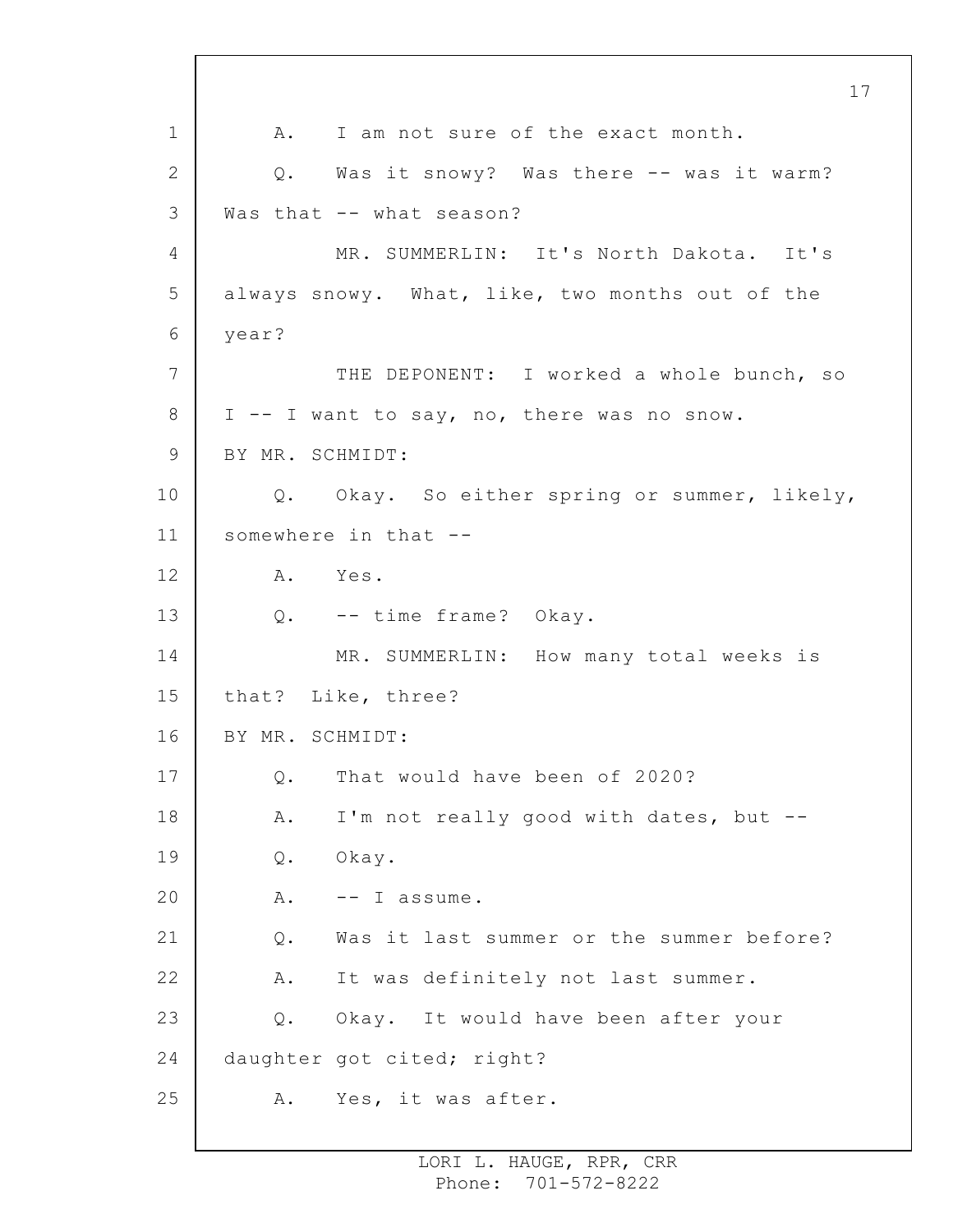A. I am not sure of the exact month.

Q. Was it snowy? Was there -- was it warm? Was that -- what season?

MR. SUMMERLIN: It's North Dakota. It's always snowy. What, like, two months out of the year?

THE DEPONENT: I worked a whole bunch, so I -- I want to say, no, there was no snow.

BY MR. SCHMIDT:

Q. Okay. So either spring or summer, likely, somewhere in that --

A. Yes.

Q. -- time frame? Okay.

MR. SUMMERLIN: How many total weeks is that? Like, three?

BY MR. SCHMIDT:

Q. That would have been of 2020?

A. I'm not really good with dates, but --

Q. Okay.

A. -- I assume.

Q. Was it last summer or the summer before?

A. It was definitely not last summer.

Q. Okay. It would have been after your daughter got cited; right?

A. Yes, it was after.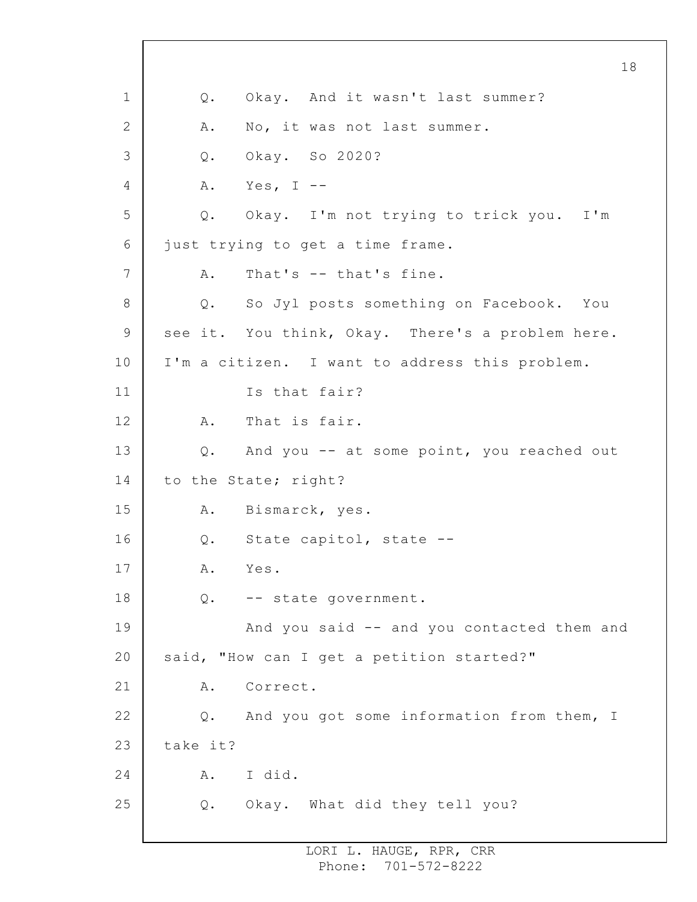Q. Okay. And it wasn't last summer?

A. No, it was not last summer.

Q. Okay. So 2020?

A. Yes, I --

Q. Okay. I'm not trying to trick you. I'm just trying to get a time frame.

A. That's -- that's fine.

Q. So Jyl posts something on Facebook. You see it. You think, Okay. There's a problem here. I'm a citizen. I want to address this problem.

Is that fair?

A. That is fair.

Q. And you -- at some point, you reached out to the State; right?

A. Bismarck, yes.

Q. State capitol, state --

A. Yes.

Q. -- state government.

And you said -- and you contacted them and said, "How can I get a petition started?"

A. Correct.

Q. And you got some information from them, I take it?

A. I did.

Q. Okay. What did they tell you?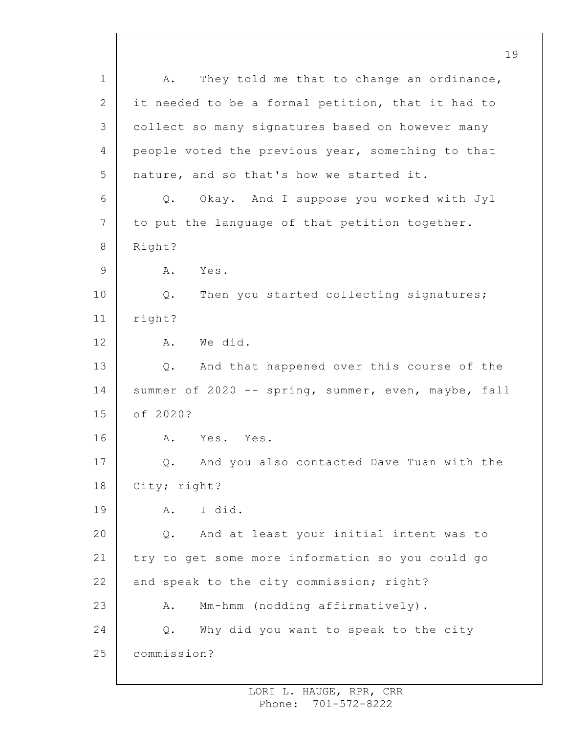A. They told me that to change an ordinance, it needed to be a formal petition, that it had to collect so many signatures based on however many people voted the previous year, something to that nature, and so that's how we started it.

Q. Okay. And I suppose you worked with Jyl to put the language of that petition together. Right?

A. Yes.

Q. Then you started collecting signatures; right?

A. We did.

Q. And that happened over this course of the summer of 2020 -- spring, summer, even, maybe, fall of 2020?

A. Yes. Yes.

Q. And you also contacted Dave Tuan with the City; right?

A. I did.

Q. And at least your initial intent was to try to get some more information so you could go and speak to the city commission; right?

A. Mm-hmm (nodding affirmatively).

Q. Why did you want to speak to the city commission?

LORI L. HAUGE, RPR, CRR
Phone: 701-572-8222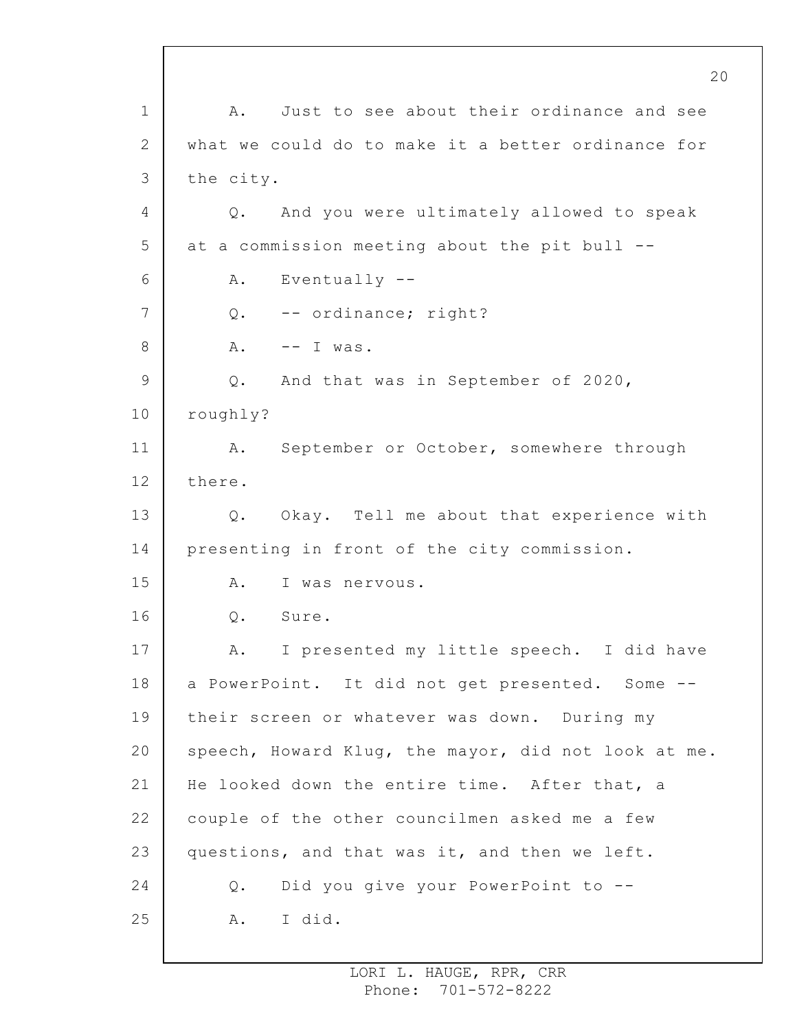A. Just to see about their ordinance and see what we could do to make it a better ordinance for the city.

Q. And you were ultimately allowed to speak at a commission meeting about the pit bull --

A. Eventually --

Q. -- ordinance; right?

A. -- I was.

Q. And that was in September of 2020, roughly?

A. September or October, somewhere through there.

Q. Okay. Tell me about that experience with presenting in front of the city commission.

A. I was nervous.

Q. Sure.

A. I presented my little speech. I did have a PowerPoint. It did not get presented. Some -- their screen or whatever was down. During my speech, Howard Klug, the mayor, did not look at me. He looked down the entire time. After that, a couple of the other councilmen asked me a few questions, and that was it, and then we left.

Q. Did you give your PowerPoint to --

A. I did.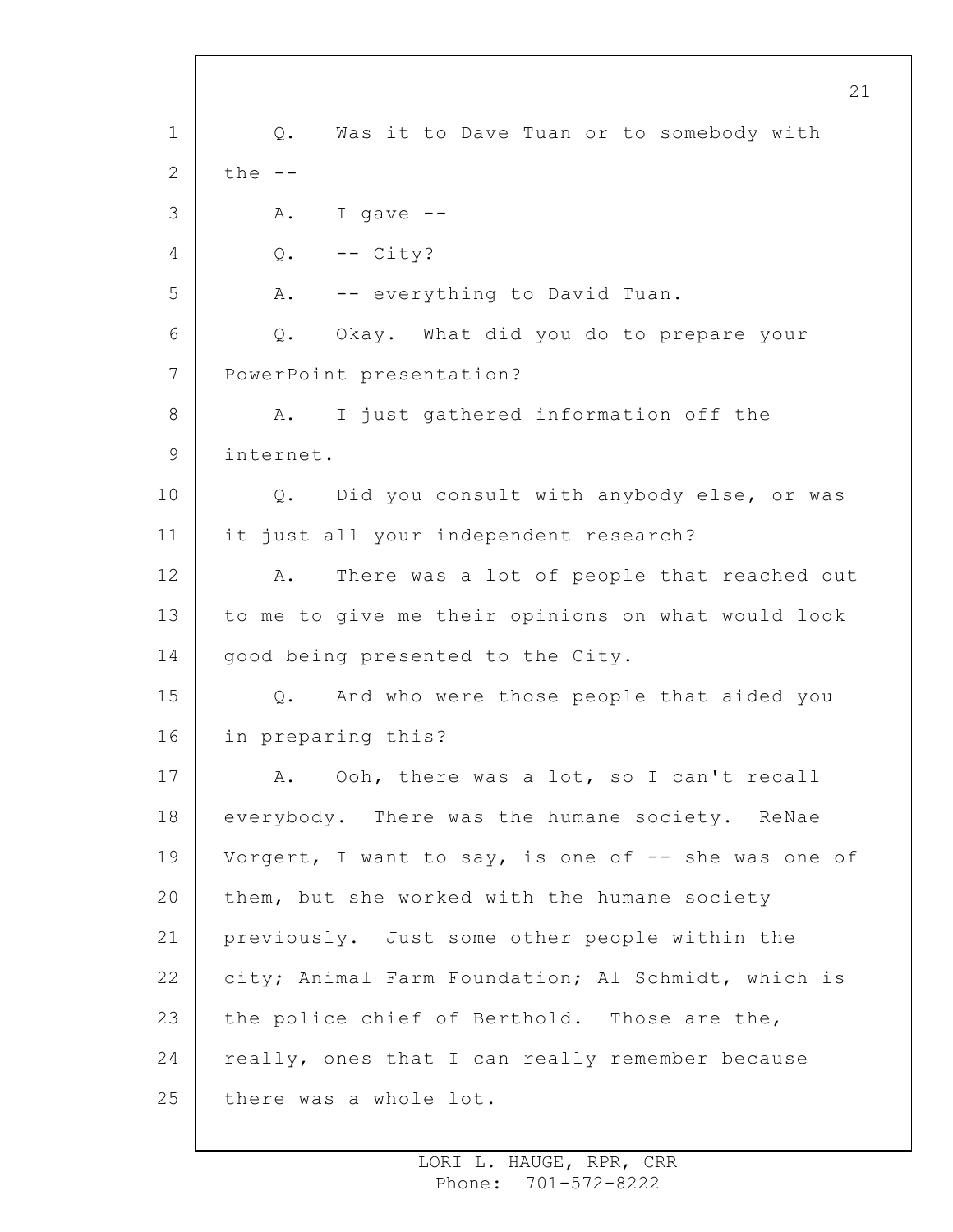Q. Was it to Dave Tuan or to somebody with the --

A. I gave --

Q. -- City?

A. -- everything to David Tuan.

Q. Okay. What did you do to prepare your PowerPoint presentation?

A. I just gathered information off the internet.

Q. Did you consult with anybody else, or was it just all your independent research?

A. There was a lot of people that reached out to me to give me their opinions on what would look good being presented to the City.

Q. And who were those people that aided you in preparing this?

A. Ooh, there was a lot, so I can't recall everybody. There was the humane society. ReNae Vorgert, I want to say, is one of -- she was one of them, but she worked with the humane society previously. Just some other people within the city; Animal Farm Foundation; Al Schmidt, which is the police chief of Berthold. Those are the, really, ones that I can really remember because there was a whole lot.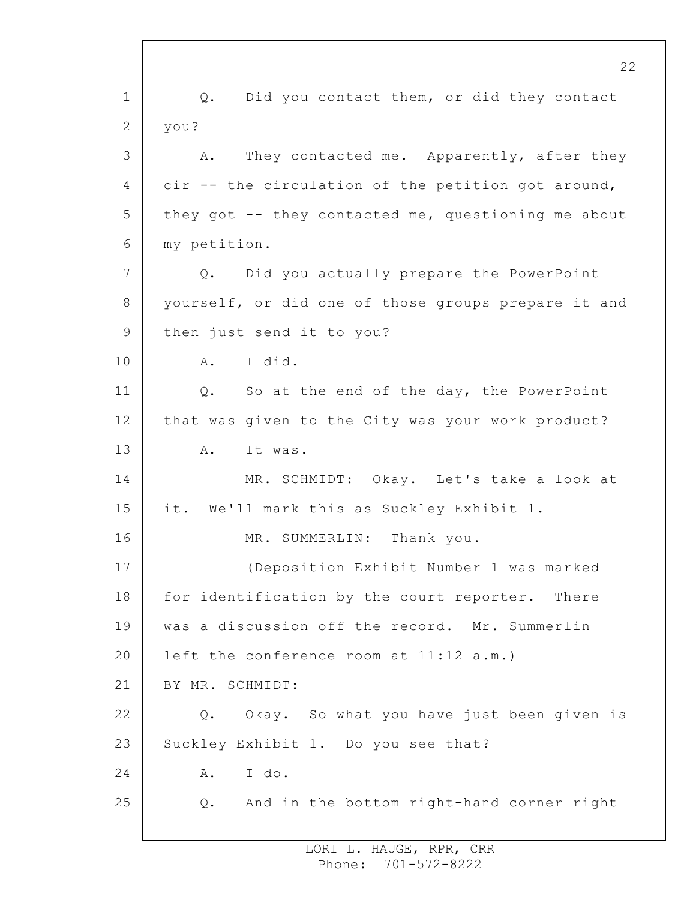Q. Did you contact them, or did they contact you?

A. They contacted me. Apparently, after they cir -- the circulation of the petition got around, they got -- they contacted me, questioning me about my petition.

Q. Did you actually prepare the PowerPoint yourself, or did one of those groups prepare it and then just send it to you?

A. I did.

Q. So at the end of the day, the PowerPoint that was given to the City was your work product?

A. It was.

MR. SCHMIDT: Okay. Let's take a look at it. We'll mark this as Suckley Exhibit 1.

MR. SUMMERLIN: Thank you.

(Deposition Exhibit Number 1 was marked for identification by the court reporter. There was a discussion off the record. Mr. Summerlin left the conference room at 11:12 a.m.)

BY MR. SCHMIDT:

Q. Okay. So what you have just been given is Suckley Exhibit 1. Do you see that?

A. I do.

Q. And in the bottom right-hand corner right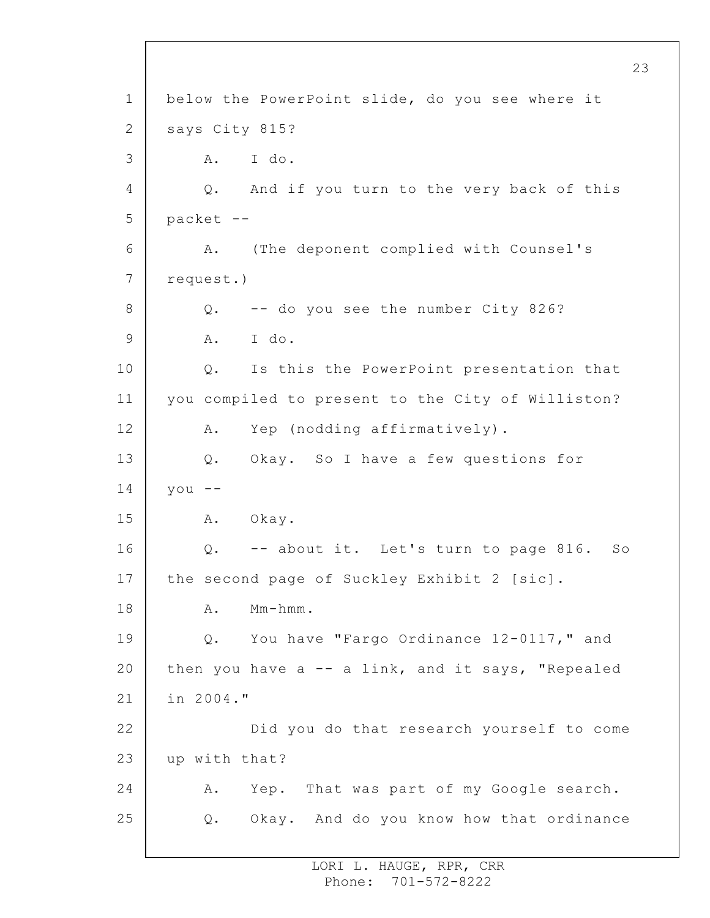below the PowerPoint slide, do you see where it says City 815?

A. I do.

Q. And if you turn to the very back of this packet --

A. (The deponent complied with Counsel's request.)

Q. -- do you see the number City 826?

A. I do.

Q. Is this the PowerPoint presentation that you compiled to present to the City of Williston?

A. Yep (nodding affirmatively).

Q. Okay. So I have a few questions for you --

A. Okay.

Q. -- about it. Let's turn to page 816. So the second page of Suckley Exhibit 2 [sic].

A. Mm-hmm.

Q. You have "Fargo Ordinance 12-0117," and then you have a -- a link, and it says, "Repealed in 2004."

Did you do that research yourself to come up with that?

A. Yep. That was part of my Google search.

Q. Okay. And do you know how that ordinance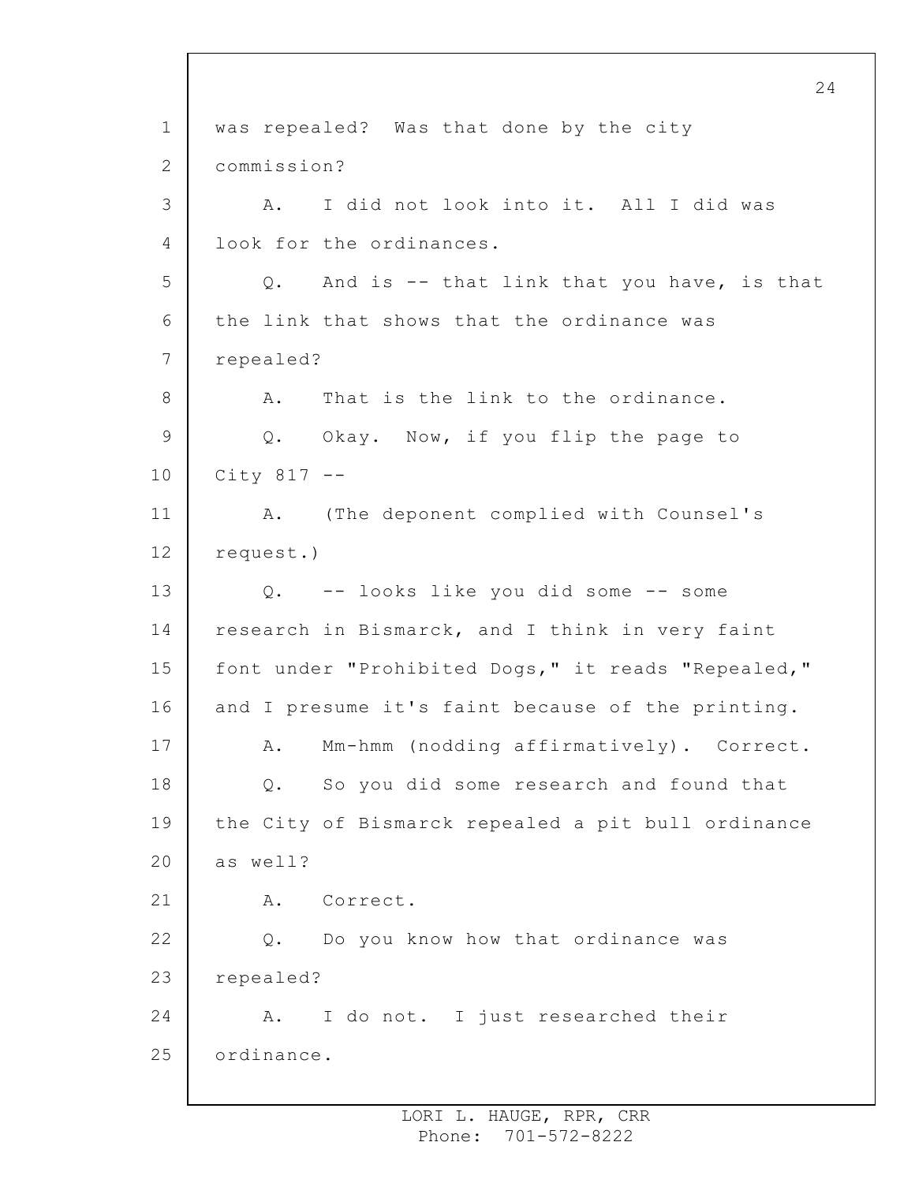1 was repealed? Was that done by the city
2 commission?
3 A. I did not look into it. All I did was
4 look for the ordinances.
5 Q. And is -- that link that you have, is that
6 the link that shows that the ordinance was
7 repealed?
8 A. That is the link to the ordinance.
9 Q. Okay. Now, if you flip the page to
10 City 817 --
11 A. (The deponent complied with Counsel's
12 request.)
13 Q. -- looks like you did some -- some
14 research in Bismarck, and I think in very faint
15 font under "Prohibited Dogs," it reads "Repealed,"
16 and I presume it's faint because of the printing.
17 A. Mm-hmm (nodding affirmatively). Correct.
18 Q. So you did some research and found that
19 the City of Bismarck repealed a pit bull ordinance
20 as well?
21 A. Correct.
22 Q. Do you know how that ordinance was
23 repealed?
24 A. I do not. I just researched their
25 ordinance.

LORI L. HAUGE, RPR, CRR
Phone: 701-572-8222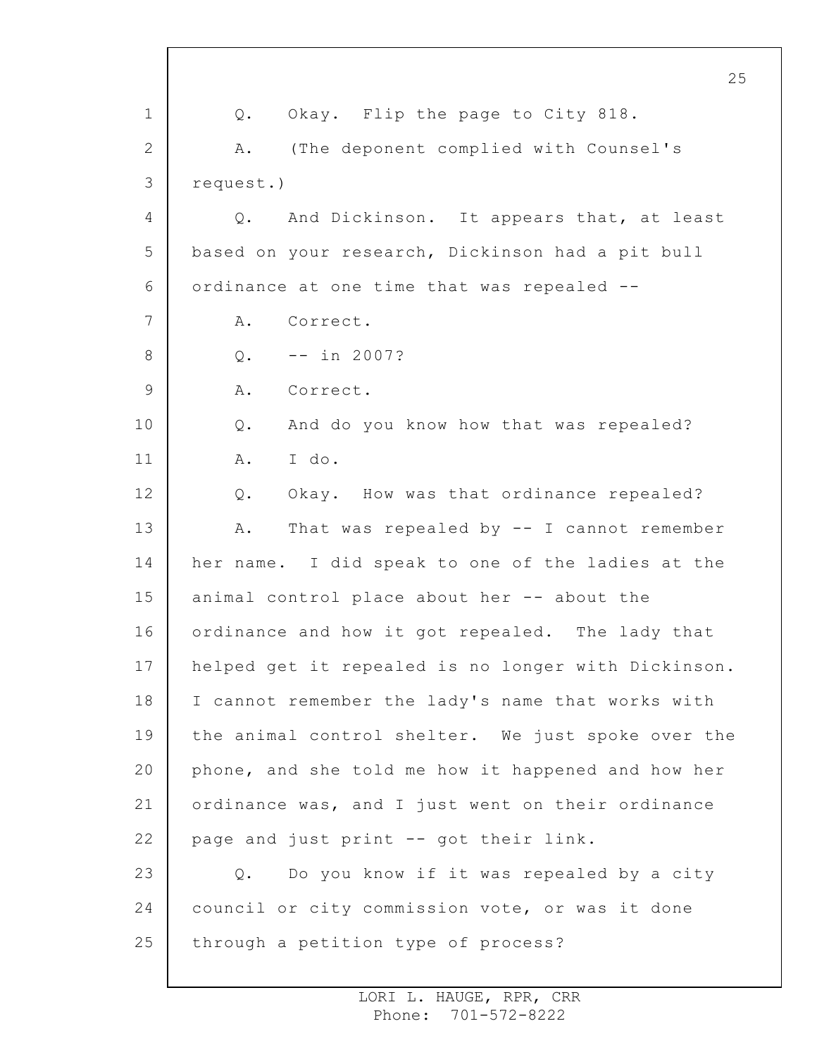Q. Okay. Flip the page to City 818.

A. (The deponent complied with Counsel's request.)

Q. And Dickinson. It appears that, at least based on your research, Dickinson had a pit bull ordinance at one time that was repealed --

A. Correct.

Q. -- in 2007?

A. Correct.

Q. And do you know how that was repealed?

A. I do.

Q. Okay. How was that ordinance repealed?

A. That was repealed by -- I cannot remember her name. I did speak to one of the ladies at the animal control place about her -- about the ordinance and how it got repealed. The lady that helped get it repealed is no longer with Dickinson. I cannot remember the lady's name that works with the animal control shelter. We just spoke over the phone, and she told me how it happened and how her ordinance was, and I just went on their ordinance page and just print -- got their link.

Q. Do you know if it was repealed by a city council or city commission vote, or was it done through a petition type of process?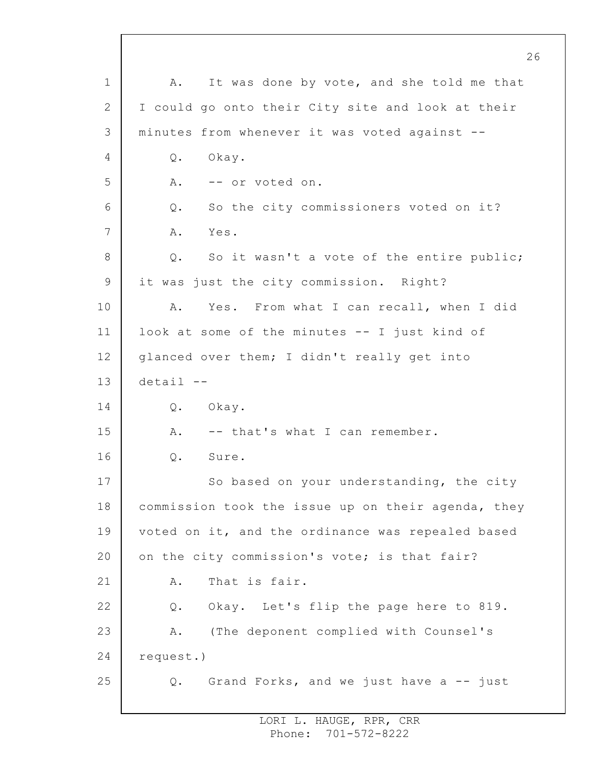A. It was done by vote, and she told me that I could go onto their City site and look at their minutes from whenever it was voted against --

Q. Okay.

A. -- or voted on.

Q. So the city commissioners voted on it?

A. Yes.

Q. So it wasn't a vote of the entire public; it was just the city commission. Right?

A. Yes. From what I can recall, when I did look at some of the minutes -- I just kind of glanced over them; I didn't really get into detail --

Q. Okay.

A. -- that's what I can remember.

Q. Sure.

So based on your understanding, the city commission took the issue up on their agenda, they voted on it, and the ordinance was repealed based on the city commission's vote; is that fair?

A. That is fair.

Q. Okay. Let's flip the page here to 819.

A. (The deponent complied with Counsel's request.)

Q. Grand Forks, and we just have a -- just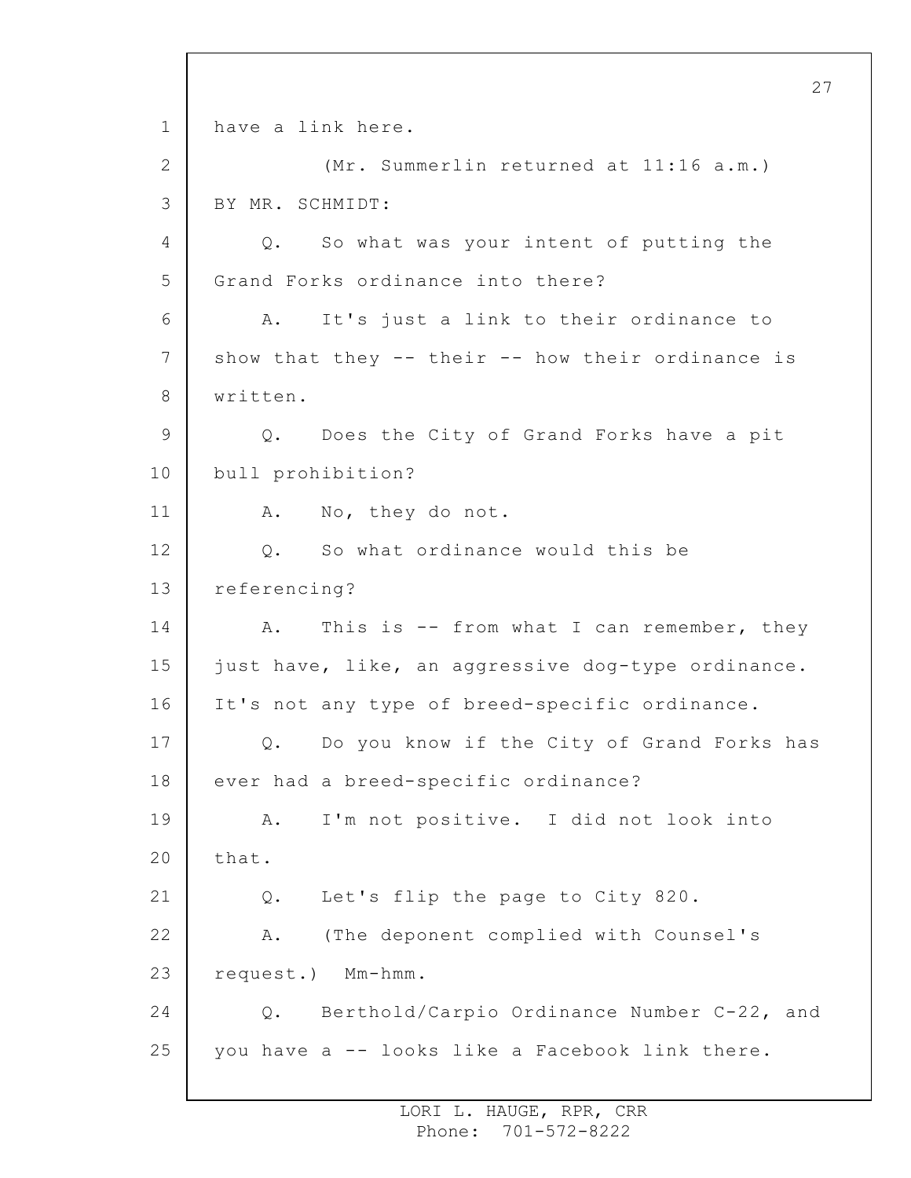have a link here.

(Mr. Summerlin returned at 11:16 a.m.)

BY MR. SCHMIDT:

Q. So what was your intent of putting the Grand Forks ordinance into there?

A. It's just a link to their ordinance to show that they -- their -- how their ordinance is written.

Q. Does the City of Grand Forks have a pit bull prohibition?

A. No, they do not.

Q. So what ordinance would this be referencing?

A. This is -- from what I can remember, they just have, like, an aggressive dog-type ordinance. It's not any type of breed-specific ordinance.

Q. Do you know if the City of Grand Forks has ever had a breed-specific ordinance?

A. I'm not positive. I did not look into that.

Q. Let's flip the page to City 820.

A. (The deponent complied with Counsel's request.) Mm-hmm.

Q. Berthold/Carpio Ordinance Number C-22, and you have a -- looks like a Facebook link there.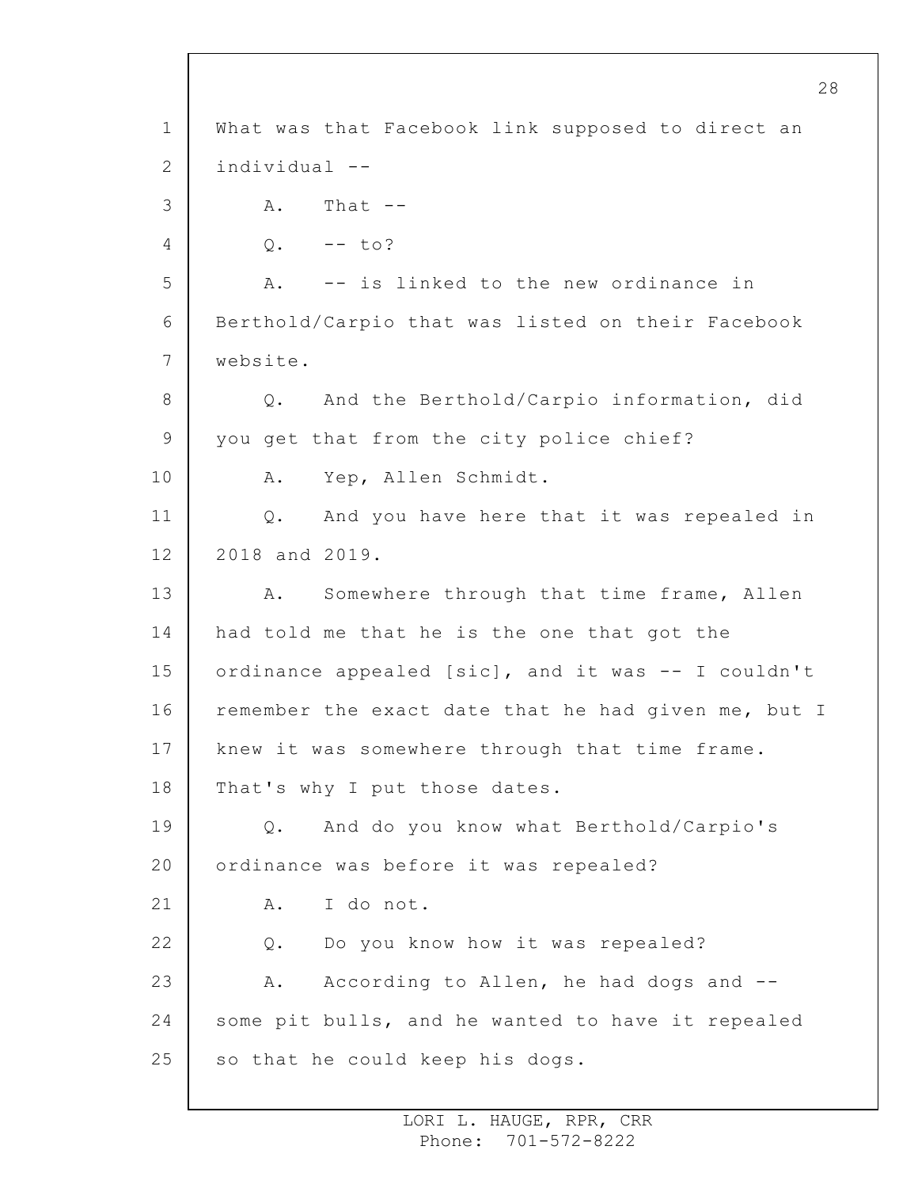What was that Facebook link supposed to direct an individual --

A. That --

Q. -- to?

A. -- is linked to the new ordinance in Berthold/Carpio that was listed on their Facebook website.

Q. And the Berthold/Carpio information, did you get that from the city police chief?

A. Yep, Allen Schmidt.

Q. And you have here that it was repealed in 2018 and 2019.

A. Somewhere through that time frame, Allen had told me that he is the one that got the ordinance appealed [sic], and it was -- I couldn't remember the exact date that he had given me, but I knew it was somewhere through that time frame. That's why I put those dates.

Q. And do you know what Berthold/Carpio's ordinance was before it was repealed?

A. I do not.

Q. Do you know how it was repealed?

A. According to Allen, he had dogs and -- some pit bulls, and he wanted to have it repealed so that he could keep his dogs.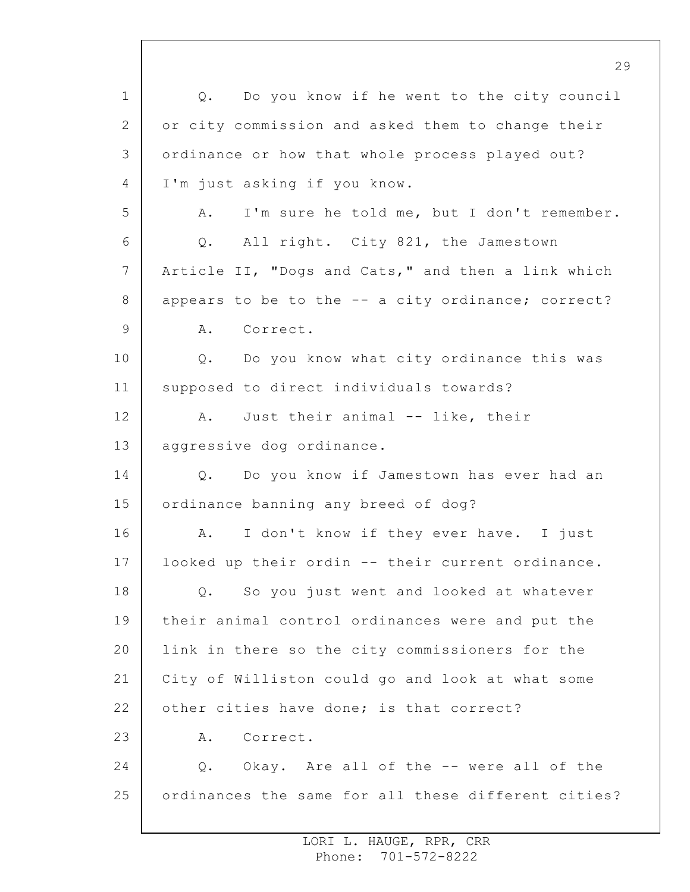Q. Do you know if he went to the city council or city commission and asked them to change their ordinance or how that whole process played out? I'm just asking if you know.

A. I'm sure he told me, but I don't remember.

Q. All right. City 821, the Jamestown Article II, "Dogs and Cats," and then a link which appears to be to the -- a city ordinance; correct?

A. Correct.

Q. Do you know what city ordinance this was supposed to direct individuals towards?

A. Just their animal -- like, their aggressive dog ordinance.

Q. Do you know if Jamestown has ever had an ordinance banning any breed of dog?

A. I don't know if they ever have. I just looked up their ordin -- their current ordinance.

Q. So you just went and looked at whatever their animal control ordinances were and put the link in there so the city commissioners for the City of Williston could go and look at what some other cities have done; is that correct?

A. Correct.

Q. Okay. Are all of the -- were all of the ordinances the same for all these different cities?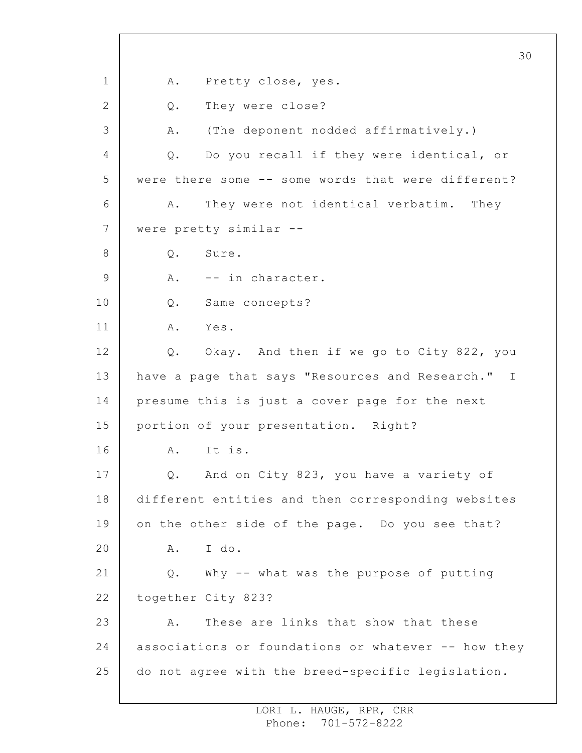A. Pretty close, yes.

Q. They were close?

A. (The deponent nodded affirmatively.)

Q. Do you recall if they were identical, or were there some -- some words that were different?

A. They were not identical verbatim. They were pretty similar --

Q. Sure.

A. -- in character.

Q. Same concepts?

A. Yes.

Q. Okay. And then if we go to City 822, you have a page that says "Resources and Research." I presume this is just a cover page for the next portion of your presentation. Right?

A. It is.

Q. And on City 823, you have a variety of different entities and then corresponding websites on the other side of the page. Do you see that?

A. I do.

Q. Why -- what was the purpose of putting together City 823?

A. These are links that show that these associations or foundations or whatever -- how they do not agree with the breed-specific legislation.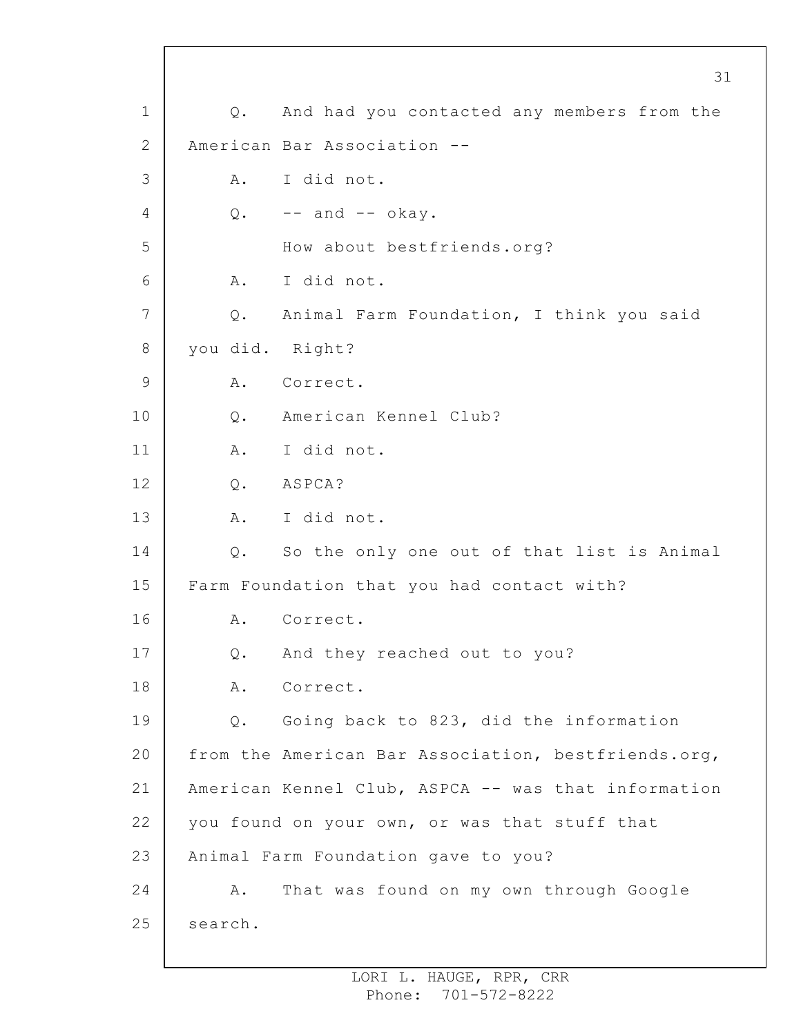Q. And had you contacted any members from the American Bar Association --

A. I did not.

Q. -- and -- okay.

How about bestfriends.org?

A. I did not.

Q. Animal Farm Foundation, I think you said you did. Right?

A. Correct.

Q. American Kennel Club?

A. I did not.

Q. ASPCA?

A. I did not.

Q. So the only one out of that list is Animal Farm Foundation that you had contact with?

A. Correct.

Q. And they reached out to you?

A. Correct.

Q. Going back to 823, did the information from the American Bar Association, bestfriends.org, American Kennel Club, ASPCA -- was that information you found on your own, or was that stuff that Animal Farm Foundation gave to you?

A. That was found on my own through Google search.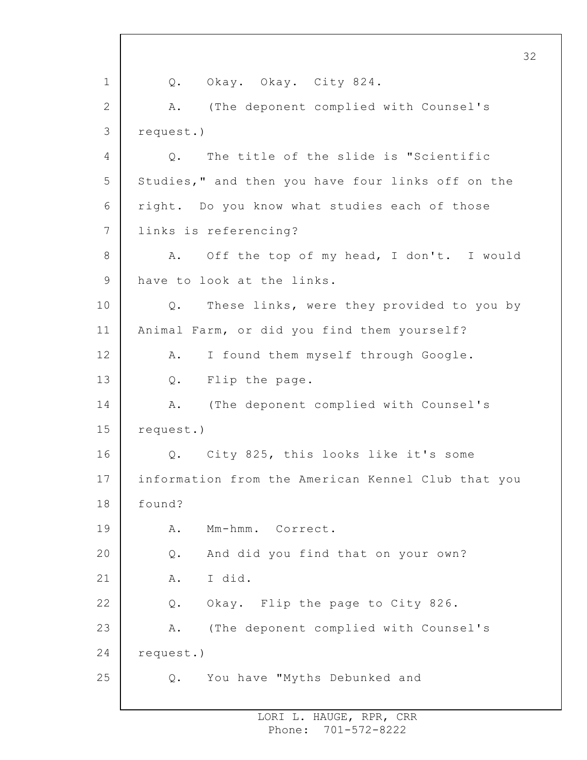Q. Okay. Okay. City 824.

A. (The deponent complied with Counsel's request.)

Q. The title of the slide is "Scientific Studies," and then you have four links off on the right. Do you know what studies each of those links is referencing?

A. Off the top of my head, I don't. I would have to look at the links.

Q. These links, were they provided to you by Animal Farm, or did you find them yourself?

A. I found them myself through Google.

Q. Flip the page.

A. (The deponent complied with Counsel's request.)

Q. City 825, this looks like it's some information from the American Kennel Club that you found?

A. Mm-hmm. Correct.

Q. And did you find that on your own?

A. I did.

Q. Okay. Flip the page to City 826.

A. (The deponent complied with Counsel's request.)

Q. You have "Myths Debunked and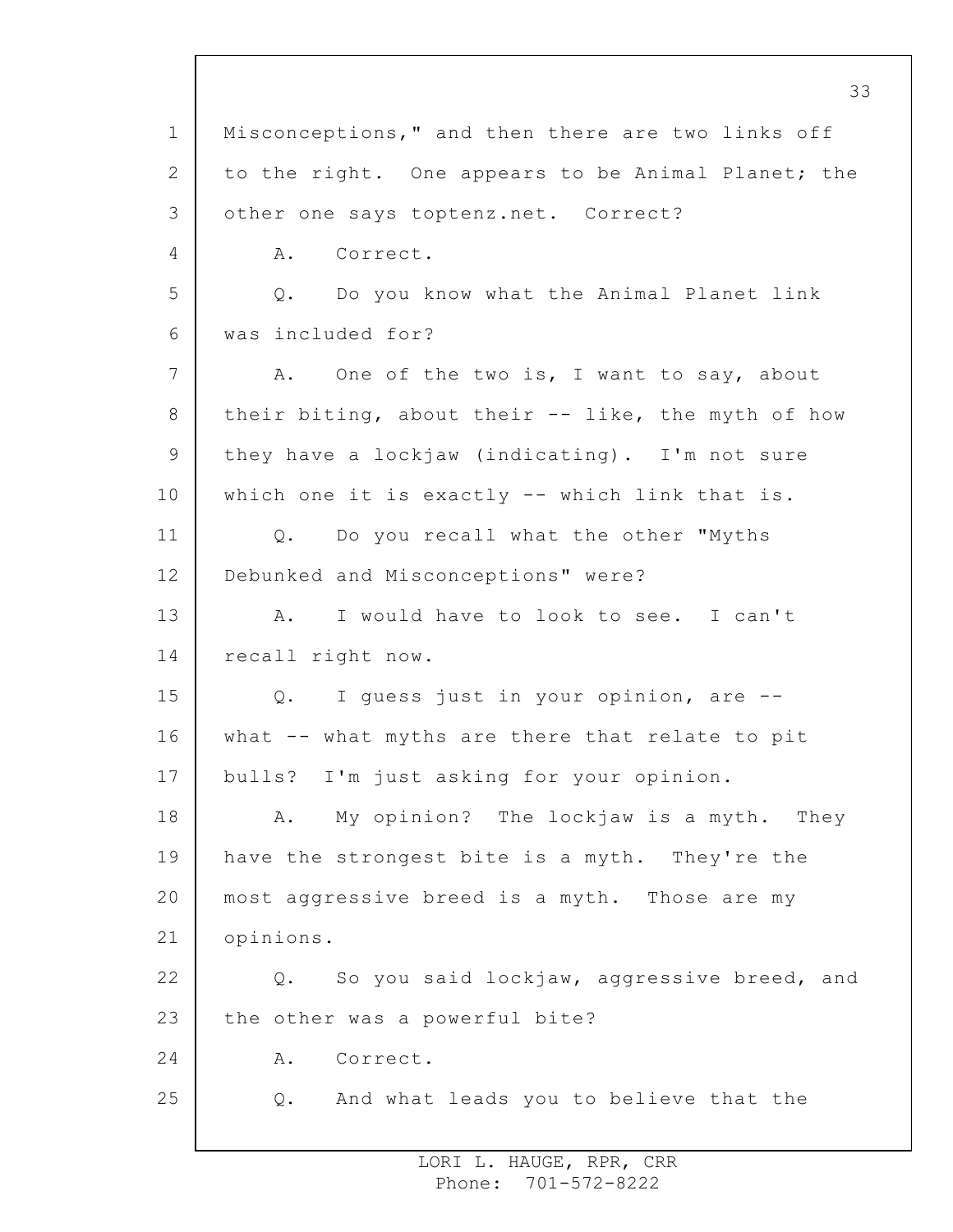Misconceptions," and then there are two links off to the right. One appears to be Animal Planet; the other one says toptenz.net. Correct?

A. Correct.

Q. Do you know what the Animal Planet link was included for?

A. One of the two is, I want to say, about their biting, about their -- like, the myth of how they have a lockjaw (indicating). I'm not sure which one it is exactly -- which link that is.

Q. Do you recall what the other "Myths Debunked and Misconceptions" were?

A. I would have to look to see. I can't recall right now.

Q. I guess just in your opinion, are -- what -- what myths are there that relate to pit bulls? I'm just asking for your opinion.

A. My opinion? The lockjaw is a myth. They have the strongest bite is a myth. They're the most aggressive breed is a myth. Those are my opinions.

Q. So you said lockjaw, aggressive breed, and the other was a powerful bite?

A. Correct.

Q. And what leads you to believe that the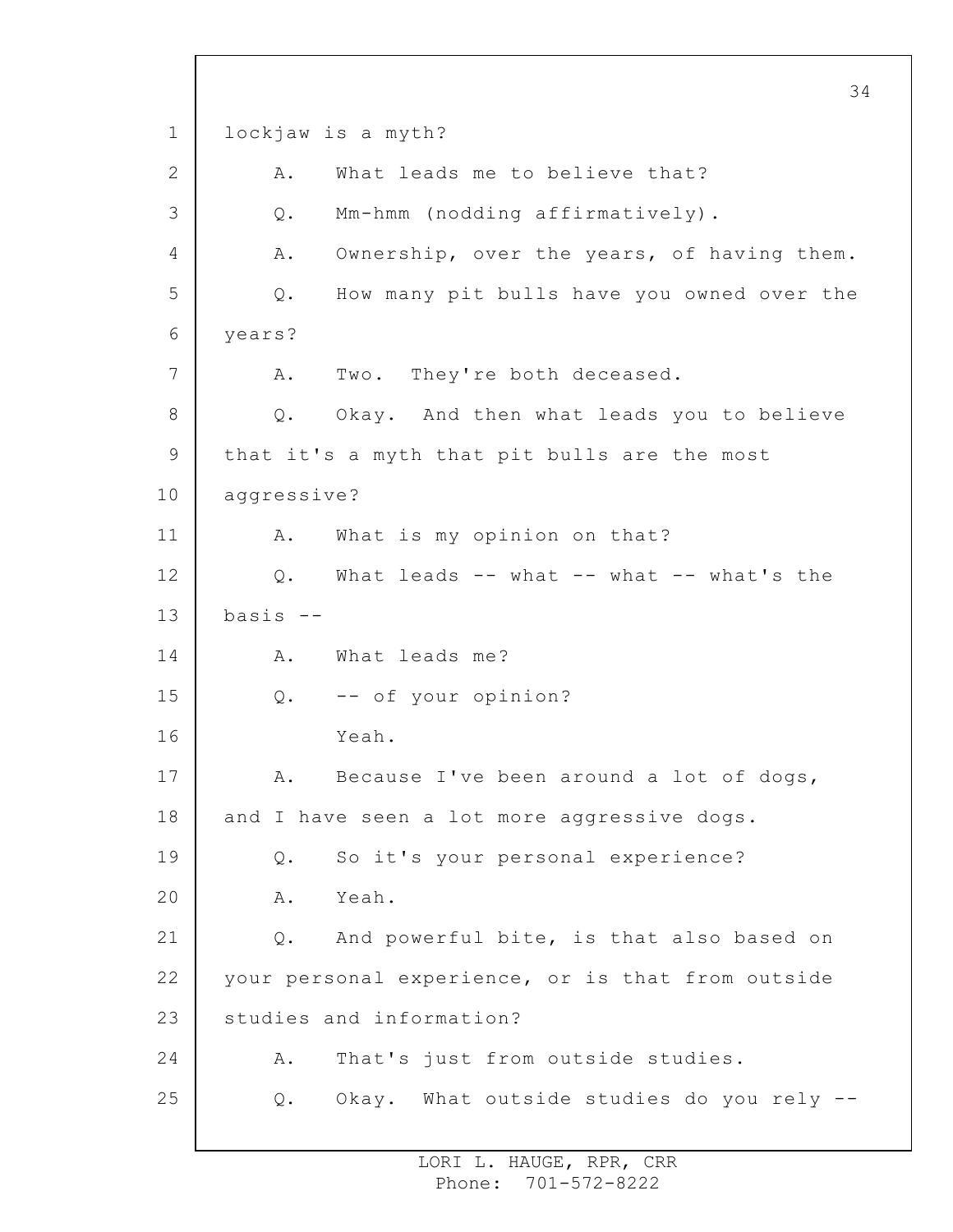1 lockjaw is a myth?

2 A. What leads me to believe that?

3 Q. Mm-hmm (nodding affirmatively).

4 A. Ownership, over the years, of having them.

5 Q. How many pit bulls have you owned over the

6 years?

7 A. Two. They're both deceased.

8 Q. Okay. And then what leads you to believe

9 that it's a myth that pit bulls are the most

10 aggressive?

11 A. What is my opinion on that?

12 Q. What leads -- what -- what -- what's the

13 basis --

14 A. What leads me?

15 Q. -- of your opinion?

16 Yeah.

17 A. Because I've been around a lot of dogs,

18 and I have seen a lot more aggressive dogs.

19 Q. So it's your personal experience?

20 A. Yeah.

21 Q. And powerful bite, is that also based on

22 your personal experience, or is that from outside

23 studies and information?

24 A. That's just from outside studies.

25 Q. Okay. What outside studies do you rely --

LORI L. HAUGE, RPR, CRR
Phone: 701-572-8222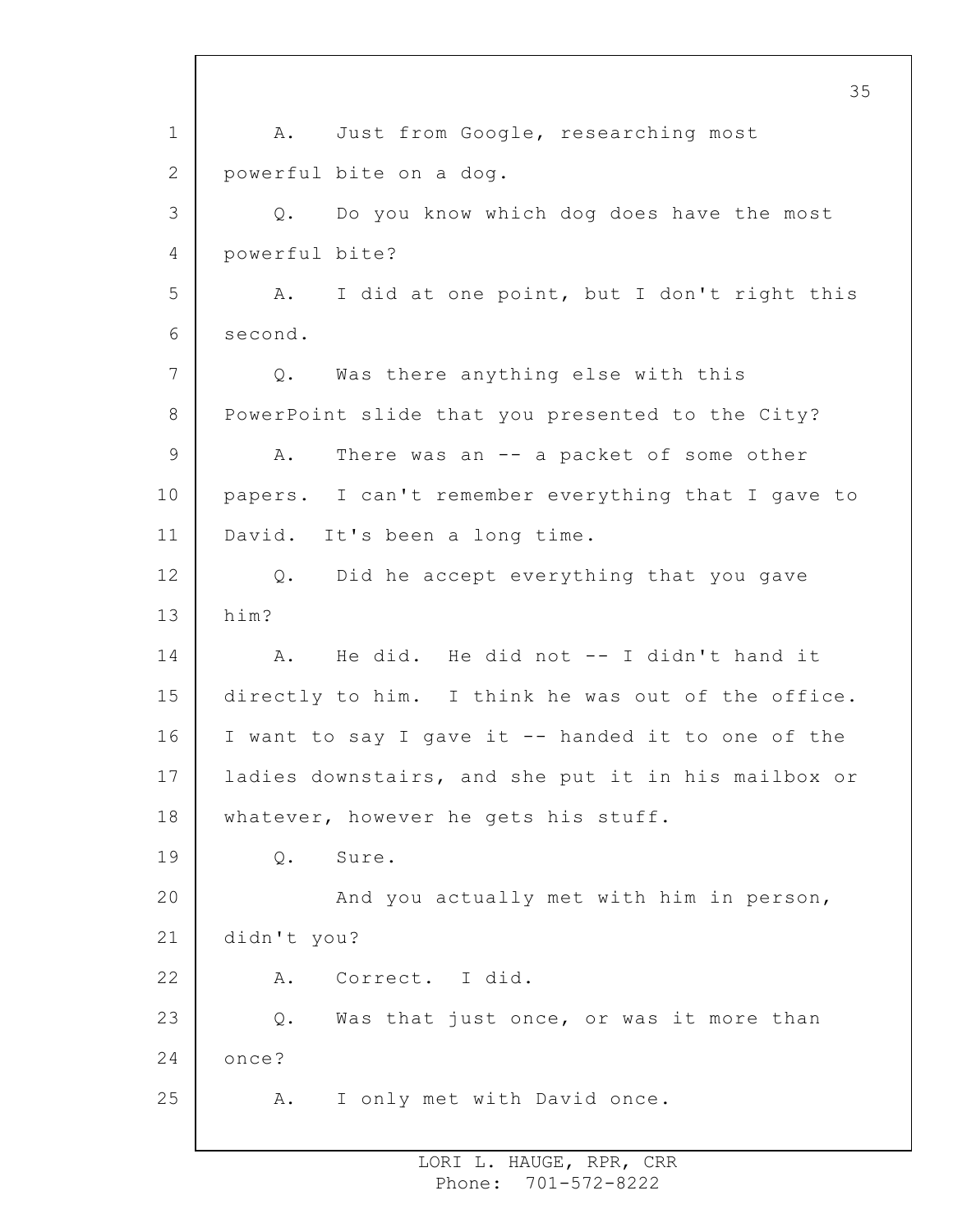A. Just from Google, researching most powerful bite on a dog.

Q. Do you know which dog does have the most powerful bite?

A. I did at one point, but I don't right this second.

Q. Was there anything else with this PowerPoint slide that you presented to the City?

A. There was an -- a packet of some other papers. I can't remember everything that I gave to David. It's been a long time.

Q. Did he accept everything that you gave him?

A. He did. He did not -- I didn't hand it directly to him. I think he was out of the office. I want to say I gave it -- handed it to one of the ladies downstairs, and she put it in his mailbox or whatever, however he gets his stuff.

Q. Sure.

And you actually met with him in person, didn't you?

A. Correct. I did.

Q. Was that just once, or was it more than once?

A. I only met with David once.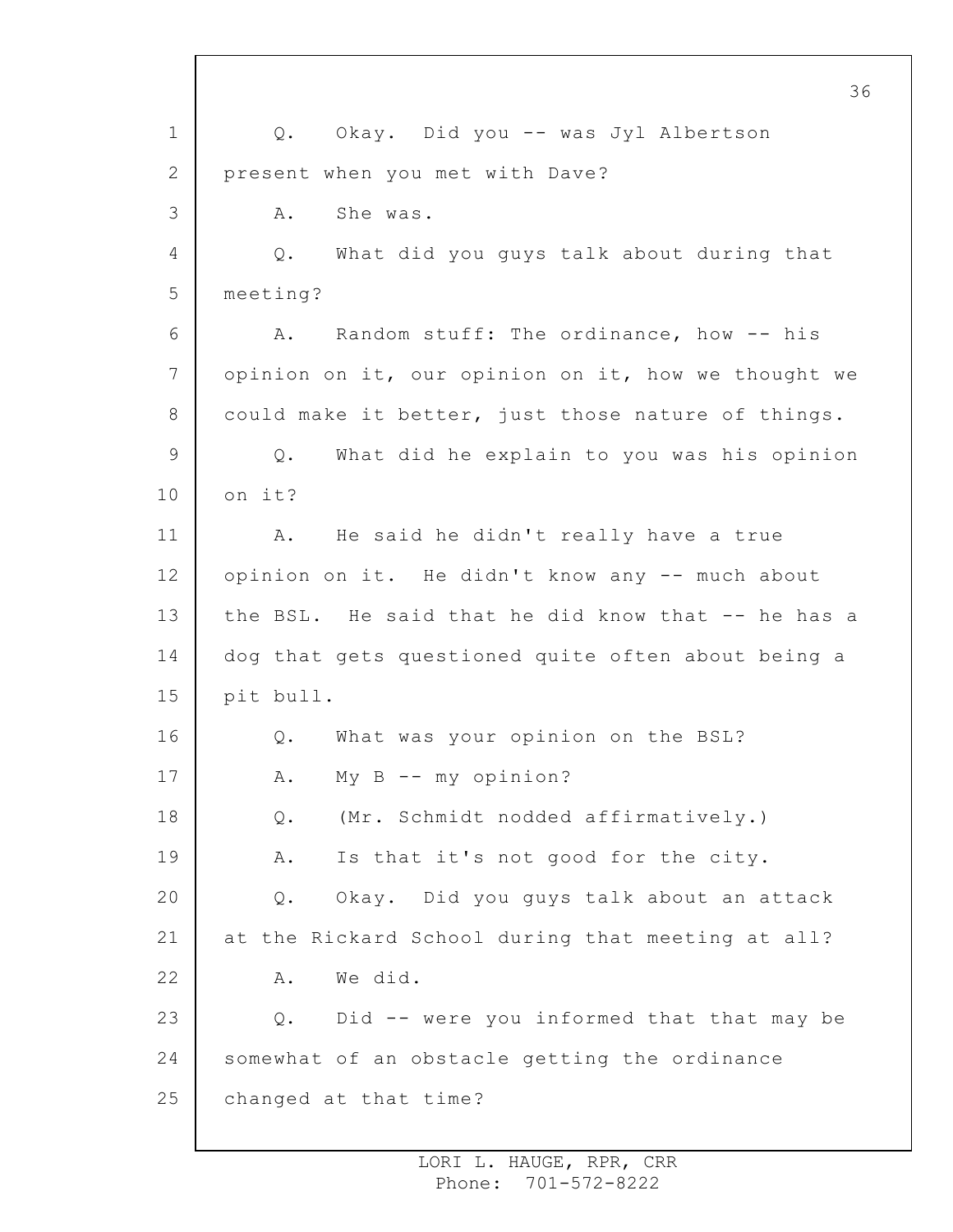Q. Okay. Did you -- was Jyl Albertson present when you met with Dave?

A. She was.

Q. What did you guys talk about during that meeting?

A. Random stuff: The ordinance, how -- his opinion on it, our opinion on it, how we thought we could make it better, just those nature of things.

Q. What did he explain to you was his opinion on it?

A. He said he didn't really have a true opinion on it. He didn't know any -- much about the BSL. He said that he did know that -- he has a dog that gets questioned quite often about being a pit bull.

Q. What was your opinion on the BSL?

A. My B -- my opinion?

Q. (Mr. Schmidt nodded affirmatively.)

A. Is that it's not good for the city.

Q. Okay. Did you guys talk about an attack at the Rickard School during that meeting at all?

A. We did.

Q. Did -- were you informed that that may be somewhat of an obstacle getting the ordinance changed at that time?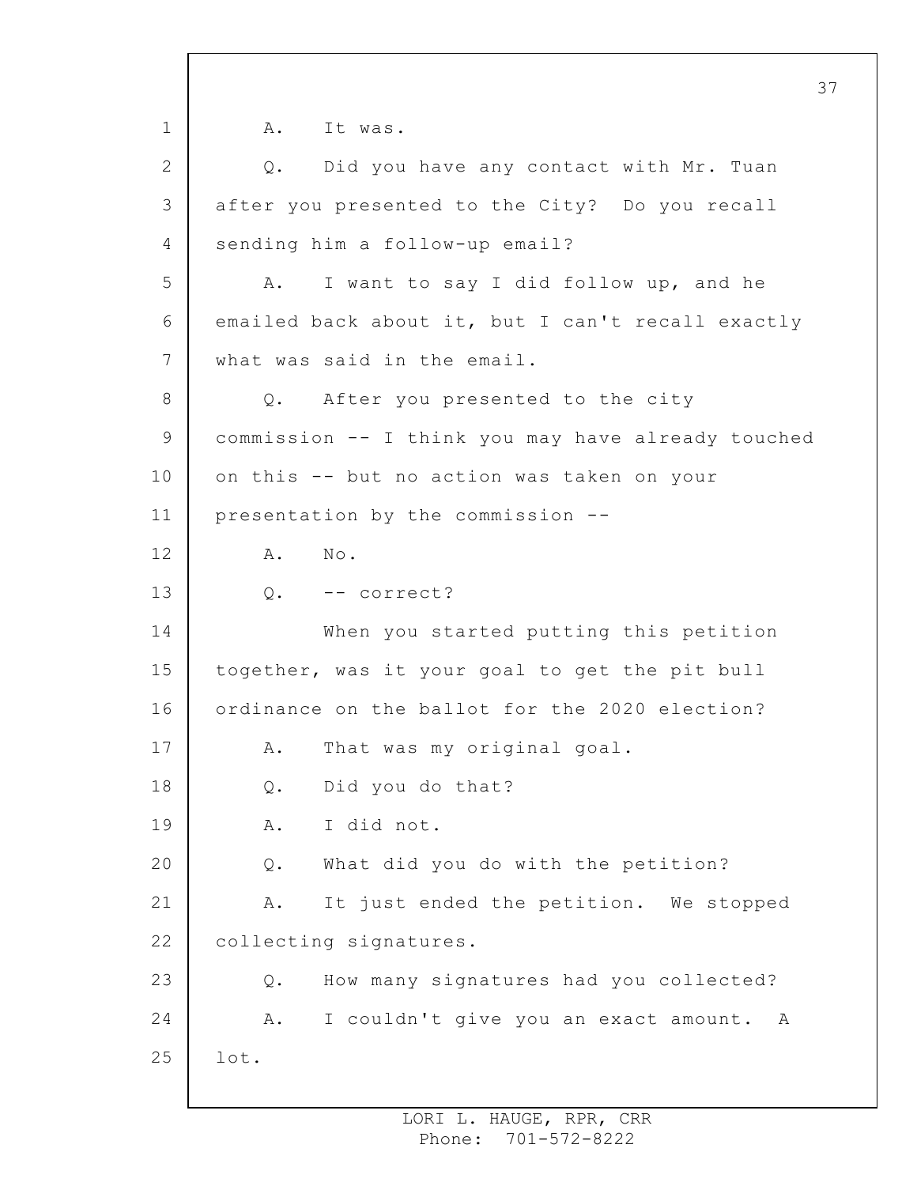A. It was.

Q. Did you have any contact with Mr. Tuan after you presented to the City? Do you recall sending him a follow-up email?

A. I want to say I did follow up, and he emailed back about it, but I can't recall exactly what was said in the email.

Q. After you presented to the city commission -- I think you may have already touched on this -- but no action was taken on your presentation by the commission --

A. No.

Q. -- correct?

When you started putting this petition together, was it your goal to get the pit bull ordinance on the ballot for the 2020 election?

A. That was my original goal.

Q. Did you do that?

A. I did not.

Q. What did you do with the petition?

A. It just ended the petition. We stopped collecting signatures.

Q. How many signatures had you collected?

A. I couldn't give you an exact amount. A lot.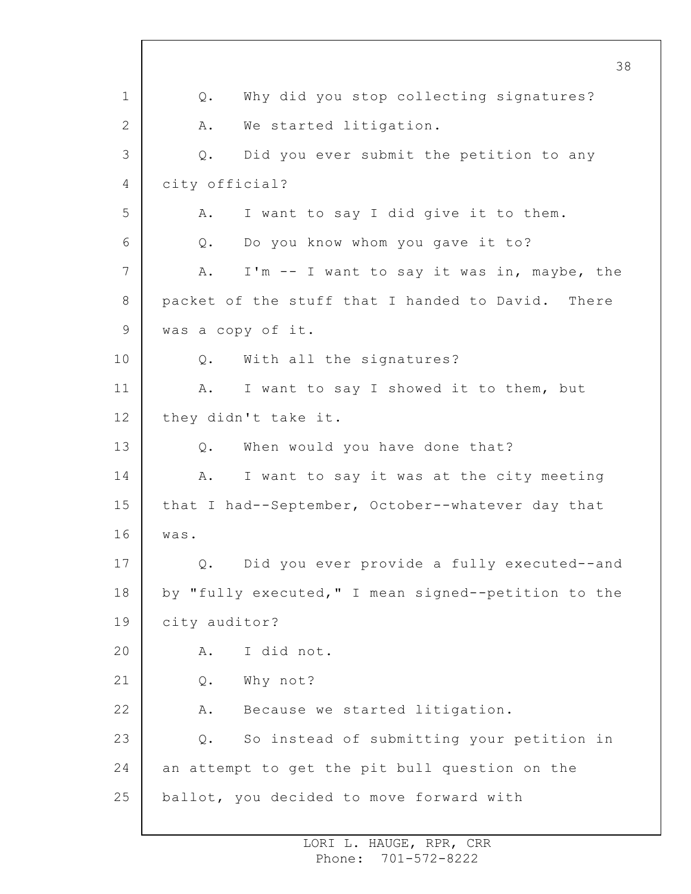Q. Why did you stop collecting signatures?

A. We started litigation.

Q. Did you ever submit the petition to any city official?

A. I want to say I did give it to them.

Q. Do you know whom you gave it to?

A. I'm -- I want to say it was in, maybe, the packet of the stuff that I handed to David. There was a copy of it.

Q. With all the signatures?

A. I want to say I showed it to them, but they didn't take it.

Q. When would you have done that?

A. I want to say it was at the city meeting that I had--September, October--whatever day that was.

Q. Did you ever provide a fully executed--and by "fully executed," I mean signed--petition to the city auditor?

A. I did not.

Q. Why not?

A. Because we started litigation.

Q. So instead of submitting your petition in an attempt to get the pit bull question on the ballot, you decided to move forward with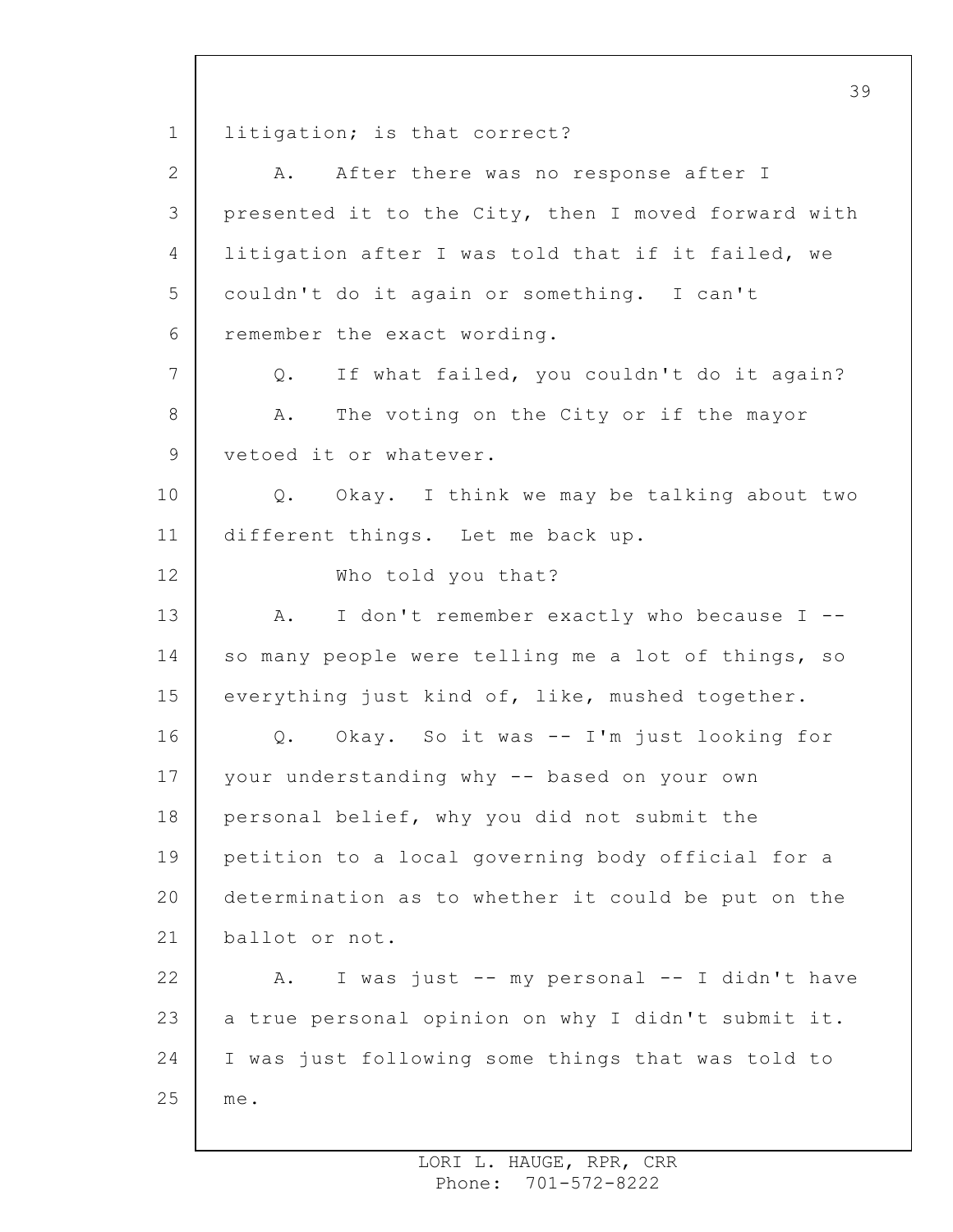litigation; is that correct?

A. After there was no response after I presented it to the City, then I moved forward with litigation after I was told that if it failed, we couldn't do it again or something. I can't remember the exact wording.

Q. If what failed, you couldn't do it again?

A. The voting on the City or if the mayor vetoed it or whatever.

Q. Okay. I think we may be talking about two different things. Let me back up.

Who told you that?

A. I don't remember exactly who because I -- so many people were telling me a lot of things, so everything just kind of, like, mushed together.

Q. Okay. So it was -- I'm just looking for your understanding why -- based on your own personal belief, why you did not submit the petition to a local governing body official for a determination as to whether it could be put on the ballot or not.

A. I was just -- my personal -- I didn't have a true personal opinion on why I didn't submit it. I was just following some things that was told to me.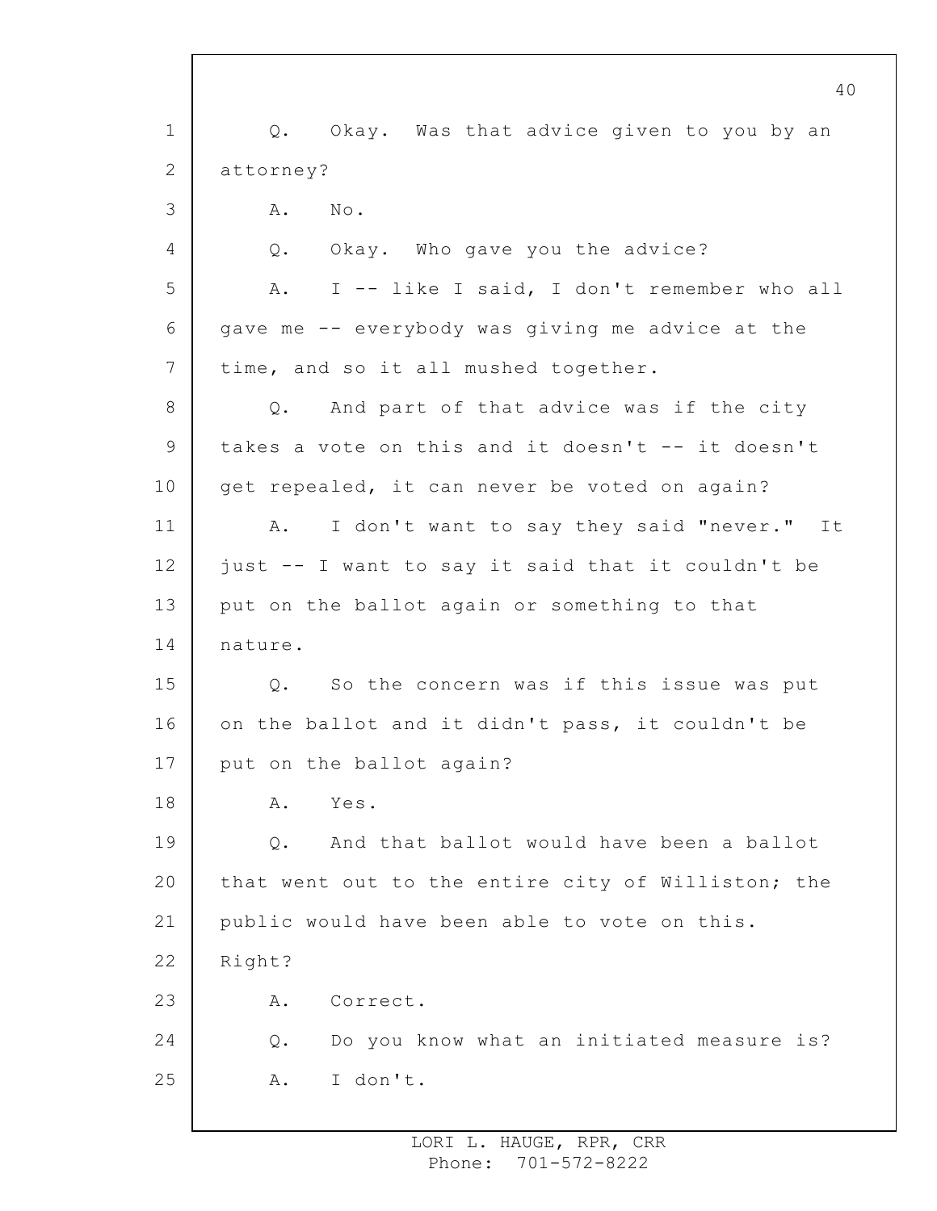Q. Okay. Was that advice given to you by an attorney?

A. No.

Q. Okay. Who gave you the advice?

A. I -- like I said, I don't remember who all gave me -- everybody was giving me advice at the time, and so it all mushed together.

Q. And part of that advice was if the city takes a vote on this and it doesn't -- it doesn't get repealed, it can never be voted on again?

A. I don't want to say they said "never." It just -- I want to say it said that it couldn't be put on the ballot again or something to that nature.

Q. So the concern was if this issue was put on the ballot and it didn't pass, it couldn't be put on the ballot again?

A. Yes.

Q. And that ballot would have been a ballot that went out to the entire city of Williston; the public would have been able to vote on this. Right?

A. Correct.

Q. Do you know what an initiated measure is?

A. I don't.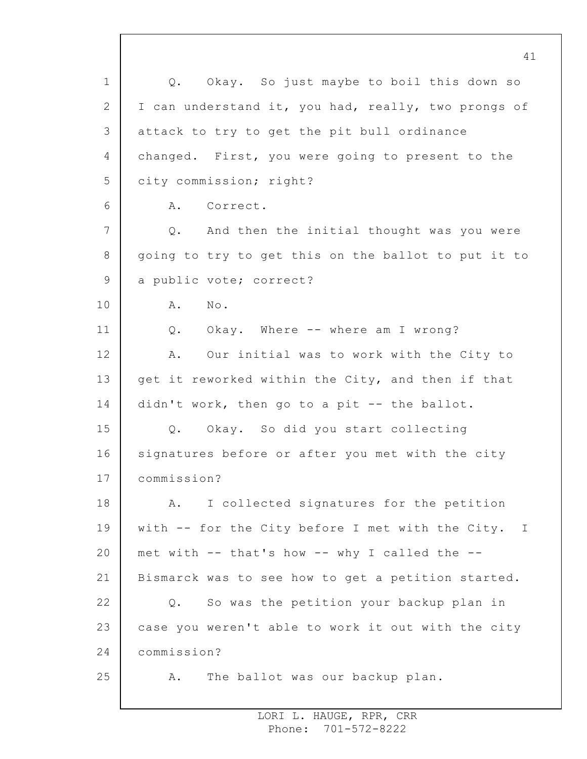Q. Okay. So just maybe to boil this down so I can understand it, you had, really, two prongs of attack to try to get the pit bull ordinance changed. First, you were going to present to the city commission; right?

A. Correct.

Q. And then the initial thought was you were going to try to get this on the ballot to put it to a public vote; correct?

A. No.

Q. Okay. Where -- where am I wrong?

A. Our initial was to work with the City to get it reworked within the City, and then if that didn't work, then go to a pit -- the ballot.

Q. Okay. So did you start collecting signatures before or after you met with the city commission?

A. I collected signatures for the petition with -- for the City before I met with the City. I met with -- that's how -- why I called the -- Bismarck was to see how to get a petition started.

Q. So was the petition your backup plan in case you weren't able to work it out with the city commission?

A. The ballot was our backup plan.

LORI L. HAUGE, RPR, CRR
Phone: 701-572-8222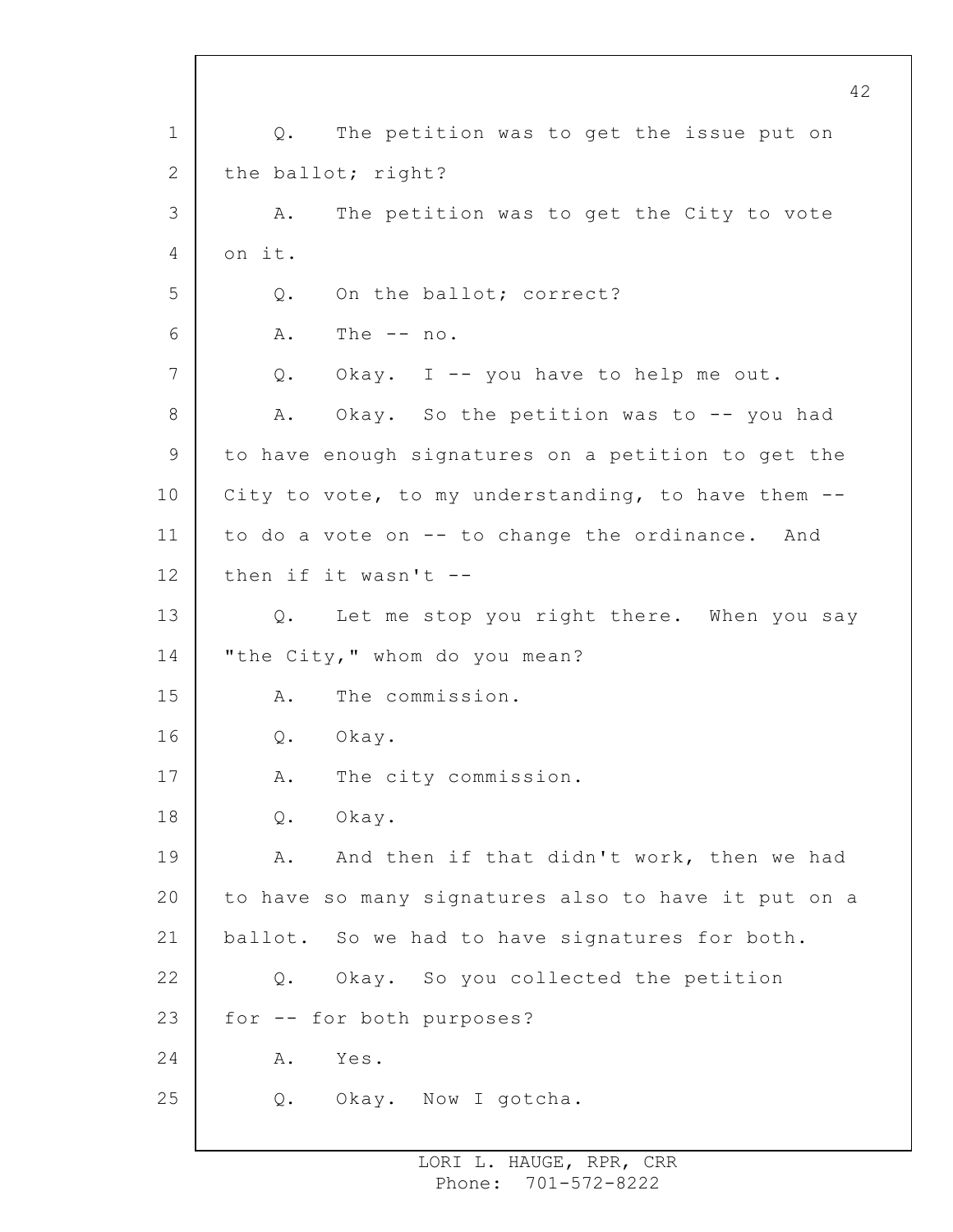Q. The petition was to get the issue put on the ballot; right?

A. The petition was to get the City to vote on it.

Q. On the ballot; correct?

A. The -- no.

Q. Okay. I -- you have to help me out.

A. Okay. So the petition was to -- you had to have enough signatures on a petition to get the City to vote, to my understanding, to have them -- to do a vote on -- to change the ordinance. And then if it wasn't --

Q. Let me stop you right there. When you say "the City," whom do you mean?

A. The commission.

Q. Okay.

A. The city commission.

Q. Okay.

A. And then if that didn't work, then we had to have so many signatures also to have it put on a ballot. So we had to have signatures for both.

Q. Okay. So you collected the petition for -- for both purposes?

A. Yes.

Q. Okay. Now I gotcha.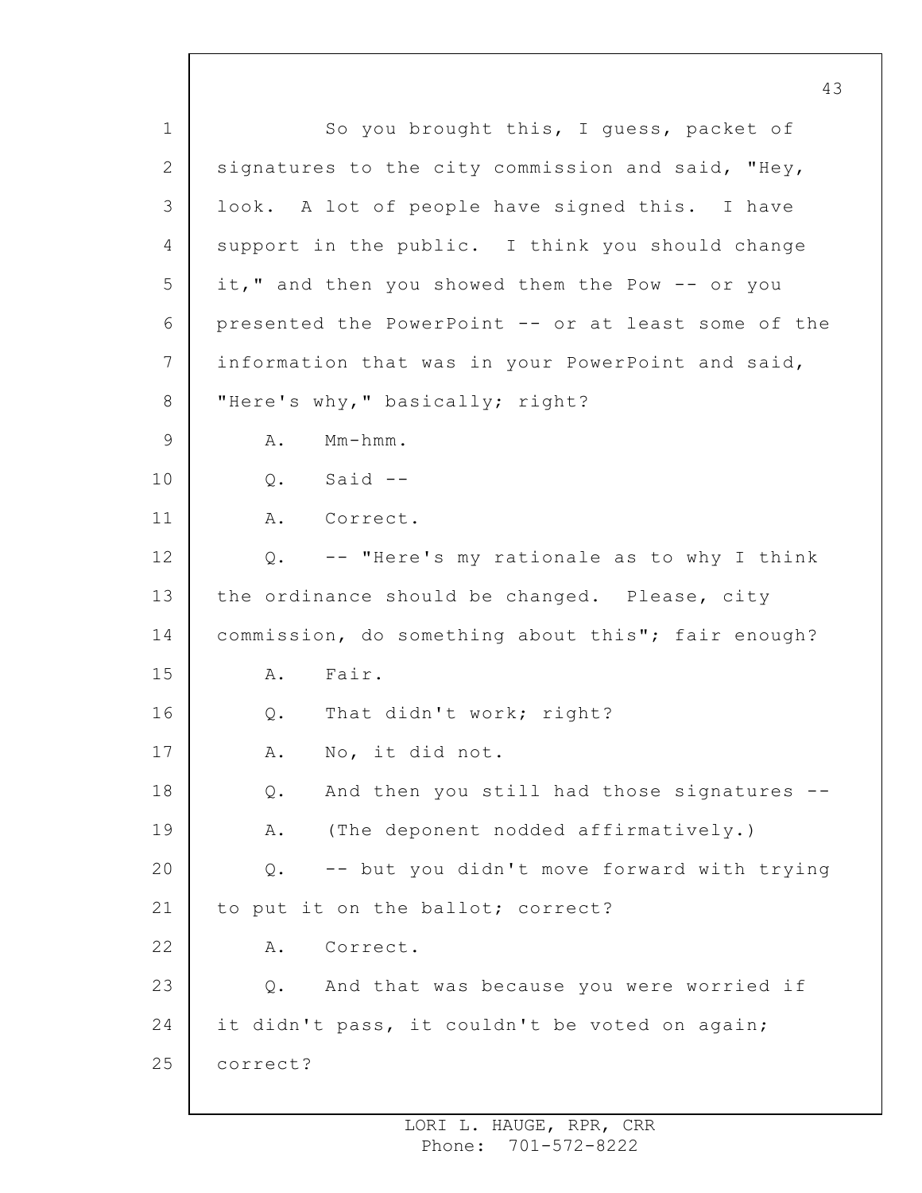So you brought this, I guess, packet of signatures to the city commission and said, "Hey, look. A lot of people have signed this. I have support in the public. I think you should change it," and then you showed them the Pow -- or you presented the PowerPoint -- or at least some of the information that was in your PowerPoint and said, "Here's why," basically; right?

A. Mm-hmm.

Q. Said --

A. Correct.

Q. -- "Here's my rationale as to why I think the ordinance should be changed. Please, city commission, do something about this"; fair enough?

A. Fair.

Q. That didn't work; right?

A. No, it did not.

Q. And then you still had those signatures --

A. (The deponent nodded affirmatively.)

Q. -- but you didn't move forward with trying to put it on the ballot; correct?

A. Correct.

Q. And that was because you were worried if it didn't pass, it couldn't be voted on again; correct?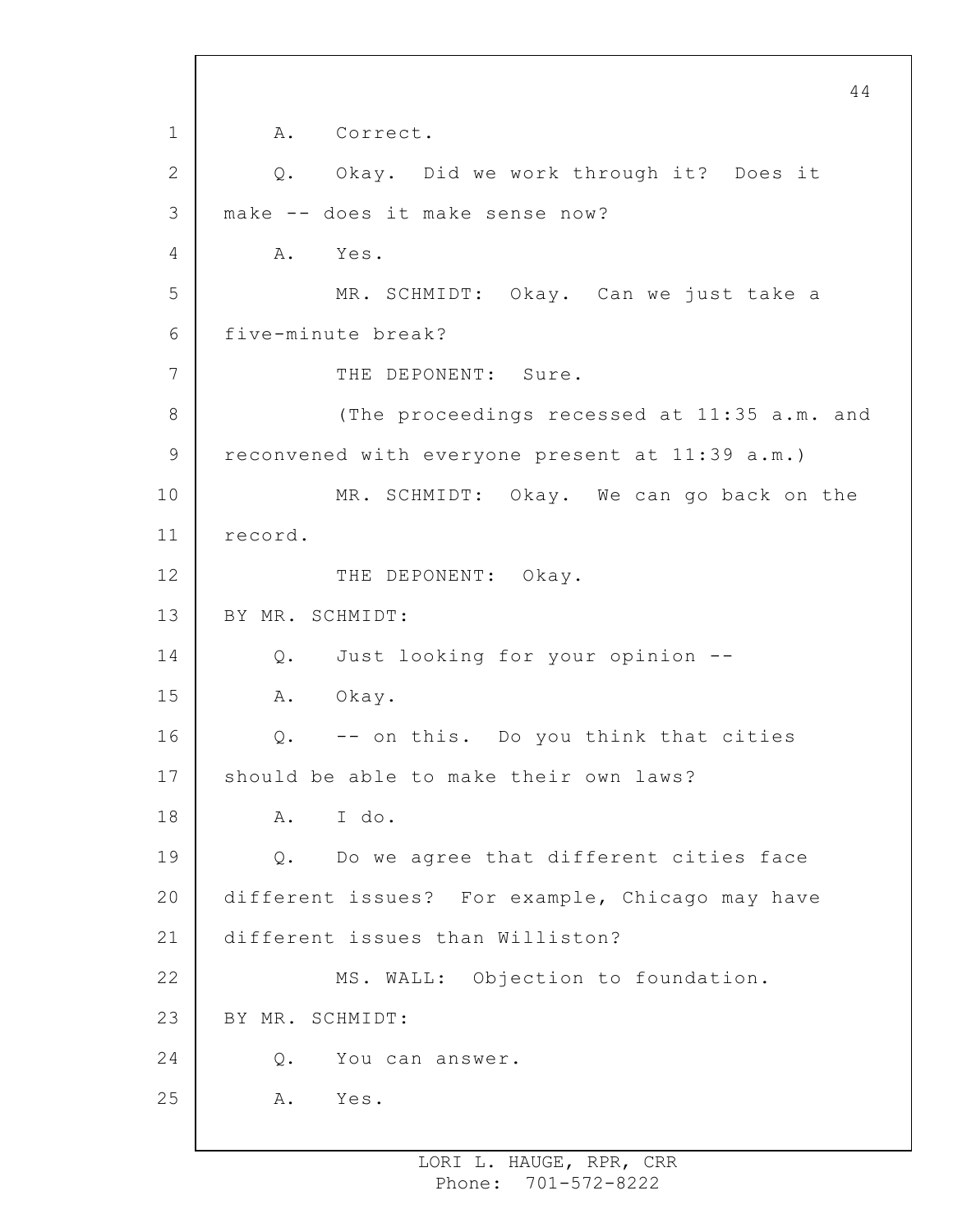A. Correct.

Q. Okay. Did we work through it? Does it make -- does it make sense now?

A. Yes.

MR. SCHMIDT: Okay. Can we just take a five-minute break?

THE DEPONENT: Sure.

(The proceedings recessed at 11:35 a.m. and reconvened with everyone present at 11:39 a.m.)

MR. SCHMIDT: Okay. We can go back on the record.

THE DEPONENT: Okay.

BY MR. SCHMIDT:

Q. Just looking for your opinion --

A. Okay.

Q. -- on this. Do you think that cities should be able to make their own laws?

A. I do.

Q. Do we agree that different cities face different issues? For example, Chicago may have different issues than Williston?

MS. WALL: Objection to foundation.

BY MR. SCHMIDT:

Q. You can answer.

A. Yes.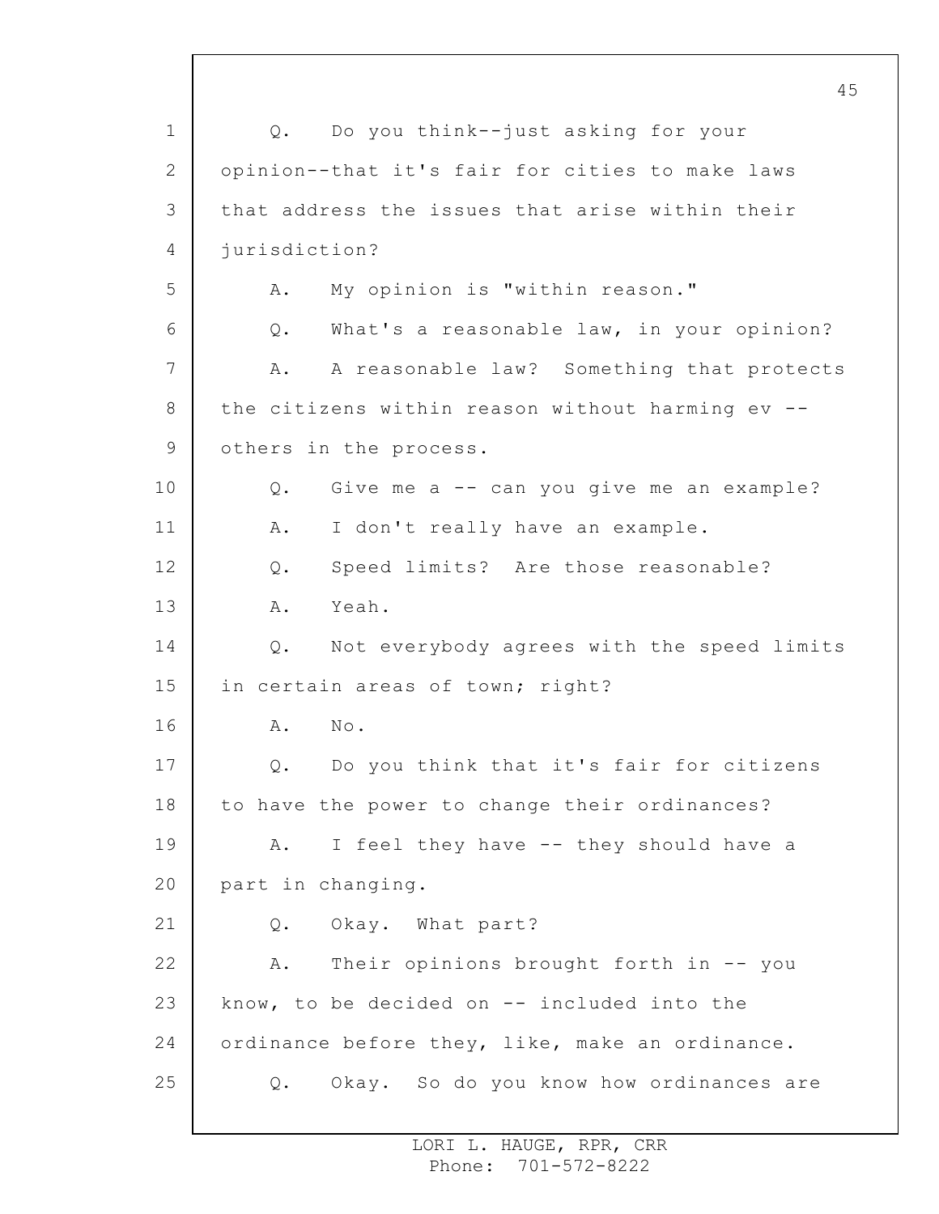Q. Do you think--just asking for your opinion--that it's fair for cities to make laws that address the issues that arise within their jurisdiction?

A. My opinion is "within reason."

Q. What's a reasonable law, in your opinion?

A. A reasonable law? Something that protects the citizens within reason without harming ev -- others in the process.

Q. Give me a -- can you give me an example?

A. I don't really have an example.

Q. Speed limits? Are those reasonable?

A. Yeah.

Q. Not everybody agrees with the speed limits in certain areas of town; right?

A. No.

Q. Do you think that it's fair for citizens to have the power to change their ordinances?

A. I feel they have -- they should have a part in changing.

Q. Okay. What part?

A. Their opinions brought forth in -- you know, to be decided on -- included into the ordinance before they, like, make an ordinance.

Q. Okay. So do you know how ordinances are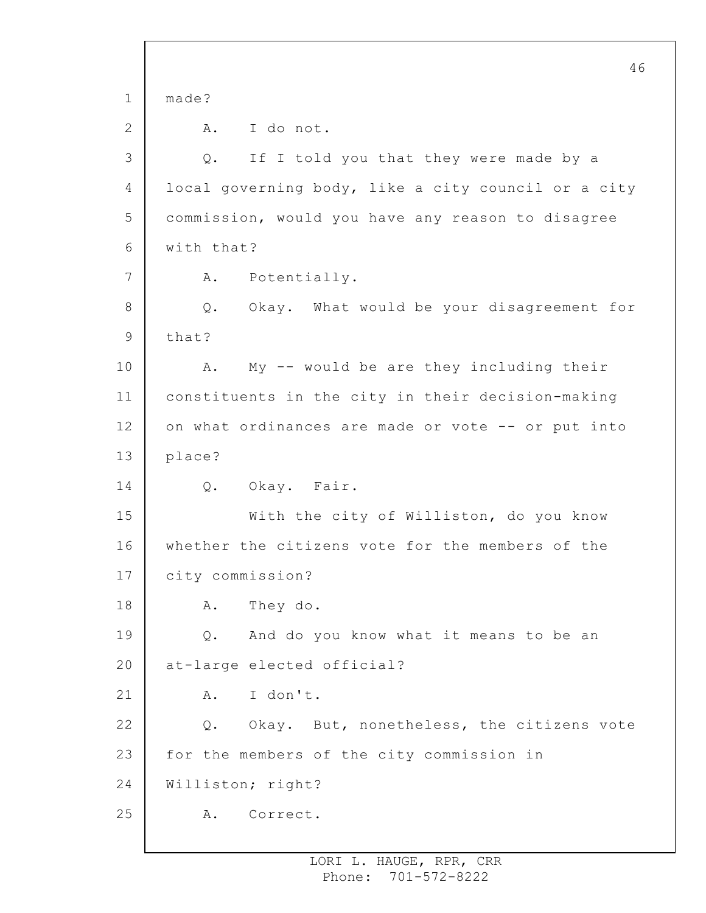1 made?

2 A. I do not.

3 Q. If I told you that they were made by a

4 local governing body, like a city council or a city

5 commission, would you have any reason to disagree

6 with that?

7 A. Potentially.

8 Q. Okay. What would be your disagreement for

9 that?

10 A. My -- would be are they including their

11 constituents in the city in their decision-making

12 on what ordinances are made or vote -- or put into

13 place?

14 Q. Okay. Fair.

15 With the city of Williston, do you know

16 whether the citizens vote for the members of the

17 city commission?

18 A. They do.

19 Q. And do you know what it means to be an

20 at-large elected official?

21 A. I don't.

22 Q. Okay. But, nonetheless, the citizens vote

23 for the members of the city commission in

24 Williston; right?

25 A. Correct.

LORI L. HAUGE, RPR, CRR
Phone: 701-572-8222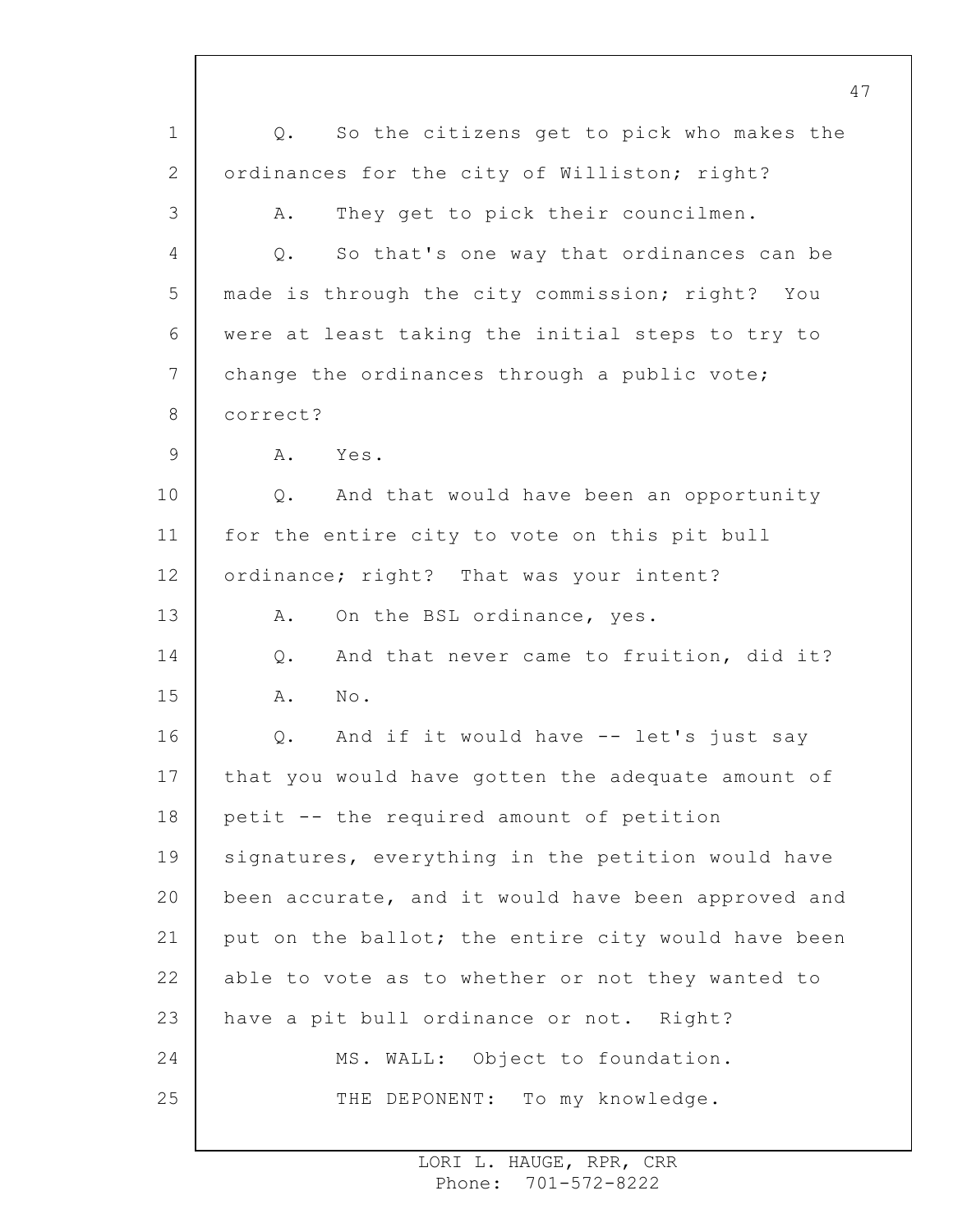Q. So the citizens get to pick who makes the ordinances for the city of Williston; right?

A. They get to pick their councilmen.

Q. So that's one way that ordinances can be made is through the city commission; right? You were at least taking the initial steps to try to change the ordinances through a public vote; correct?

A. Yes.

Q. And that would have been an opportunity for the entire city to vote on this pit bull ordinance; right? That was your intent?

A. On the BSL ordinance, yes.

Q. And that never came to fruition, did it?

A. No.

Q. And if it would have -- let's just say that you would have gotten the adequate amount of petit -- the required amount of petition signatures, everything in the petition would have been accurate, and it would have been approved and put on the ballot; the entire city would have been able to vote as to whether or not they wanted to have a pit bull ordinance or not. Right?

MS. WALL: Object to foundation.

THE DEPONENT: To my knowledge.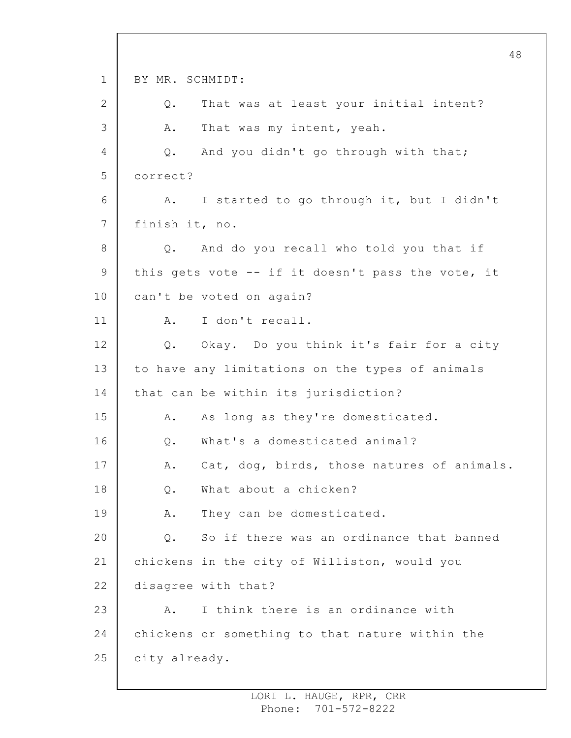BY MR. SCHMIDT:

Q. That was at least your initial intent?

A. That was my intent, yeah.

Q. And you didn't go through with that; correct?

A. I started to go through it, but I didn't finish it, no.

Q. And do you recall who told you that if this gets vote -- if it doesn't pass the vote, it can't be voted on again?

A. I don't recall.

Q. Okay. Do you think it's fair for a city to have any limitations on the types of animals that can be within its jurisdiction?

A. As long as they're domesticated.

Q. What's a domesticated animal?

A. Cat, dog, birds, those natures of animals.

Q. What about a chicken?

A. They can be domesticated.

Q. So if there was an ordinance that banned chickens in the city of Williston, would you disagree with that?

A. I think there is an ordinance with chickens or something to that nature within the city already.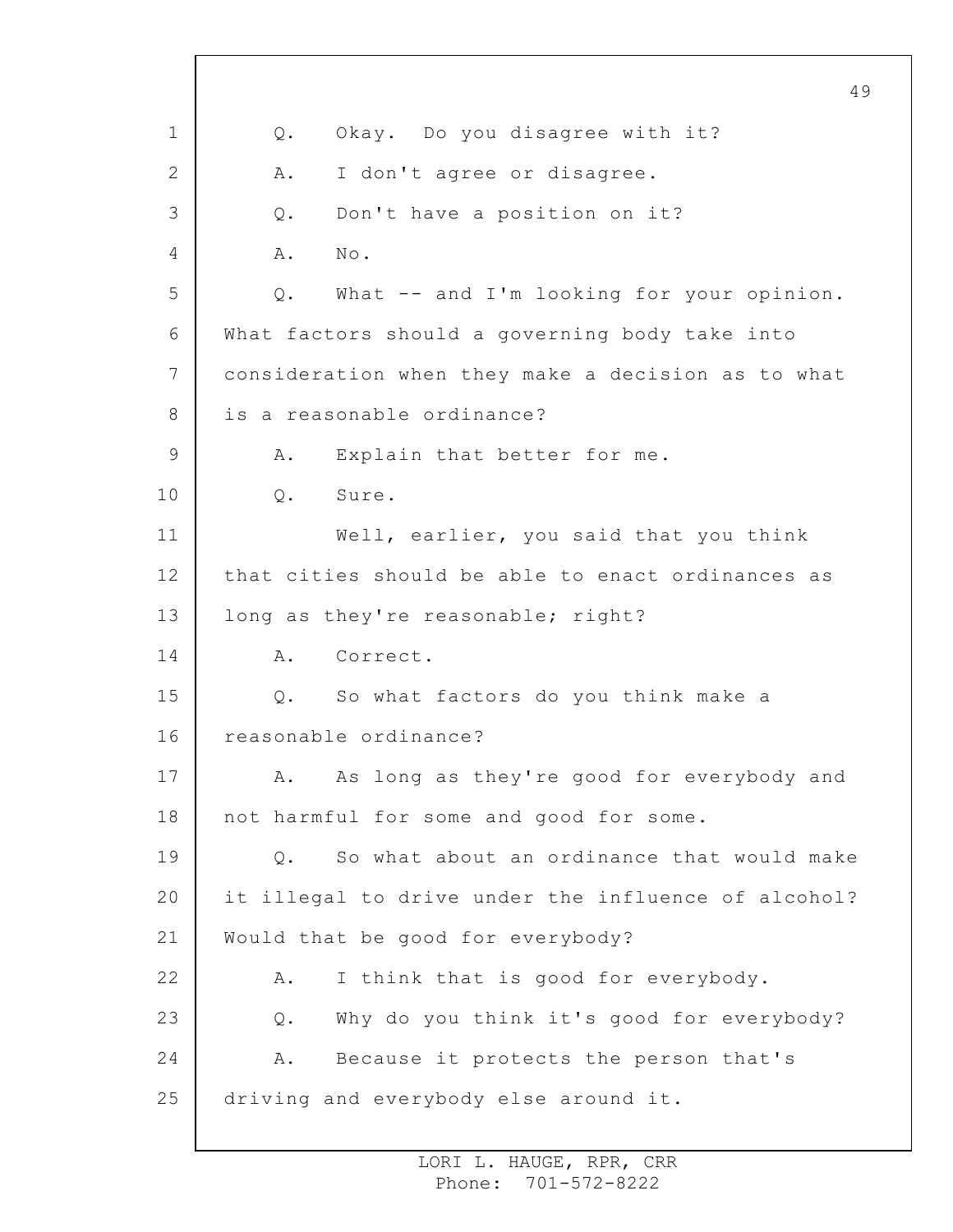Q. Okay. Do you disagree with it?

A. I don't agree or disagree.

Q. Don't have a position on it?

A. No.

Q. What -- and I'm looking for your opinion. What factors should a governing body take into consideration when they make a decision as to what is a reasonable ordinance?

A. Explain that better for me.

Q. Sure.

Well, earlier, you said that you think that cities should be able to enact ordinances as long as they're reasonable; right?

A. Correct.

Q. So what factors do you think make a reasonable ordinance?

A. As long as they're good for everybody and not harmful for some and good for some.

Q. So what about an ordinance that would make it illegal to drive under the influence of alcohol? Would that be good for everybody?

A. I think that is good for everybody.

Q. Why do you think it's good for everybody?

A. Because it protects the person that's driving and everybody else around it.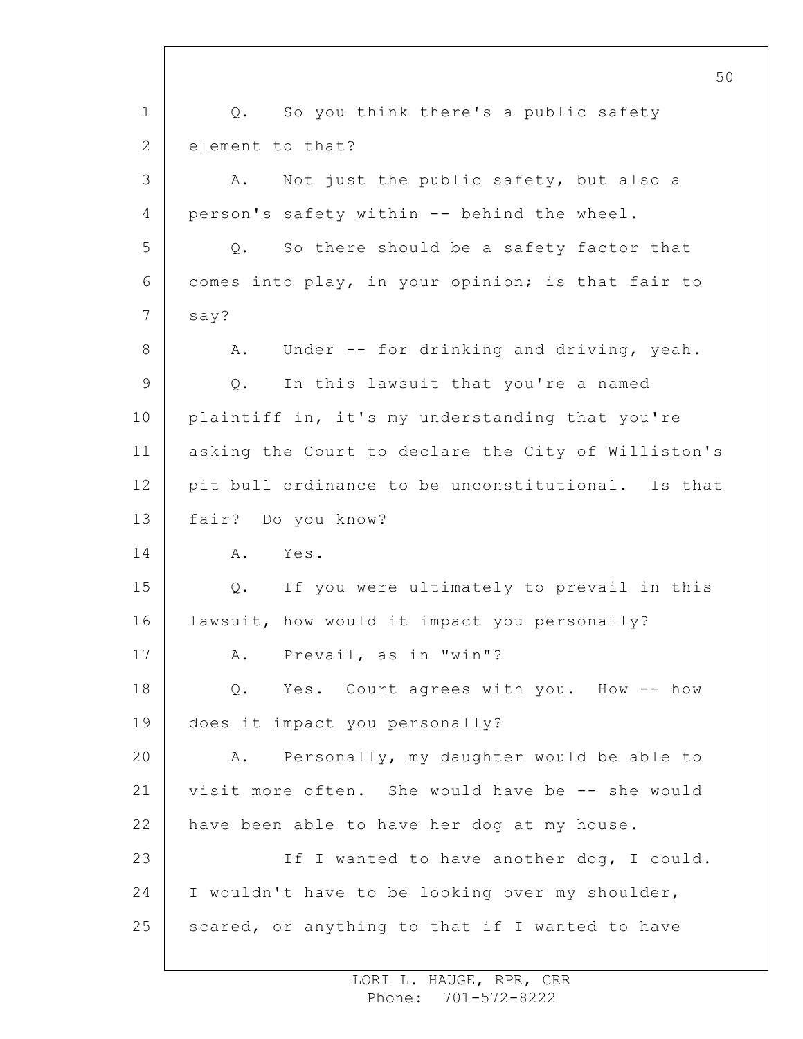Q. So you think there's a public safety element to that?

A. Not just the public safety, but also a person's safety within -- behind the wheel.

Q. So there should be a safety factor that comes into play, in your opinion; is that fair to say?

A. Under -- for drinking and driving, yeah.

Q. In this lawsuit that you're a named plaintiff in, it's my understanding that you're asking the Court to declare the City of Williston's pit bull ordinance to be unconstitutional. Is that fair? Do you know?

A. Yes.

Q. If you were ultimately to prevail in this lawsuit, how would it impact you personally?

A. Prevail, as in "win"?

Q. Yes. Court agrees with you. How -- how does it impact you personally?

A. Personally, my daughter would be able to visit more often. She would have be -- she would have been able to have her dog at my house.

If I wanted to have another dog, I could. I wouldn't have to be looking over my shoulder, scared, or anything to that if I wanted to have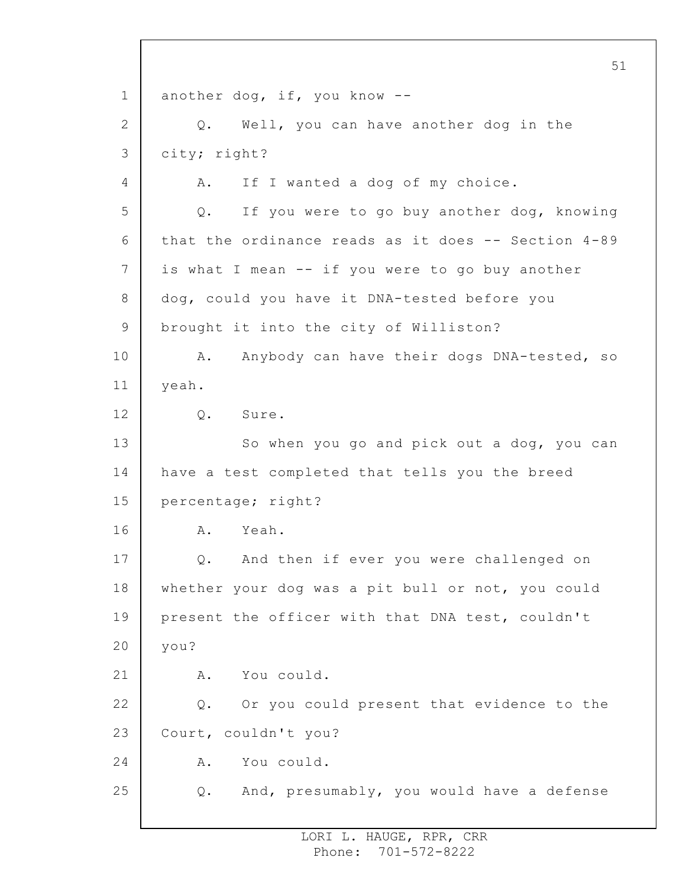another dog, if, you know --

Q. Well, you can have another dog in the city; right?

A. If I wanted a dog of my choice.

Q. If you were to go buy another dog, knowing that the ordinance reads as it does -- Section 4-89 is what I mean -- if you were to go buy another dog, could you have it DNA-tested before you brought it into the city of Williston?

A. Anybody can have their dogs DNA-tested, so yeah.

Q. Sure.

So when you go and pick out a dog, you can have a test completed that tells you the breed percentage; right?

A. Yeah.

Q. And then if ever you were challenged on whether your dog was a pit bull or not, you could present the officer with that DNA test, couldn't you?

A. You could.

Q. Or you could present that evidence to the Court, couldn't you?

A. You could.

Q. And, presumably, you would have a defense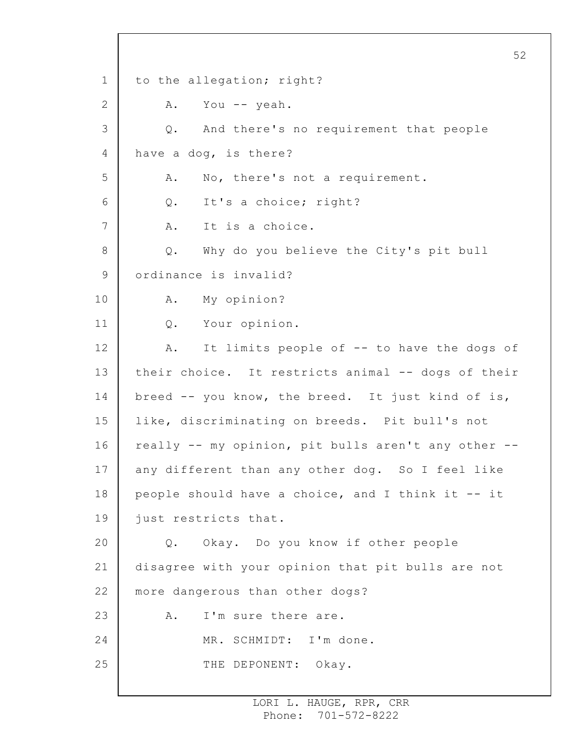to the allegation; right?

A. You -- yeah.

Q. And there's no requirement that people have a dog, is there?

A. No, there's not a requirement.

Q. It's a choice; right?

A. It is a choice.

Q. Why do you believe the City's pit bull ordinance is invalid?

A. My opinion?

Q. Your opinion.

A. It limits people of -- to have the dogs of their choice. It restricts animal -- dogs of their breed -- you know, the breed. It just kind of is, like, discriminating on breeds. Pit bull's not really -- my opinion, pit bulls aren't any other -- any different than any other dog. So I feel like people should have a choice, and I think it -- it just restricts that.

Q. Okay. Do you know if other people disagree with your opinion that pit bulls are not more dangerous than other dogs?

A. I'm sure there are.

MR. SCHMIDT: I'm done.

THE DEPONENT: Okay.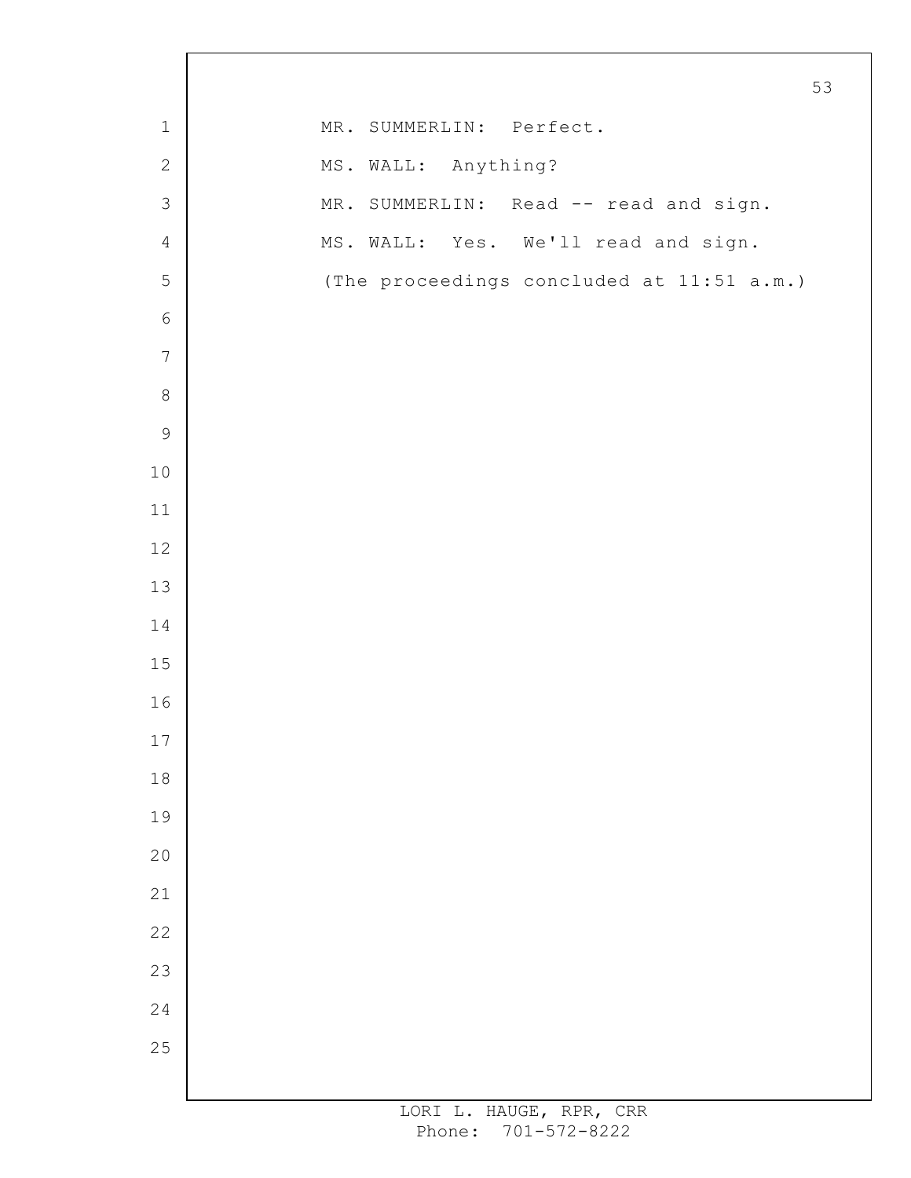MR. SUMMERLIN: Perfect.

MS. WALL: Anything?

MR. SUMMERLIN: Read -- read and sign.

MS. WALL: Yes. We'll read and sign.

(The proceedings concluded at 11:51 a.m.)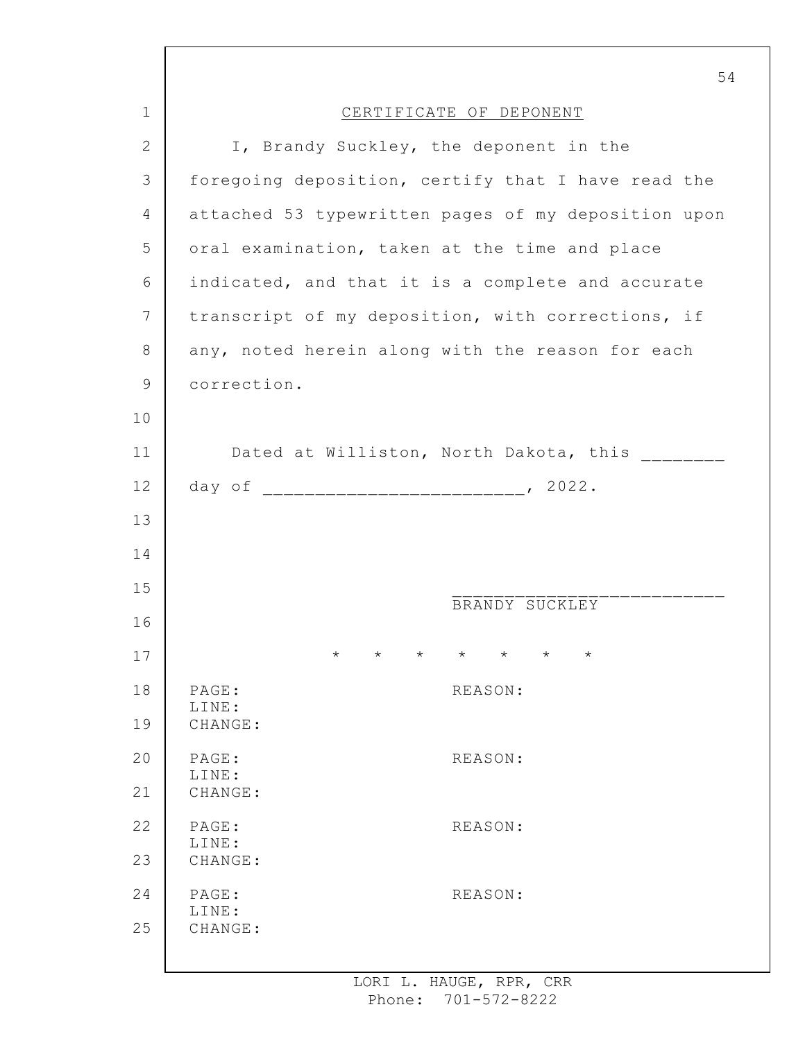# CERTIFICATE OF DEPONENT

I, Brandy Suckley, the deponent in the foregoing deposition, certify that I have read the attached 53 typewritten pages of my deposition upon oral examination, taken at the time and place indicated, and that it is a complete and accurate transcript of my deposition, with corrections, if any, noted herein along with the reason for each correction.

Dated at Williston, North Dakota, this ________ day of ________________________, 2022.

__________________________
BRANDY SUCKLEY

\*    \*    \*    \*    \*    \*    \*

PAGE: REASON:
LINE:
CHANGE:

PAGE: REASON:
LINE:
CHANGE:

PAGE: REASON:
LINE:
CHANGE:

PAGE: REASON:
LINE:
CHANGE:

LORI L. HAUGE, RPR, CRR
Phone: 701-572-8222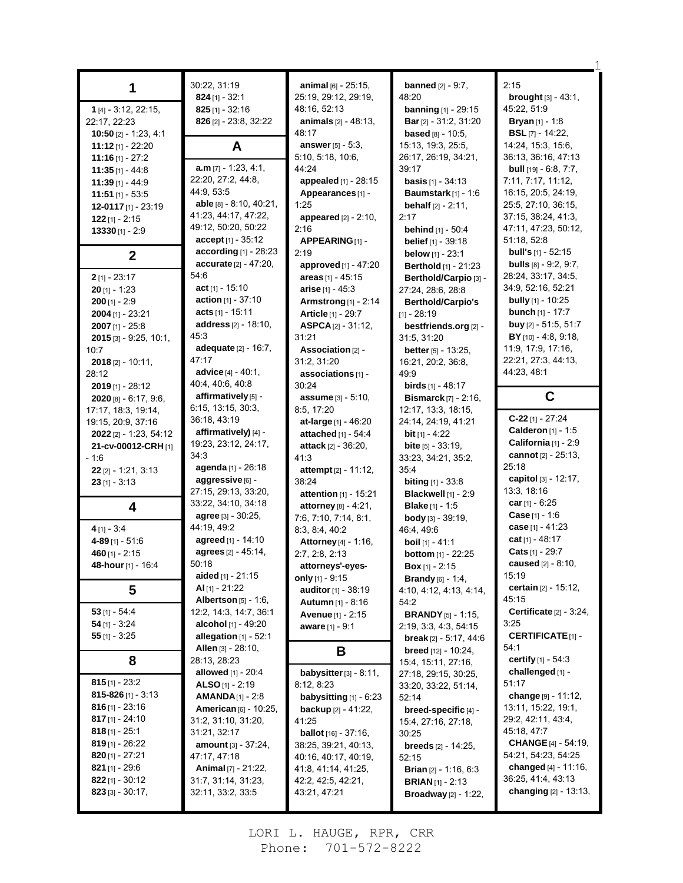## 1

**1** [4] - 3:12, 22:15, 22:17, 22:23
**10:50** [2] - 1:23, 4:1
**11:12** [1] - 22:20
**11:16** [1] - 27:2
**11:35** [1] - 44:8
**11:39** [1] - 44:9
**11:51** [1] - 53:5
**12-0117** [1] - 23:19
**122** [1] - 2:15
**13330** [1] - 2:9

## 2

**2** [1] - 23:17
**20** [1] - 1:23
**200** [1] - 2:9
**2004** [1] - 23:21
**2007** [1] - 25:8
**2015** [3] - 9:25, 10:1, 10:7
**2018** [2] - 10:11, 28:12
**2019** [1] - 28:12
**2020** [8] - 6:17, 9:6, 17:17, 18:3, 19:14, 19:15, 20:9, 37:16
**2022** [2] - 1:23, 54:12
**21-cv-00012-CRH** [1] - 1:6
**22** [2] - 1:21, 3:13
**23** [1] - 3:13

## 4

**4** [1] - 3:4
**4-89** [1] - 51:6
**460** [1] - 2:15
**48-hour** [1] - 16:4

## 5

**53** [1] - 54:4
**54** [1] - 3:24
**55** [1] - 3:25

## 8

**815** [1] - 23:2
**815-826** [1] - 3:13
**816** [1] - 23:16
**817** [1] - 24:10
**818** [1] - 25:1
**819** [1] - 26:22
**820** [1] - 27:21
**821** [1] - 29:6
**822** [1] - 30:12
**823** [3] - 30:17, 30:22, 31:19
**824** [1] - 32:1
**825** [1] - 32:16
**826** [2] - 23:8, 32:22

## A

**a.m** [7] - 1:23, 4:1, 22:20, 27:2, 44:8, 44:9, 53:5
**able** [8] - 8:10, 40:21, 41:23, 44:17, 47:22, 49:12, 50:20, 50:22
**accept** [1] - 35:12
**according** [1] - 28:23
**accurate** [2] - 47:20, 54:6
**act** [1] - 15:10
**action** [1] - 37:10
**acts** [1] - 15:11
**address** [2] - 18:10, 45:3
**adequate** [2] - 16:7, 47:17
**advice** [4] - 40:1, 40:4, 40:6, 40:8
**affirmatively** [5] - 6:15, 13:15, 30:3, 36:18, 43:19
**affirmatively)** [4] - 19:23, 23:12, 24:17, 34:3
**agenda** [1] - 26:18
**aggressive** [6] - 27:15, 29:13, 33:20, 33:22, 34:10, 34:18
**agree** [3] - 30:25, 44:19, 49:2
**agreed** [1] - 14:10
**agrees** [2] - 45:14, 50:18
**aided** [1] - 21:15
**Al** [1] - 21:22
**Albertson** [5] - 1:6, 12:2, 14:3, 14:7, 36:1
**alcohol** [1] - 49:20
**allegation** [1] - 52:1
**Allen** [3] - 28:10, 28:13, 28:23
**allowed** [1] - 20:4
**ALSO** [1] - 2:19
**AMANDA** [1] - 2:8
**American** [6] - 10:25, 31:2, 31:10, 31:20, 31:21, 32:17
**amount** [3] - 37:24, 47:17, 47:18
**Animal** [7] - 21:22, 31:7, 31:14, 31:23, 32:11, 33:2, 33:5
**animal** [6] - 25:15, 25:19, 29:12, 29:19, 48:16, 52:13
**animals** [2] - 48:13, 48:17
**answer** [5] - 5:3, 5:10, 5:18, 10:6, 44:24
**appealed** [1] - 28:15
**Appearances** [1] - 1:25
**appeared** [2] - 2:10, 2:16
**APPEARING** [1] - 2:19
**approved** [1] - 47:20
**areas** [1] - 45:15
**arise** [1] - 45:3
**Armstrong** [1] - 2:14
**Article** [1] - 29:7
**ASPCA** [2] - 31:12, 31:21
**Association** [2] - 31:2, 31:20
**associations** [1] - 30:24
**assume** [3] - 5:10, 8:5, 17:20
**at-large** [1] - 46:20
**attached** [1] - 54:4
**attack** [2] - 36:20, 41:3
**attempt** [2] - 11:12, 38:24
**attention** [1] - 15:21
**attorney** [8] - 4:21, 7:6, 7:10, 7:14, 8:1, 8:3, 8:4, 40:2
**Attorney** [4] - 1:16, 2:7, 2:8, 2:13
**attorneys'-eyes-only** [1] - 9:15
**auditor** [1] - 38:19
**Autumn** [1] - 8:16
**Avenue** [1] - 2:15
**aware** [1] - 9:1

## B

**babysitter** [3] - 8:11, 8:12, 8:23
**babysitting** [1] - 6:23
**backup** [2] - 41:22, 41:25
**ballot** [16] - 37:16, 38:25, 39:21, 40:13, 40:16, 40:17, 40:19, 41:8, 41:14, 41:25, 42:2, 42:5, 42:21, 43:21, 47:21
**banned** [2] - 9:7, 48:20
**banning** [1] - 29:15
**Bar** [2] - 31:2, 31:20
**based** [8] - 10:5, 15:13, 19:3, 25:5, 26:17, 26:19, 34:21, 39:17
**basis** [1] - 34:13
**Baumstark** [1] - 1:6
**behalf** [2] - 2:11, 2:17
**behind** [1] - 50:4
**belief** [1] - 39:18
**below** [1] - 23:1
**Berthold** [1] - 21:23
**Berthold/Carpio** [3] - 27:24, 28:6, 28:8
**Berthold/Carpio's** [1] - 28:19
**bestfriends.org** [2] - 31:5, 31:20
**better** [5] - 13:25, 16:21, 20:2, 36:8, 49:9
**birds** [1] - 48:17
**Bismarck** [7] - 2:16, 12:17, 13:3, 18:15, 24:14, 24:19, 41:21
**bit** [1] - 4:22
**bite** [5] - 33:19, 33:23, 34:21, 35:2, 35:4
**biting** [1] - 33:8
**Blackwell** [1] - 2:9
**Blake** [1] - 1:5
**body** [3] - 39:19, 46:4, 49:6
**boil** [1] - 41:1
**bottom** [1] - 22:25
**Box** [1] - 2:15
**Brandy** [6] - 1:4, 4:10, 4:12, 4:13, 4:14, 54:2
**BRANDY** [5] - 1:15, 2:19, 3:3, 4:3, 54:15
**break** [2] - 5:17, 44:6
**breed** [12] - 10:24, 15:4, 15:11, 27:16, 27:18, 29:15, 30:25, 33:20, 33:22, 51:14, 52:14
**breed-specific** [4] - 15:4, 27:16, 27:18, 30:25
**breeds** [2] - 14:25, 52:15
**Brian** [2] - 1:16, 6:3
**BRIAN** [1] - 2:13
**Broadway** [2] - 1:22, 2:15
**brought** [3] - 43:1, 45:22, 51:9
**Bryan** [1] - 1:8
**BSL** [7] - 14:22, 14:24, 15:3, 15:6, 36:13, 36:16, 47:13
**bull** [19] - 6:8, 7:7, 7:11, 7:17, 11:12, 16:15, 20:5, 24:19, 25:5, 27:10, 36:15, 37:15, 38:24, 41:3, 47:11, 47:23, 50:12, 51:18, 52:8
**bull's** [1] - 52:15
**bulls** [8] - 9:2, 9:7, 28:24, 33:17, 34:5, 34:9, 52:16, 52:21
**bully** [1] - 10:25
**bunch** [1] - 17:7
**buy** [2] - 51:5, 51:7
**BY** [10] - 4:8, 9:18, 11:9, 17:9, 17:16, 22:21, 27:3, 44:13, 44:23, 48:1

## C

**C-22** [1] - 27:24
**Calderon** [1] - 1:5
**California** [1] - 2:9
**cannot** [2] - 25:13, 25:18
**capitol** [3] - 12:17, 13:3, 18:16
**car** [1] - 6:25
**Case** [1] - 1:6
**case** [1] - 41:23
**cat** [1] - 48:17
**Cats** [1] - 29:7
**caused** [2] - 8:10, 15:19
**certain** [2] - 15:12, 45:15
**Certificate** [2] - 3:24, 3:25
**CERTIFICATE** [1] - 54:1
**certify** [1] - 54:3
**challenged** [1] - 51:17
**change** [9] - 11:12, 13:11, 15:22, 19:1, 29:2, 42:11, 43:4, 45:18, 47:7
**CHANGE** [4] - 54:19, 54:21, 54:23, 54:25
**changed** [4] - 11:16, 36:25, 41:4, 43:13
**changing** [2] - 13:13,

LORI L. HAUGE, RPR, CRR
Phone: 701-572-8222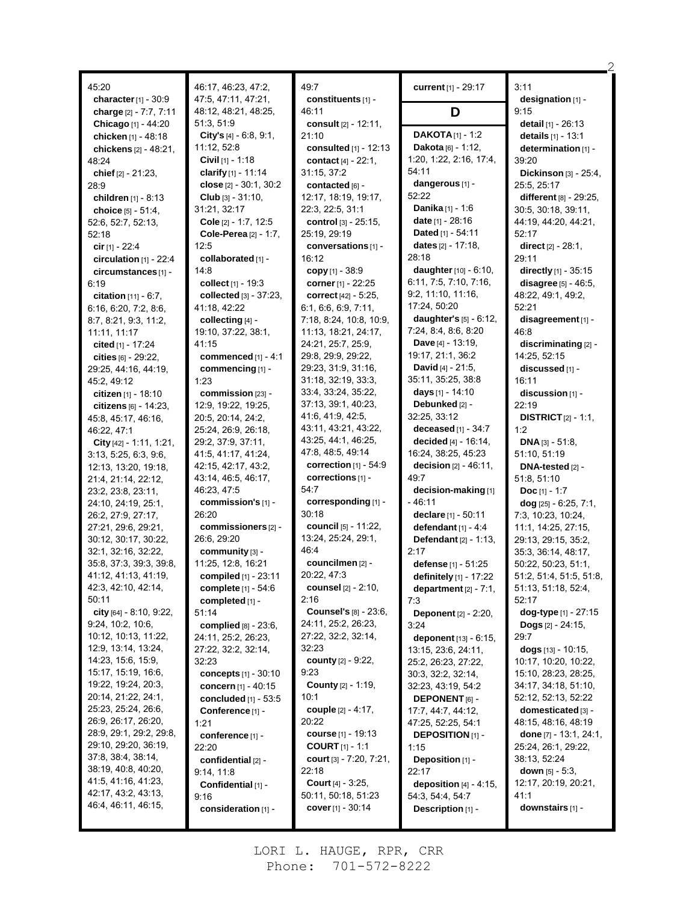45:20
**character** [1] - 30:9
**charge** [2] - 7:7, 7:11
**Chicago** [1] - 44:20
**chicken** [1] - 48:18
**chickens** [2] - 48:21, 48:24
**chief** [2] - 21:23, 28:9
**children** [1] - 8:13
**choice** [5] - 51:4, 52:6, 52:7, 52:13, 52:18
**cir** [1] - 22:4
**circulation** [1] - 22:4
**circumstances** [1] - 6:19
**citation** [11] - 6:7, 6:16, 6:20, 7:2, 8:6, 8:7, 8:21, 9:3, 11:2, 11:11, 11:17
**cited** [1] - 17:24
**cities** [6] - 29:22, 29:25, 44:16, 44:19, 45:2, 49:12
**citizen** [1] - 18:10
**citizens** [6] - 14:23, 45:8, 45:17, 46:16, 46:22, 47:1
**City** [42] - 1:11, 1:21, 3:13, 5:25, 6:3, 9:6, 12:13, 13:20, 19:18, 21:4, 21:14, 22:12, 23:2, 23:8, 23:11, 24:10, 24:19, 25:1, 26:2, 27:9, 27:17, 27:21, 29:6, 29:21, 30:12, 30:17, 30:22, 32:1, 32:16, 32:22, 35:8, 37:3, 39:3, 39:8, 41:12, 41:13, 41:19, 42:3, 42:10, 42:14, 50:11
**city** [64] - 8:10, 9:22, 9:24, 10:2, 10:6, 10:12, 10:13, 11:22, 12:9, 13:14, 13:24, 14:23, 15:6, 15:9, 15:17, 15:19, 16:6, 19:22, 19:24, 20:3, 20:14, 21:22, 24:1, 25:23, 25:24, 26:6, 26:9, 26:17, 26:20, 28:9, 29:1, 29:2, 29:8, 29:10, 29:20, 36:19, 37:8, 38:4, 38:14, 38:19, 40:8, 40:20, 41:5, 41:16, 41:23, 42:17, 43:2, 43:13, 46:4, 46:11, 46:15, 46:17, 46:23, 47:2, 47:5, 47:11, 47:21, 48:12, 48:21, 48:25, 51:3, 51:9
**City's** [4] - 6:8, 9:1, 11:12, 52:8
**Civil** [1] - 1:18
**clarify** [1] - 11:14
**close** [2] - 30:1, 30:2
**Club** [3] - 31:10, 31:21, 32:17
**Cole** [2] - 1:7, 12:5
**Cole-Perea** [2] - 1:7, 12:5
**collaborated** [1] - 14:8
**collect** [1] - 19:3
**collected** [3] - 37:23, 41:18, 42:22
**collecting** [4] - 19:10, 37:22, 38:1, 41:15
**commenced** [1] - 4:1
**commencing** [1] - 1:23
**commission** [23] - 12:9, 19:22, 19:25, 20:5, 20:14, 24:2, 25:24, 26:9, 26:18, 29:2, 37:9, 37:11, 41:5, 41:17, 41:24, 42:15, 42:17, 43:2, 43:14, 46:5, 46:17, 46:23, 47:5
**commission's** [1] - 26:20
**commissioners** [2] - 26:6, 29:20
**community** [3] - 11:25, 12:8, 16:21
**compiled** [1] - 23:11
**complete** [1] - 54:6
**completed** [1] - 51:14
**complied** [8] - 23:6, 24:11, 25:2, 26:23, 27:22, 32:2, 32:14, 32:23
**concepts** [1] - 30:10
**concern** [1] - 40:15
**concluded** [1] - 53:5
**Conference** [1] - 1:21
**conference** [1] - 22:20
**confidential** [2] - 9:14, 11:8
**Confidential** [1] - 9:16
**consideration** [1] - 49:7
**constituents** [1] - 46:11
**consult** [2] - 12:11, 21:10
**consulted** [1] - 12:13
**contact** [4] - 22:1, 31:15, 37:2
**contacted** [6] - 12:17, 18:19, 19:17, 22:3, 22:5, 31:1
**control** [3] - 25:15, 25:19, 29:19
**conversations** [1] - 16:12
**copy** [1] - 38:9
**corner** [1] - 22:25
**correct** [42] - 5:25, 6:1, 6:6, 6:9, 7:11, 7:18, 8:24, 10:8, 10:9, 11:13, 18:21, 24:17, 24:21, 25:7, 25:9, 29:8, 29:9, 29:22, 29:23, 31:9, 31:16, 31:18, 32:19, 33:3, 33:4, 33:24, 35:22, 37:13, 39:1, 40:23, 41:6, 41:9, 42:5, 43:11, 43:21, 43:22, 43:25, 44:1, 46:25, 47:8, 48:5, 49:14
**correction** [1] - 54:9
**corrections** [1] - 54:7
**corresponding** [1] - 30:18
**council** [5] - 11:22, 13:24, 25:24, 29:1, 46:4
**councilmen** [2] - 20:22, 47:3
**counsel** [2] - 2:10, 2:16
**Counsel's** [8] - 23:6, 24:11, 25:2, 26:23, 27:22, 32:2, 32:14, 32:23
**county** [2] - 9:22, 9:23
**County** [2] - 1:19, 10:1
**couple** [2] - 4:17, 20:22
**course** [1] - 19:13
**COURT** [1] - 1:1
**court** [3] - 7:20, 7:21, 22:18
**Court** [4] - 3:25, 50:11, 50:18, 51:23
**cover** [1] - 30:14
**current** [1] - 29:17

## D

**DAKOTA** [1] - 1:2
**Dakota** [6] - 1:12, 1:20, 1:22, 2:16, 17:4, 54:11
**dangerous** [1] - 52:22
**Danika** [1] - 1:6
**date** [1] - 28:16
**Dated** [1] - 54:11
**dates** [2] - 17:18, 28:18
**daughter** [10] - 6:10, 6:11, 7:5, 7:10, 7:16, 9:2, 11:10, 11:16, 17:24, 50:20
**daughter's** [5] - 6:12, 7:24, 8:4, 8:6, 8:20
**Dave** [4] - 13:19, 19:17, 21:1, 36:2
**David** [4] - 21:5, 35:11, 35:25, 38:8
**days** [1] - 14:10
**Debunked** [2] - 32:25, 33:12
**deceased** [1] - 34:7
**decided** [4] - 16:14, 16:24, 38:25, 45:23
**decision** [2] - 46:11, 49:7
**decision-making** [1] - 46:11
**declare** [1] - 50:11
**defendant** [1] - 4:4
**Defendant** [2] - 1:13, 2:17
**defense** [1] - 51:25
**definitely** [1] - 17:22
**department** [2] - 7:1, 7:3
**Deponent** [2] - 2:20, 3:24
**deponent** [13] - 6:15, 13:15, 23:6, 24:11, 25:2, 26:23, 27:22, 30:3, 32:2, 32:14, 32:23, 43:19, 54:2
**DEPONENT** [6] - 17:7, 44:7, 44:12, 47:25, 52:25, 54:1
**DEPOSITION** [1] - 1:15
**Deposition** [1] - 22:17
**deposition** [4] - 4:15, 54:3, 54:4, 54:7
**Description** [1] - 3:11
**designation** [1] - 9:15
**detail** [1] - 26:13
**details** [1] - 13:1
**determination** [1] - 39:20
**Dickinson** [3] - 25:4, 25:5, 25:17
**different** [8] - 29:25, 30:5, 30:18, 39:11, 44:19, 44:20, 44:21, 52:17
**direct** [2] - 28:1, 29:11
**directly** [1] - 35:15
**disagree** [5] - 46:5, 48:22, 49:1, 49:2, 52:21
**disagreement** [1] - 46:8
**discriminating** [2] - 14:25, 52:15
**discussed** [1] - 16:11
**discussion** [1] - 22:19
**DISTRICT** [2] - 1:1, 1:2
**DNA** [3] - 51:8, 51:10, 51:19
**DNA-tested** [2] - 51:8, 51:10
**Doc** [1] - 1:7
**dog** [25] - 6:25, 7:1, 7:3, 10:23, 10:24, 11:1, 14:25, 27:15, 29:13, 29:15, 35:2, 35:3, 36:14, 48:17, 50:22, 50:23, 51:1, 51:2, 51:4, 51:5, 51:8, 51:13, 51:18, 52:4, 52:17
**dog-type** [1] - 27:15
**Dogs** [2] - 24:15, 29:7
**dogs** [13] - 10:15, 10:17, 10:20, 10:22, 15:10, 28:23, 28:25, 34:17, 34:18, 51:10, 52:12, 52:13, 52:22
**domesticated** [3] - 48:15, 48:16, 48:19
**done** [7] - 13:1, 24:1, 25:24, 26:1, 29:22, 38:13, 52:24
**down** [5] - 5:3, 12:17, 20:19, 20:21, 41:1
**downstairs** [1] -

LORI L. HAUGE, RPR, CRR
Phone: 701-572-8222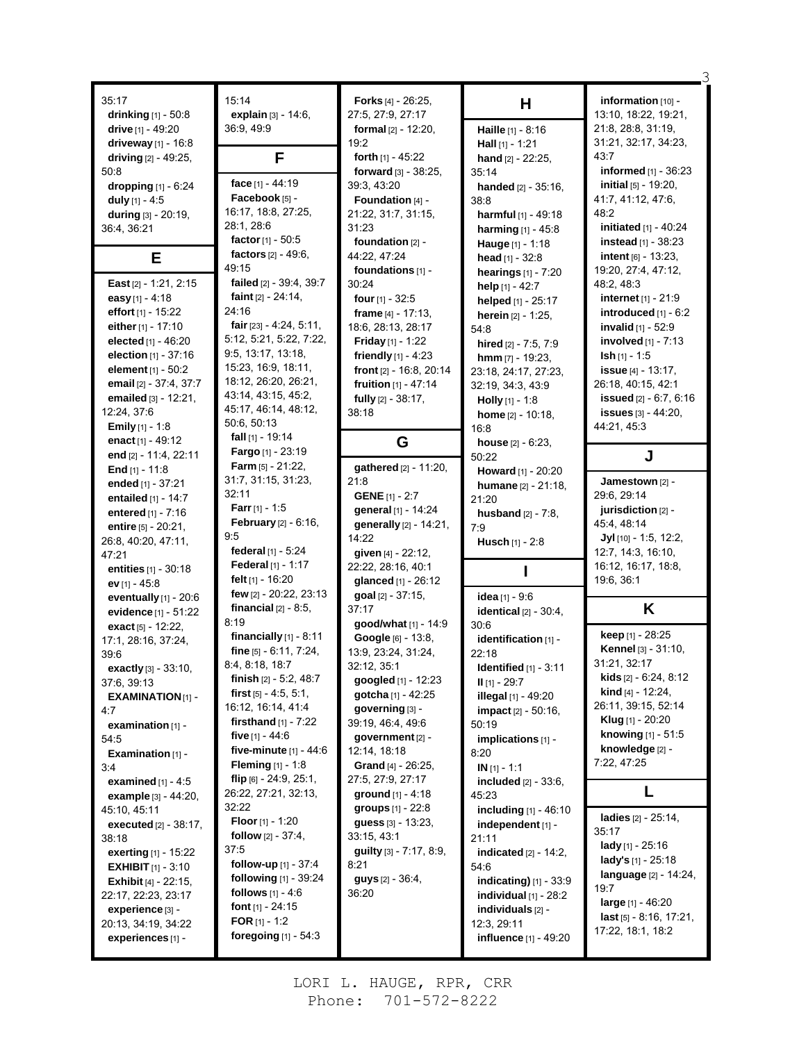35:17
**drinking** [1] - 50:8
**drive** [1] - 49:20
**driveway** [1] - 16:8
**driving** [2] - 49:25, 50:8
**dropping** [1] - 6:24
**duly** [1] - 4:5
**during** [3] - 20:19, 36:4, 36:21

## E

**East** [2] - 1:21, 2:15
**easy** [1] - 4:18
**effort** [1] - 15:22
**either** [1] - 17:10
**elected** [1] - 46:20
**election** [1] - 37:16
**element** [1] - 50:2
**email** [2] - 37:4, 37:7
**emailed** [3] - 12:21, 12:24, 37:6
**Emily** [1] - 1:8
**enact** [1] - 49:12
**end** [2] - 11:4, 22:11
**End** [1] - 11:8
**ended** [1] - 37:21
**entailed** [1] - 14:7
**entered** [1] - 7:16
**entire** [5] - 20:21, 26:8, 40:20, 47:11, 47:21
**entities** [1] - 30:18
**ev** [1] - 45:8
**eventually** [1] - 20:6
**evidence** [1] - 51:22
**exact** [5] - 12:22, 17:1, 28:16, 37:24, 39:6
**exactly** [3] - 33:10, 37:6, 39:13
**EXAMINATION** [1] - 4:7
**examination** [1] - 54:5
**Examination** [1] - 3:4
**examined** [1] - 4:5
**example** [3] - 44:20, 45:10, 45:11
**executed** [2] - 38:17, 38:18
**exerting** [1] - 15:22
**EXHIBIT** [1] - 3:10
**Exhibit** [4] - 22:15, 22:17, 22:23, 23:17
**experience** [3] - 20:13, 34:19, 34:22
**experiences** [1] - 15:14
**explain** [3] - 14:6, 36:9, 49:9

## F

**face** [1] - 44:19
**Facebook** [5] - 16:17, 18:8, 27:25, 28:1, 28:6
**factor** [1] - 50:5
**factors** [2] - 49:6, 49:15
**failed** [2] - 39:4, 39:7
**faint** [2] - 24:14, 24:16
**fair** [23] - 4:24, 5:11, 5:12, 5:21, 5:22, 7:22, 9:5, 13:17, 13:18, 15:23, 16:9, 18:11, 18:12, 26:20, 26:21, 43:14, 43:15, 45:2, 45:17, 46:14, 48:12, 50:6, 50:13
**fall** [1] - 19:14
**Fargo** [1] - 23:19
**Farm** [5] - 21:22, 31:7, 31:15, 31:23, 32:11
**Farr** [1] - 1:5
**February** [2] - 6:16, 9:5
**federal** [1] - 5:24
**Federal** [1] - 1:17
**felt** [1] - 16:20
**few** [2] - 20:22, 23:13
**financial** [2] - 8:5, 8:19
**financially** [1] - 8:11
**fine** [5] - 6:11, 7:24, 8:4, 8:18, 18:7
**finish** [2] - 5:2, 48:7
**first** [5] - 4:5, 5:1, 16:12, 16:14, 41:4
**firsthand** [1] - 7:22
**five** [1] - 44:6
**five-minute** [1] - 44:6
**Fleming** [1] - 1:8
**flip** [6] - 24:9, 25:1, 26:22, 27:21, 32:13, 32:22
**Floor** [1] - 1:20
**follow** [2] - 37:4, 37:5
**follow-up** [1] - 37:4
**following** [1] - 39:24
**follows** [1] - 4:6
**font** [1] - 24:15
**FOR** [1] - 1:2
**foregoing** [1] - 54:3
**Forks** [4] - 26:25, 27:5, 27:9, 27:17
**formal** [2] - 12:20, 19:2
**forth** [1] - 45:22
**forward** [3] - 38:25, 39:3, 43:20
**Foundation** [4] - 21:22, 31:7, 31:15, 31:23
**foundation** [2] - 44:22, 47:24
**foundations** [1] - 30:24
**four** [1] - 32:5
**frame** [4] - 17:13, 18:6, 28:13, 28:17
**Friday** [1] - 1:22
**friendly** [1] - 4:23
**front** [2] - 16:8, 20:14
**fruition** [1] - 47:14
**fully** [2] - 38:17, 38:18

## G

**gathered** [2] - 11:20, 21:8
**GENE** [1] - 2:7
**general** [1] - 14:24
**generally** [2] - 14:21, 14:22
**given** [4] - 22:12, 22:22, 28:16, 40:1
**glanced** [1] - 26:12
**goal** [2] - 37:15, 37:17
**good/what** [1] - 14:9
**Google** [6] - 13:8, 13:9, 23:24, 31:24, 32:12, 35:1
**googled** [1] - 12:23
**gotcha** [1] - 42:25
**governing** [3] - 39:19, 46:4, 49:6
**government** [2] - 12:14, 18:18
**Grand** [4] - 26:25, 27:5, 27:9, 27:17
**ground** [1] - 4:18
**groups** [1] - 22:8
**guess** [3] - 13:23, 33:15, 43:1
**guilty** [3] - 7:17, 8:9, 8:21
**guys** [2] - 36:4, 36:20

## H

**Haille** [1] - 8:16
**Hall** [1] - 1:21
**hand** [2] - 22:25, 35:14
**handed** [2] - 35:16, 38:8
**harmful** [1] - 49:18
**harming** [1] - 45:8
**Hauge** [1] - 1:18
**head** [1] - 32:8
**hearings** [1] - 7:20
**help** [1] - 42:7
**helped** [1] - 25:17
**herein** [2] - 1:25, 54:8
**hired** [2] - 7:5, 7:9
**hmm** [7] - 19:23, 23:18, 24:17, 27:23, 32:19, 34:3, 43:9
**Holly** [1] - 1:8
**home** [2] - 10:18, 16:8
**house** [2] - 6:23, 50:22
**Howard** [1] - 20:20
**humane** [2] - 21:18, 21:20
**husband** [2] - 7:8, 7:9
**Husch** [1] - 2:8

## I

**idea** [1] - 9:6
**identical** [2] - 30:4, 30:6
**identification** [1] - 22:18
**Identified** [1] - 3:11
**II** [1] - 29:7
**illegal** [1] - 49:20
**impact** [2] - 50:16, 50:19
**implications** [1] - 8:20
**IN** [1] - 1:1
**included** [2] - 33:6, 45:23
**including** [1] - 46:10
**independent** [1] - 21:11
**indicated** [2] - 14:2, 54:6
**indicating)** [1] - 33:9
**individual** [1] - 28:2
**individuals** [2] - 12:3, 29:11
**influence** [1] - 49:20
**information** [10] - 13:10, 18:22, 19:21, 21:8, 28:8, 31:19, 31:21, 32:17, 34:23, 43:7
**informed** [1] - 36:23
**initial** [5] - 19:20, 41:7, 41:12, 47:6, 48:2
**initiated** [1] - 40:24
**instead** [1] - 38:23
**intent** [6] - 13:23, 19:20, 27:4, 47:12, 48:2, 48:3
**internet** [1] - 21:9
**introduced** [1] - 6:2
**invalid** [1] - 52:9
**involved** [1] - 7:13
**Ish** [1] - 1:5
**issue** [4] - 13:17, 26:18, 40:15, 42:1
**issued** [2] - 6:7, 6:16
**issues** [3] - 44:20, 44:21, 45:3

## J

**Jamestown** [2] - 29:6, 29:14
**jurisdiction** [2] - 45:4, 48:14
**Jyl** [10] - 1:5, 12:2, 12:7, 14:3, 16:10, 16:12, 16:17, 18:8, 19:6, 36:1

## K

**keep** [1] - 28:25
**Kennel** [3] - 31:10, 31:21, 32:17
**kids** [2] - 6:24, 8:12
**kind** [4] - 12:24, 26:11, 39:15, 52:14
**Klug** [1] - 20:20
**knowing** [1] - 51:5
**knowledge** [2] - 7:22, 47:25

## L

**ladies** [2] - 25:14, 35:17
**lady** [1] - 25:16
**lady's** [1] - 25:18
**language** [2] - 14:24, 19:7
**large** [1] - 46:20
**last** [5] - 8:16, 17:21, 17:22, 18:1, 18:2

LORI L. HAUGE, RPR, CRR
Phone: 701-572-8222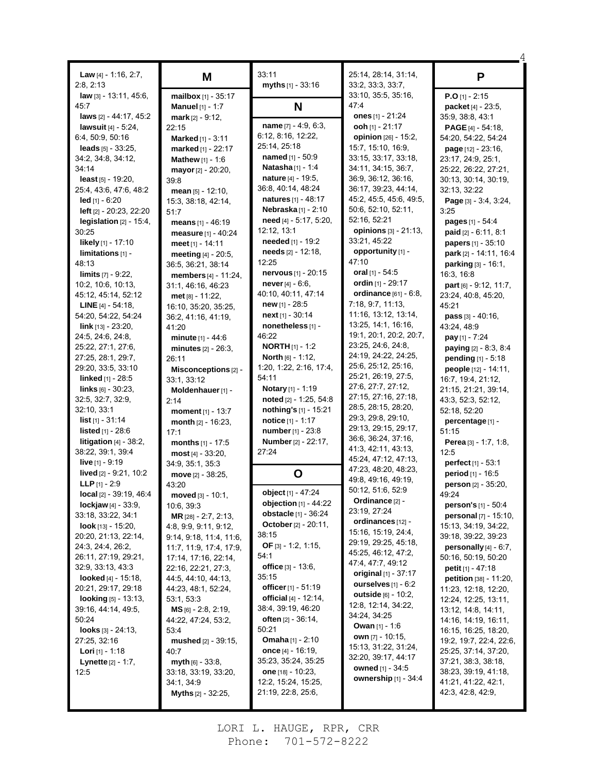**Law** [4] - 1:16, 2:7, 2:8, 2:13
**law** [3] - 13:11, 45:6, 45:7
**laws** [2] - 44:17, 45:2
**lawsuit** [4] - 5:24, 6:4, 50:9, 50:16
**leads** [5] - 33:25, 34:2, 34:8, 34:12, 34:14
**least** [5] - 19:20, 25:4, 43:6, 47:6, 48:2
**led** [1] - 6:20
**left** [2] - 20:23, 22:20
**legislation** [2] - 15:4, 30:25
**likely** [1] - 17:10
**limitations** [1] - 48:13
**limits** [7] - 9:22, 10:2, 10:6, 10:13, 45:12, 45:14, 52:12
**LINE** [4] - 54:18, 54:20, 54:22, 54:24
**link** [13] - 23:20, 24:5, 24:6, 24:8, 25:22, 27:1, 27:6, 27:25, 28:1, 29:7, 29:20, 33:5, 33:10
**linked** [1] - 28:5
**links** [6] - 30:23, 32:5, 32:7, 32:9, 32:10, 33:1
**list** [1] - 31:14
**listed** [1] - 28:6
**litigation** [4] - 38:2, 38:22, 39:1, 39:4
**live** [1] - 9:19
**lived** [2] - 9:21, 10:2
**LLP** [1] - 2:9
**local** [2] - 39:19, 46:4
**lockjaw** [4] - 33:9, 33:18, 33:22, 34:1
**look** [13] - 15:20, 20:20, 21:13, 22:14, 24:3, 24:4, 26:2, 26:11, 27:19, 29:21, 32:9, 33:13, 43:3
**looked** [4] - 15:18, 20:21, 29:17, 29:18
**looking** [5] - 13:13, 39:16, 44:14, 49:5, 50:24
**looks** [3] - 24:13, 27:25, 32:16
**Lori** [1] - 1:18
**Lynette** [2] - 1:7, 12:5

## M

**mailbox** [1] - 35:17
**Manuel** [1] - 1:7
**mark** [2] - 9:12, 22:15
**Marked** [1] - 3:11
**marked** [1] - 22:17
**Mathew** [1] - 1:6
**mayor** [2] - 20:20, 39:8
**mean** [5] - 12:10, 15:3, 38:18, 42:14, 51:7
**means** [1] - 46:19
**measure** [1] - 40:24
**meet** [1] - 14:11
**meeting** [4] - 20:5, 36:5, 36:21, 38:14
**members** [4] - 11:24, 31:1, 46:16, 46:23
**met** [8] - 11:22, 16:10, 35:20, 35:25, 36:2, 41:16, 41:19, 41:20
**minute** [1] - 44:6
**minutes** [2] - 26:3, 26:11
**Misconceptions** [2] - 33:1, 33:12
**Moldenhauer** [1] - 2:14
**moment** [1] - 13:7
**month** [2] - 16:23, 17:1
**months** [1] - 17:5
**most** [4] - 33:20, 34:9, 35:1, 35:3
**move** [2] - 38:25, 43:20
**moved** [3] - 10:1, 10:6, 39:3
**MR** [28] - 2:7, 2:13, 4:8, 9:9, 9:11, 9:12, 9:14, 9:18, 11:4, 11:6, 11:7, 11:9, 17:4, 17:9, 17:14, 17:16, 22:14, 22:16, 22:21, 27:3, 44:5, 44:10, 44:13, 44:23, 48:1, 52:24, 53:1, 53:3
**MS** [6] - 2:8, 2:19, 44:22, 47:24, 53:2, 53:4
**mushed** [2] - 39:15, 40:7
**myth** [6] - 33:8, 33:18, 33:19, 33:20, 34:1, 34:9
**Myths** [2] - 32:25, 33:11
**myths** [1] - 33:16

## N

**name** [7] - 4:9, 6:3, 6:12, 8:16, 12:22, 25:14, 25:18
**named** [1] - 50:9
**Natasha** [1] - 1:4
**nature** [4] - 19:5, 36:8, 40:14, 48:24
**natures** [1] - 48:17
**Nebraska** [1] - 2:10
**need** [4] - 5:17, 5:20, 12:12, 13:1
**needed** [1] - 19:2
**needs** [2] - 12:18, 12:25
**nervous** [1] - 20:15
**never** [4] - 6:6, 40:10, 40:11, 47:14
**new** [1] - 28:5
**next** [1] - 30:14
**nonetheless** [1] - 46:22
**NORTH** [1] - 1:2
**North** [6] - 1:12, 1:20, 1:22, 2:16, 17:4, 54:11
**Notary** [1] - 1:19
**noted** [2] - 1:25, 54:8
**nothing's** [1] - 15:21
**notice** [1] - 1:17
**number** [1] - 23:8
**Number** [2] - 22:17, 27:24

## O

**object** [1] - 47:24
**objection** [1] - 44:22
**obstacle** [1] - 36:24
**October** [2] - 20:11, 38:15
**OF** [3] - 1:2, 1:15, 54:1
**office** [3] - 13:6, 35:15
**officer** [1] - 51:19
**official** [4] - 12:14, 38:4, 39:19, 46:20
**often** [2] - 36:14, 50:21
**Omaha** [1] - 2:10
**once** [4] - 16:19, 35:23, 35:24, 35:25
**one** [18] - 10:23, 12:2, 15:24, 15:25, 21:19, 22:8, 25:6, 25:14, 28:14, 31:14, 33:2, 33:3, 33:7, 33:10, 35:5, 35:16, 47:4
**ones** [1] - 21:24
**ooh** [1] - 21:17
**opinion** [26] - 15:2, 15:7, 15:10, 16:9, 33:15, 33:17, 33:18, 34:11, 34:15, 36:7, 36:9, 36:12, 36:16, 36:17, 39:23, 44:14, 45:2, 45:5, 45:6, 49:5, 50:6, 52:10, 52:11, 52:16, 52:21
**opinions** [3] - 21:13, 33:21, 45:22
**opportunity** [1] - 47:10
**oral** [1] - 54:5
**ordin** [1] - 29:17
**ordinance** [61] - 6:8, 7:18, 9:7, 11:13, 11:16, 13:12, 13:14, 13:25, 14:1, 16:16, 19:1, 20:1, 20:2, 20:7, 23:25, 24:6, 24:8, 24:19, 24:22, 24:25, 25:6, 25:12, 25:16, 25:21, 26:19, 27:5, 27:6, 27:7, 27:12, 27:15, 27:16, 27:18, 28:5, 28:15, 28:20, 29:3, 29:8, 29:10, 29:13, 29:15, 29:17, 36:6, 36:24, 37:16, 41:3, 42:11, 43:13, 45:24, 47:12, 47:13, 47:23, 48:20, 48:23, 49:8, 49:16, 49:19, 50:12, 51:6, 52:9
**Ordinance** [2] - 23:19, 27:24
**ordinances** [12] - 15:16, 15:19, 24:4, 29:19, 29:25, 45:18, 45:25, 46:12, 47:2, 47:4, 47:7, 49:12
**original** [1] - 37:17
**ourselves** [1] - 6:2
**outside** [6] - 10:2, 12:8, 12:14, 34:22, 34:24, 34:25
**Owan** [1] - 1:6
**own** [7] - 10:15, 15:13, 31:22, 31:24, 32:20, 39:17, 44:17
**owned** [1] - 34:5
**ownership** [1] - 34:4

## P

**P.O** [1] - 2:15
**packet** [4] - 23:5, 35:9, 38:8, 43:1
**PAGE** [4] - 54:18, 54:20, 54:22, 54:24
**page** [12] - 23:16, 23:17, 24:9, 25:1, 25:22, 26:22, 27:21, 30:13, 30:14, 30:19, 32:13, 32:22
**Page** [3] - 3:4, 3:24, 3:25
**pages** [1] - 54:4
**paid** [2] - 6:11, 8:1
**papers** [1] - 35:10
**park** [2] - 14:11, 16:4
**parking** [3] - 16:1, 16:3, 16:8
**part** [6] - 9:12, 11:7, 23:24, 40:8, 45:20, 45:21
**pass** [3] - 40:16, 43:24, 48:9
**pay** [1] - 7:24
**paying** [2] - 8:3, 8:4
**pending** [1] - 5:18
**people** [12] - 14:11, 16:7, 19:4, 21:12, 21:15, 21:21, 39:14, 43:3, 52:3, 52:12, 52:18, 52:20
**percentage** [1] - 51:15
**Perea** [3] - 1:7, 1:8, 12:5
**perfect** [1] - 53:1
**period** [1] - 16:5
**person** [2] - 35:20, 49:24
**person's** [1] - 50:4
**personal** [7] - 15:10, 15:13, 34:19, 34:22, 39:18, 39:22, 39:23
**personally** [4] - 6:7, 50:16, 50:19, 50:20
**petit** [1] - 47:18
**petition** [38] - 11:20, 11:23, 12:18, 12:20, 12:24, 12:25, 13:11, 13:12, 14:8, 14:11, 14:16, 14:19, 16:11, 16:15, 16:25, 18:20, 19:2, 19:7, 22:4, 22:6, 25:25, 37:14, 37:20, 37:21, 38:3, 38:18, 38:23, 39:19, 41:18, 41:21, 41:22, 42:1, 42:3, 42:8, 42:9,

LORI L. HAUGE, RPR, CRR
Phone: 701-572-8222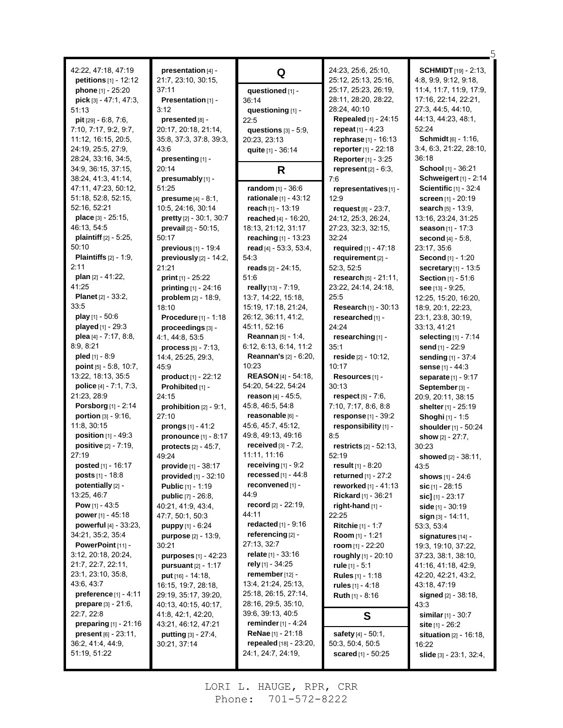42:22, 47:18, 47:19
**petitions** [1] - 12:12
**phone** [1] - 25:20
**pick** [3] - 47:1, 47:3, 51:13
**pit** [29] - 6:8, 7:6, 7:10, 7:17, 9:2, 9:7, 11:12, 16:15, 20:5, 24:19, 25:5, 27:9, 28:24, 33:16, 34:5, 34:9, 36:15, 37:15, 38:24, 41:3, 41:14, 47:11, 47:23, 50:12, 51:18, 52:8, 52:15, 52:16, 52:21
**place** [3] - 25:15, 46:13, 54:5
**plaintiff** [2] - 5:25, 50:10
**Plaintiffs** [2] - 1:9, 2:11
**plan** [2] - 41:22, 41:25
**Planet** [2] - 33:2, 33:5
**play** [1] - 50:6
**played** [1] - 29:3
**plea** [4] - 7:17, 8:8, 8:9, 8:21
**pled** [1] - 8:9
**point** [5] - 5:8, 10:7, 13:22, 18:13, 35:5
**police** [4] - 7:1, 7:3, 21:23, 28:9
**Porsborg** [1] - 2:14
**portion** [3] - 9:16, 11:8, 30:15
**position** [1] - 49:3
**positive** [2] - 7:19, 27:19
**posted** [1] - 16:17
**posts** [1] - 18:8
**potentially** [2] - 13:25, 46:7
**Pow** [1] - 43:5
**power** [1] - 45:18
**powerful** [4] - 33:23, 34:21, 35:2, 35:4
**PowerPoint** [11] - 3:12, 20:18, 20:24, 21:7, 22:7, 22:11, 23:1, 23:10, 35:8, 43:6, 43:7
**preference** [1] - 4:11
**prepare** [3] - 21:6, 22:7, 22:8
**preparing** [1] - 21:16
**present** [6] - 23:11, 36:2, 41:4, 44:9, 51:19, 51:22
**presentation** [4] - 21:7, 23:10, 30:15, 37:11
**Presentation** [1] - 3:12
**presented** [8] - 20:17, 20:18, 21:14, 35:8, 37:3, 37:8, 39:3, 43:6
**presenting** [1] - 20:14
**presumably** [1] - 51:25
**presume** [4] - 8:1, 10:5, 24:16, 30:14
**pretty** [2] - 30:1, 30:7
**prevail** [2] - 50:15, 50:17
**previous** [1] - 19:4
**previously** [2] - 14:2, 21:21
**print** [1] - 25:22
**printing** [1] - 24:16
**problem** [2] - 18:9, 18:10
**Procedure** [1] - 1:18
**proceedings** [3] - 4:1, 44:8, 53:5
**process** [5] - 7:13, 14:4, 25:25, 29:3, 45:9
**product** [1] - 22:12
**Prohibited** [1] - 24:15
**prohibition** [2] - 9:1, 27:10
**prongs** [1] - 41:2
**pronounce** [1] - 8:17
**protects** [2] - 45:7, 49:24
**provide** [1] - 38:17
**provided** [1] - 32:10
**Public** [1] - 1:19
**public** [7] - 26:8, 40:21, 41:9, 43:4, 47:7, 50:1, 50:3
**puppy** [1] - 6:24
**purpose** [2] - 13:9, 30:21
**purposes** [1] - 42:23
**pursuant** [2] - 1:17
**put** [16] - 14:18, 16:15, 19:7, 28:18, 29:19, 35:17, 39:20, 40:13, 40:15, 40:17, 41:8, 42:1, 42:20, 43:21, 46:12, 47:21
**putting** [3] - 27:4, 30:21, 37:14

### Q

**questioned** [1] - 36:14
**questioning** [1] - 22:5
**questions** [3] - 5:9, 20:23, 23:13
**quite** [1] - 36:14

### R

**random** [1] - 36:6
**rationale** [1] - 43:12
**reach** [1] - 13:19
**reached** [4] - 16:20, 18:13, 21:12, 31:17
**reaching** [1] - 13:23
**read** [4] - 53:3, 53:4, 54:3
**reads** [2] - 24:15, 51:6
**really** [13] - 7:19, 13:7, 14:22, 15:18, 15:19, 17:18, 21:24, 26:12, 36:11, 41:2, 45:11, 52:16
**Reannan** [5] - 1:4, 6:12, 6:13, 6:14, 11:2
**Reannan's** [2] - 6:20, 10:23
**REASON** [4] - 54:18, 54:20, 54:22, 54:24
**reason** [4] - 45:5, 45:8, 46:5, 54:8
**reasonable** [6] - 45:6, 45:7, 45:12, 49:8, 49:13, 49:16
**received** [3] - 7:2, 11:11, 11:16
**receiving** [1] - 9:2
**recessed** [1] - 44:8
**reconvened** [1] - 44:9
**record** [2] - 22:19, 44:11
**redacted** [1] - 9:16
**referencing** [2] - 27:13, 32:7
**relate** [1] - 33:16
**rely** [1] - 34:25
**remember** [12] - 13:4, 21:24, 25:13, 25:18, 26:15, 27:14, 28:16, 29:5, 35:10, 39:6, 39:13, 40:5
**reminder** [1] - 4:24
**ReNae** [1] - 21:18
**repealed** [18] - 23:20, 24:1, 24:7, 24:19, 24:23, 25:6, 25:10, 25:12, 25:13, 25:16, 25:17, 25:23, 26:19, 28:11, 28:20, 28:22, 28:24, 40:10
**Repealed** [1] - 24:15
**repeat** [1] - 4:23
**rephrase** [1] - 16:13
**reporter** [1] - 22:18
**Reporter** [1] - 3:25
**represent** [2] - 6:3, 7:6
**representatives** [1] - 12:9
**request** [8] - 23:7, 24:12, 25:3, 26:24, 27:23, 32:3, 32:15, 32:24
**required** [1] - 47:18
**requirement** [2] - 52:3, 52:5
**research** [5] - 21:11, 23:22, 24:14, 24:18, 25:5
**Research** [1] - 30:13
**researched** [1] - 24:24
**researching** [1] - 35:1
**reside** [2] - 10:12, 10:17
**Resources** [1] - 30:13
**respect** [5] - 7:6, 7:10, 7:17, 8:6, 8:8
**response** [1] - 39:2
**responsibility** [1] - 8:5
**restricts** [2] - 52:13, 52:19
**result** [1] - 8:20
**returned** [1] - 27:2
**reworked** [1] - 41:13
**Rickard** [1] - 36:21
**right-hand** [1] - 22:25
**Ritchie** [1] - 1:7
**Room** [1] - 1:21
**room** [1] - 22:20
**roughly** [1] - 20:10
**rule** [1] - 5:1
**Rules** [1] - 1:18
**rules** [1] - 4:18
**Ruth** [1] - 8:16

### S

**safety** [4] - 50:1, 50:3, 50:4, 50:5
**scared** [1] - 50:25
**SCHMIDT** [19] - 2:13, 4:8, 9:9, 9:12, 9:18, 11:4, 11:7, 11:9, 17:9, 17:16, 22:14, 22:21, 27:3, 44:5, 44:10, 44:13, 44:23, 48:1, 52:24
**Schmidt** [6] - 1:16, 3:4, 6:3, 21:22, 28:10, 36:18
**School** [1] - 36:21
**Schweigert** [1] - 2:14
**Scientific** [1] - 32:4
**screen** [1] - 20:19
**search** [5] - 13:9, 13:16, 23:24, 31:25
**season** [1] - 17:3
**second** [4] - 5:8, 23:17, 35:6
**Second** [1] - 1:20
**secretary** [1] - 13:5
**Section** [1] - 51:6
**see** [13] - 9:25, 12:25, 15:20, 16:20, 18:9, 20:1, 22:23, 23:1, 23:8, 30:19, 33:13, 41:21
**selecting** [1] - 7:14
**send** [1] - 22:9
**sending** [1] - 37:4
**sense** [1] - 44:3
**separate** [1] - 9:17
**September** [3] - 20:9, 20:11, 38:15
**shelter** [1] - 25:19
**Shoghi** [1] - 1:5
**shoulder** [1] - 50:24
**show** [2] - 27:7, 30:23
**showed** [2] - 38:11, 43:5
**shows** [1] - 24:6
**sic** [1] - 28:15
**sic]** [1] - 23:17
**side** [1] - 30:19
**sign** [3] - 14:11, 53:3, 53:4
**signatures** [14] - 19:3, 19:10, 37:22, 37:23, 38:1, 38:10, 41:16, 41:18, 42:9, 42:20, 42:21, 43:2, 43:18, 47:19
**signed** [2] - 38:18, 43:3
**similar** [1] - 30:7
**site** [1] - 26:2
**situation** [2] - 16:18, 16:22
**slide** [3] - 23:1, 32:4,

LORI L. HAUGE, RPR, CRR
Phone: 701-572-8222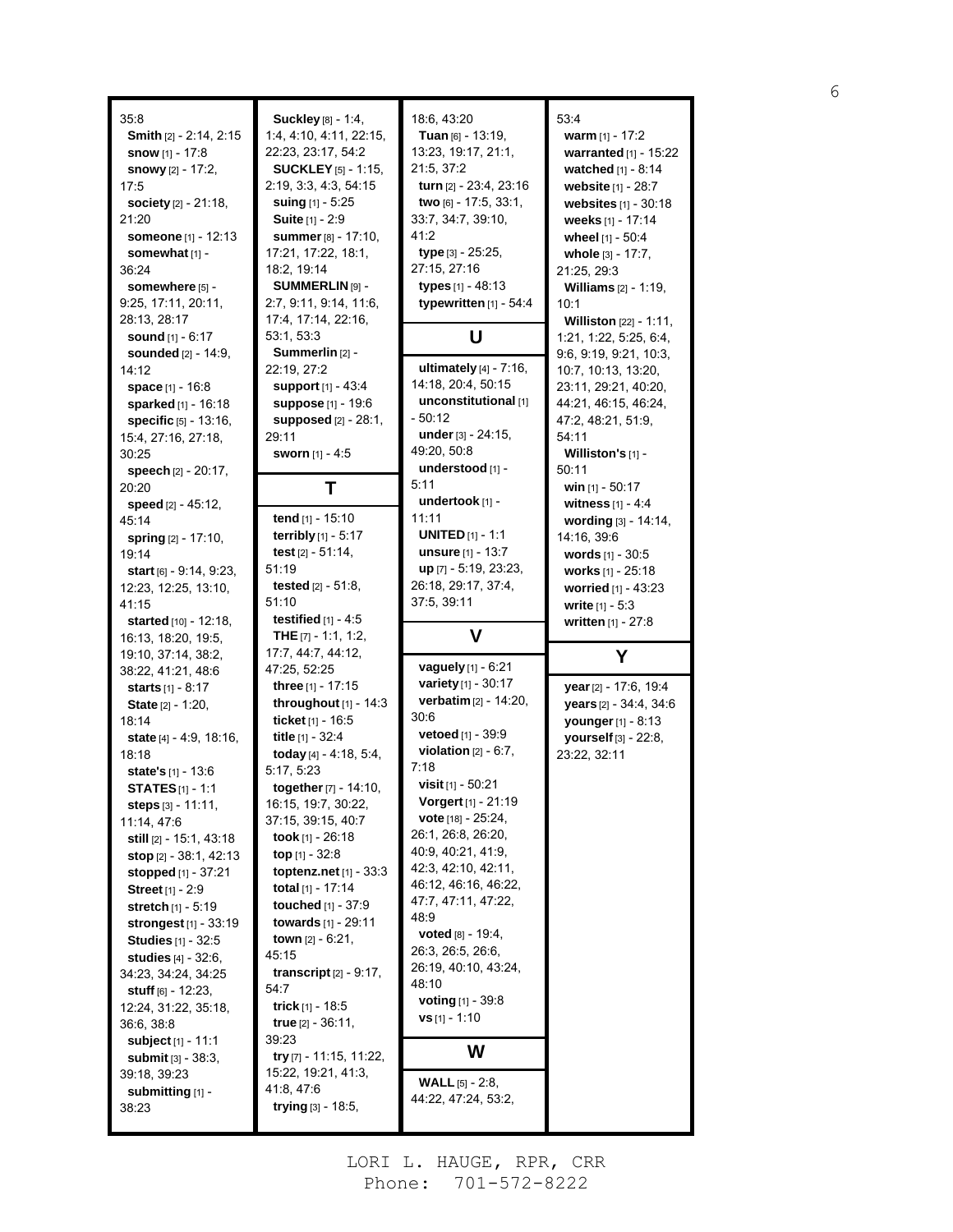35:8
**Smith** [2] - 2:14, 2:15
**snow** [1] - 17:8
**snowy** [2] - 17:2, 17:5
**society** [2] - 21:18, 21:20
**someone** [1] - 12:13
**somewhat** [1] - 36:24
**somewhere** [5] - 9:25, 17:11, 20:11, 28:13, 28:17
**sound** [1] - 6:17
**sounded** [2] - 14:9, 14:12
**space** [1] - 16:8
**sparked** [1] - 16:18
**specific** [5] - 13:16, 15:4, 27:16, 27:18, 30:25
**speech** [2] - 20:17, 20:20
**speed** [2] - 45:12, 45:14
**spring** [2] - 17:10, 19:14
**start** [6] - 9:14, 9:23, 12:23, 12:25, 13:10, 41:15
**started** [10] - 12:18, 16:13, 18:20, 19:5, 19:10, 37:14, 38:2, 38:22, 41:21, 48:6
**starts** [1] - 8:17
**State** [2] - 1:20, 18:14
**state** [4] - 4:9, 18:16, 18:18
**state's** [1] - 13:6
**STATES** [1] - 1:1
**steps** [3] - 11:11, 11:14, 47:6
**still** [2] - 15:1, 43:18
**stop** [2] - 38:1, 42:13
**stopped** [1] - 37:21
**Street** [1] - 2:9
**stretch** [1] - 5:19
**strongest** [1] - 33:19
**Studies** [1] - 32:5
**studies** [4] - 32:6, 34:23, 34:24, 34:25
**stuff** [6] - 12:23, 12:24, 31:22, 35:18, 36:6, 38:8
**subject** [1] - 11:1
**submit** [3] - 38:3, 39:18, 39:23
**submitting** [1] - 38:23
**Suckley** [8] - 1:4, 1:4, 4:10, 4:11, 22:15, 22:23, 23:17, 54:2
**SUCKLEY** [5] - 1:15, 2:19, 3:3, 4:3, 54:15
**suing** [1] - 5:25
**Suite** [1] - 2:9
**summer** [8] - 17:10, 17:21, 17:22, 18:1, 18:2, 19:14
**SUMMERLIN** [9] - 2:7, 9:11, 9:14, 11:6, 17:4, 17:14, 22:16, 53:1, 53:3
**Summerlin** [2] - 22:19, 27:2
**support** [1] - 43:4
**suppose** [1] - 19:6
**supposed** [2] - 28:1, 29:11
**sworn** [1] - 4:5

## T

**tend** [1] - 15:10
**terribly** [1] - 5:17
**test** [2] - 51:14, 51:19
**tested** [2] - 51:8, 51:10
**testified** [1] - 4:5
**THE** [7] - 1:1, 1:2, 17:7, 44:7, 44:12, 47:25, 52:25
**three** [1] - 17:15
**throughout** [1] - 14:3
**ticket** [1] - 16:5
**title** [1] - 32:4
**today** [4] - 4:18, 5:4, 5:17, 5:23
**together** [7] - 14:10, 16:15, 19:7, 30:22, 37:15, 39:15, 40:7
**took** [1] - 26:18
**top** [1] - 32:8
**toptenz.net** [1] - 33:3
**total** [1] - 17:14
**touched** [1] - 37:9
**towards** [1] - 29:11
**town** [2] - 6:21, 45:15
**transcript** [2] - 9:17, 54:7
**trick** [1] - 18:5
**true** [2] - 36:11, 39:23
**try** [7] - 11:15, 11:22, 15:22, 19:21, 41:3, 41:8, 47:6
**trying** [3] - 18:5, 18:6, 43:20
**Tuan** [6] - 13:19, 13:23, 19:17, 21:1, 21:5, 37:2
**turn** [2] - 23:4, 23:16
**two** [6] - 17:5, 33:1, 33:7, 34:7, 39:10, 41:2
**type** [3] - 25:25, 27:15, 27:16
**types** [1] - 48:13
**typewritten** [1] - 54:4

## U

**ultimately** [4] - 7:16, 14:18, 20:4, 50:15
**unconstitutional** [1] - 50:12
**under** [3] - 24:15, 49:20, 50:8
**understood** [1] - 5:11
**undertook** [1] - 11:11
**UNITED** [1] - 1:1
**unsure** [1] - 13:7
**up** [7] - 5:19, 23:23, 26:18, 29:17, 37:4, 37:5, 39:11

## V

**vaguely** [1] - 6:21
**variety** [1] - 30:17
**verbatim** [2] - 14:20, 30:6
**vetoed** [1] - 39:9
**violation** [2] - 6:7, 7:18
**visit** [1] - 50:21
**Vorgert** [1] - 21:19
**vote** [18] - 25:24, 26:1, 26:8, 26:20, 40:9, 40:21, 41:9, 42:3, 42:10, 42:11, 46:12, 46:16, 46:22, 47:7, 47:11, 47:22, 48:9
**voted** [8] - 19:4, 26:3, 26:5, 26:6, 26:19, 40:10, 43:24, 48:10
**voting** [1] - 39:8
**vs** [1] - 1:10

## W

**WALL** [5] - 2:8, 44:22, 47:24, 53:2, 53:4
**warm** [1] - 17:2
**warranted** [1] - 15:22
**watched** [1] - 8:14
**website** [1] - 28:7
**websites** [1] - 30:18
**weeks** [1] - 17:14
**wheel** [1] - 50:4
**whole** [3] - 17:7, 21:25, 29:3
**Williams** [2] - 1:19, 10:1
**Williston** [22] - 1:11, 1:21, 1:22, 5:25, 6:4, 9:6, 9:19, 9:21, 10:3, 10:7, 10:13, 13:20, 23:11, 29:21, 40:20, 44:21, 46:15, 46:24, 47:2, 48:21, 51:9, 54:11
**Williston's** [1] - 50:11
**win** [1] - 50:17
**witness** [1] - 4:4
**wording** [3] - 14:14, 14:16, 39:6
**words** [1] - 30:5
**works** [1] - 25:18
**worried** [1] - 43:23
**write** [1] - 5:3
**written** [1] - 27:8

## Y

**year** [2] - 17:6, 19:4
**years** [2] - 34:4, 34:6
**younger** [1] - 8:13
**yourself** [3] - 22:8, 23:22, 32:11

LORI L. HAUGE, RPR, CRR
Phone: 701-572-8222